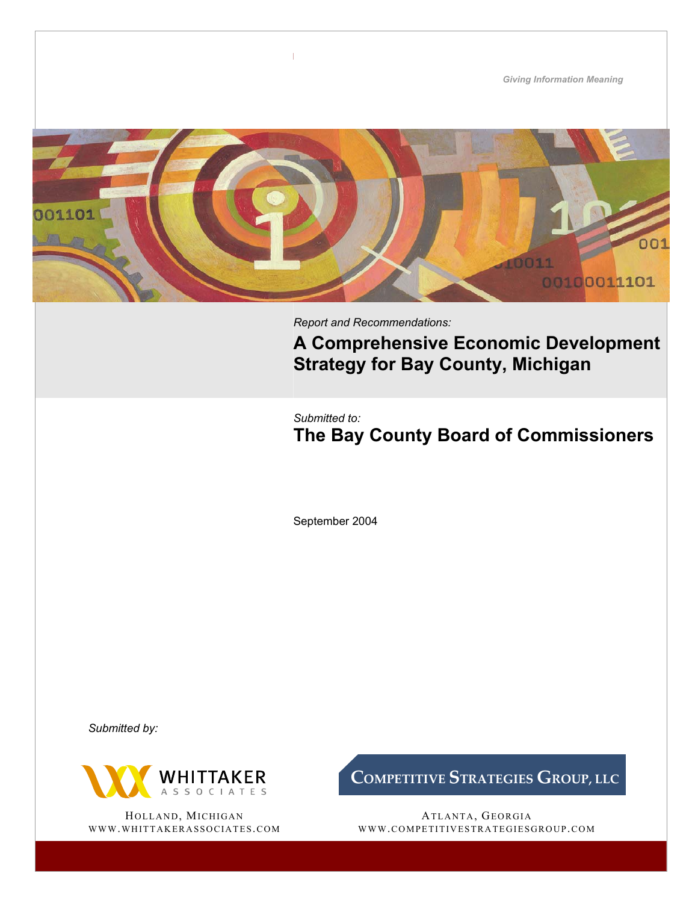*Giving Information Meaning*

*Report and Recommendations:*

# A Comprehensive Economic Development Strategy for Bay County, Michigan

*Submitted to:*

## The Bay County Board of Commissioners

September 2004

*Submitted by:*

WHITTAKER ASSOCIATES

HOLLAND, MICHIGAN
WWW.WHITTAKERASSOCIATES.COM

COMPETITIVE STRATEGIES GROUP, LLC

ATLANTA, GEORGIA
WWW.COMPETITIVESTRATEGIESGROUP.COM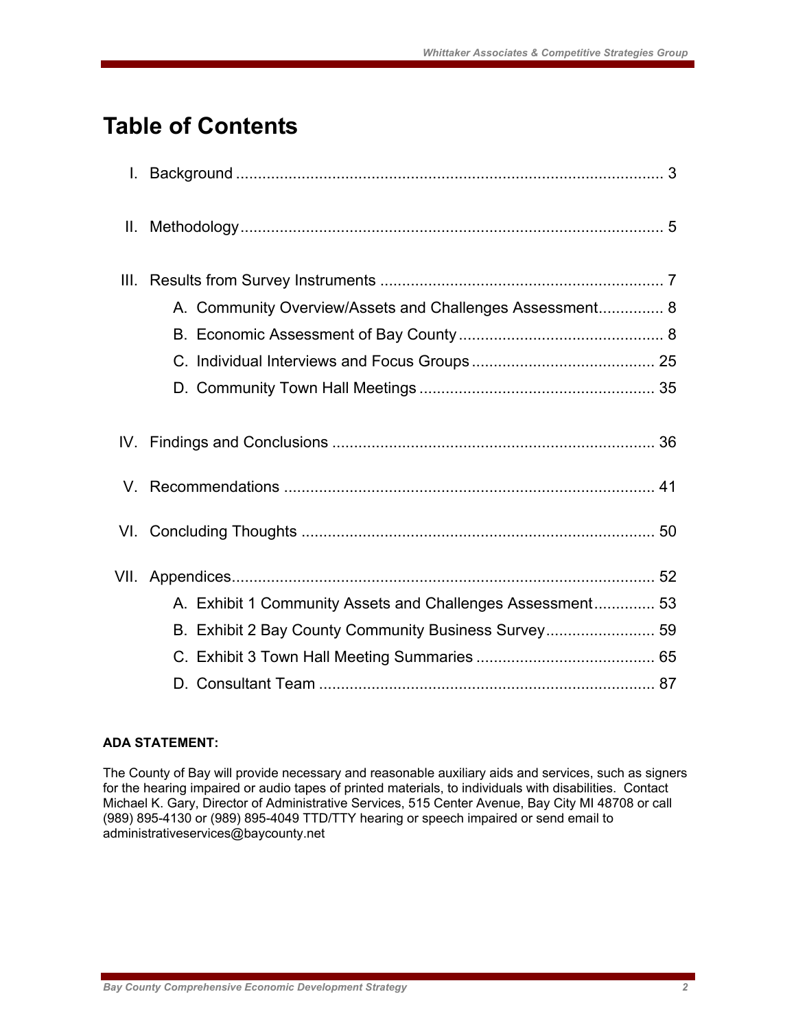# Table of Contents

I. Background ........................................................................................ 3

II. Methodology ....................................................................................... 5

III. Results from Survey Instruments ........................................................ 7
   A. Community Overview/Assets and Challenges Assessment .............. 8
   B. Economic Assessment of Bay County .............................................. 8
   C. Individual Interviews and Focus Groups .......................................... 25
   D. Community Town Hall Meetings ...................................................... 35

IV. Findings and Conclusions ................................................................. 36

V. Recommendations ............................................................................ 41

VI. Concluding Thoughts ....................................................................... 50

VII. Appendices ..................................................................................... 52
   A. Exhibit 1 Community Assets and Challenges Assessment .............. 53
   B. Exhibit 2 Bay County Community Business Survey ......................... 59
   C. Exhibit 3 Town Hall Meeting Summaries ......................................... 65
   D. Consultant Team ............................................................................. 87

**ADA STATEMENT:**

The County of Bay will provide necessary and reasonable auxiliary aids and services, such as signers for the hearing impaired or audio tapes of printed materials, to individuals with disabilities. Contact Michael K. Gary, Director of Administrative Services, 515 Center Avenue, Bay City MI 48708 or call (989) 895-4130 or (989) 895-4049 TTD/TTY hearing or speech impaired or send email to administrativeservices@baycounty.net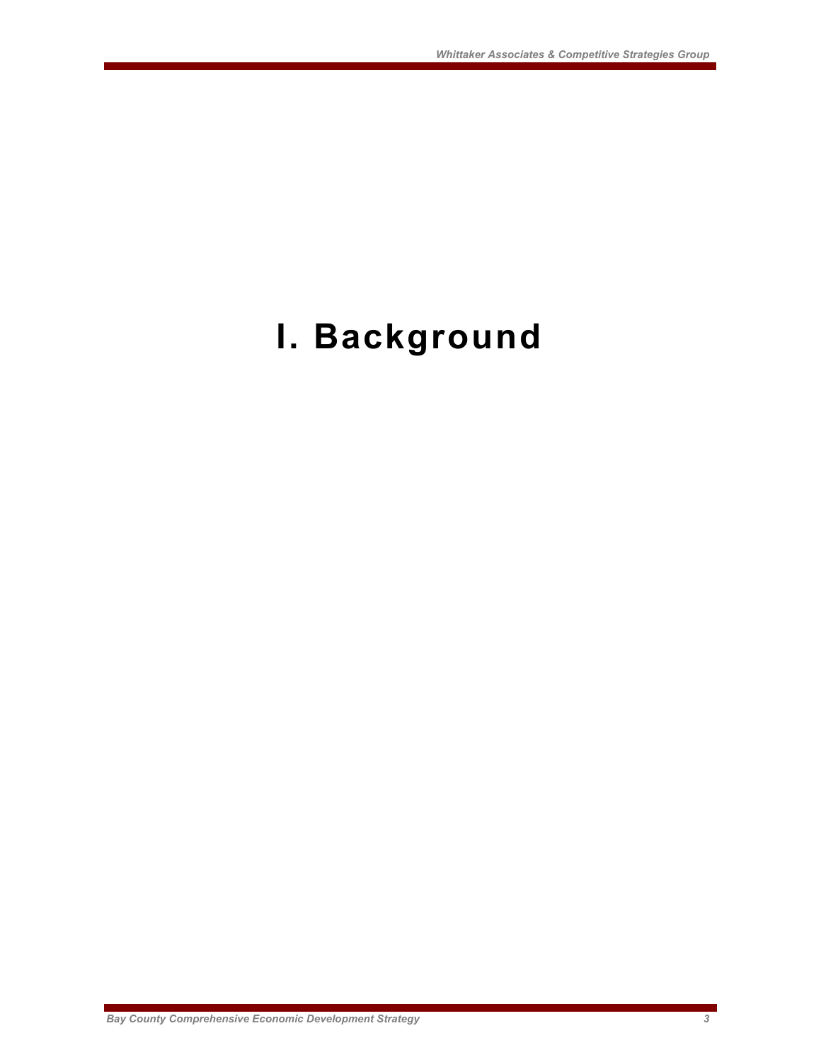# I. Background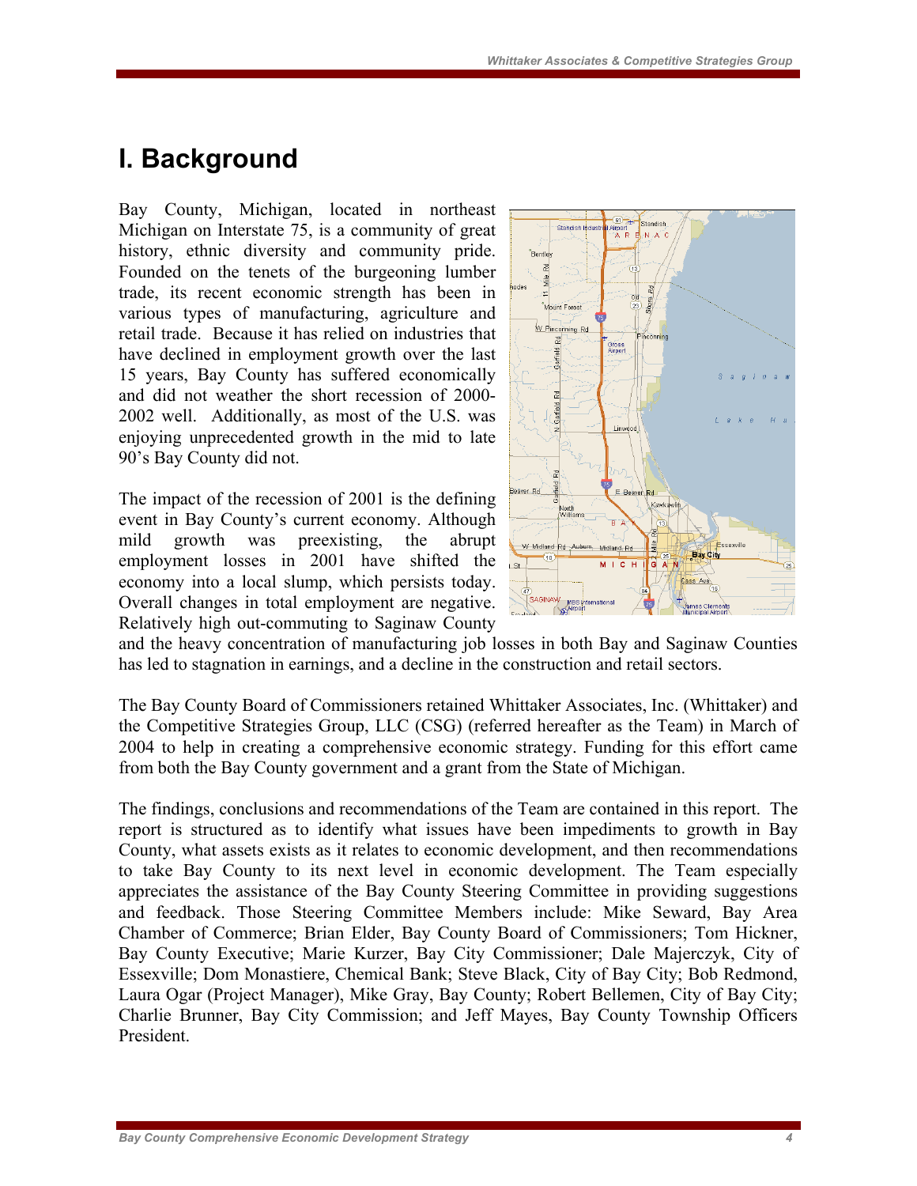# I. Background

Bay County, Michigan, located in northeast Michigan on Interstate 75, is a community of great history, ethnic diversity and community pride. Founded on the tenets of the burgeoning lumber trade, its recent economic strength has been in various types of manufacturing, agriculture and retail trade. Because it has relied on industries that have declined in employment growth over the last 15 years, Bay County has suffered economically and did not weather the short recession of 2000-2002 well. Additionally, as most of the U.S. was enjoying unprecedented growth in the mid to late 90's Bay County did not.

The impact of the recession of 2001 is the defining event in Bay County's current economy. Although mild growth was preexisting, the abrupt employment losses in 2001 have shifted the economy into a local slump, which persists today. Overall changes in total employment are negative. Relatively high out-commuting to Saginaw County and the heavy concentration of manufacturing job losses in both Bay and Saginaw Counties has led to stagnation in earnings, and a decline in the construction and retail sectors.

The Bay County Board of Commissioners retained Whittaker Associates, Inc. (Whittaker) and the Competitive Strategies Group, LLC (CSG) (referred hereafter as the Team) in March of 2004 to help in creating a comprehensive economic strategy. Funding for this effort came from both the Bay County government and a grant from the State of Michigan.

The findings, conclusions and recommendations of the Team are contained in this report. The report is structured as to identify what issues have been impediments to growth in Bay County, what assets exists as it relates to economic development, and then recommendations to take Bay County to its next level in economic development. The Team especially appreciates the assistance of the Bay County Steering Committee in providing suggestions and feedback. Those Steering Committee Members include: Mike Seward, Bay Area Chamber of Commerce; Brian Elder, Bay County Board of Commissioners; Tom Hickner, Bay County Executive; Marie Kurzer, Bay City Commissioner; Dale Majerczyk, City of Essexville; Dom Monastiere, Chemical Bank; Steve Black, City of Bay City; Bob Redmond, Laura Ogar (Project Manager), Mike Gray, Bay County; Robert Bellemen, City of Bay City; Charlie Brunner, Bay City Commission; and Jeff Mayes, Bay County Township Officers President.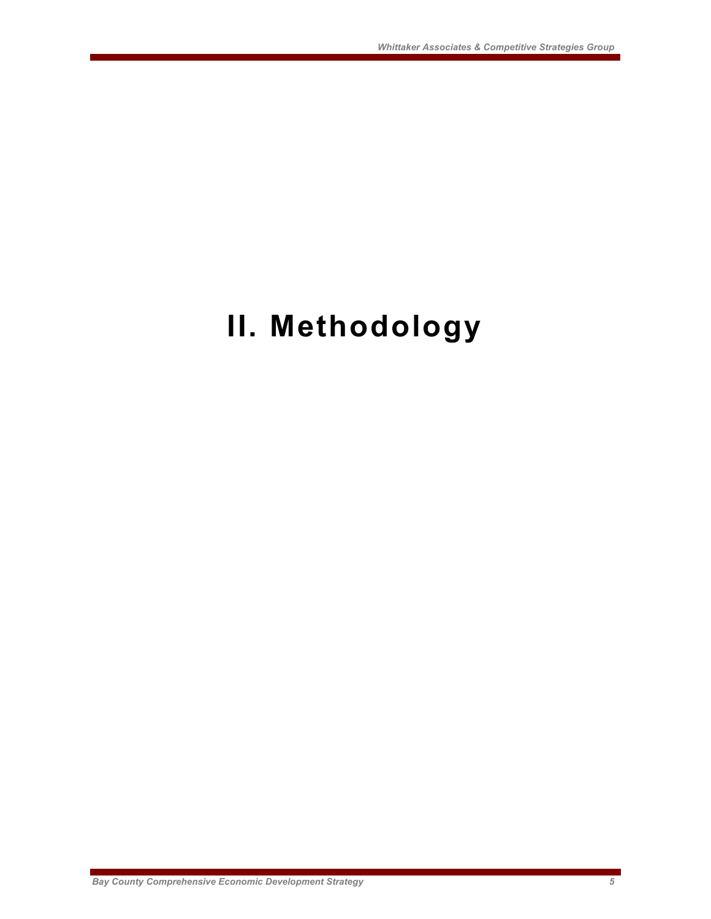# II. Methodology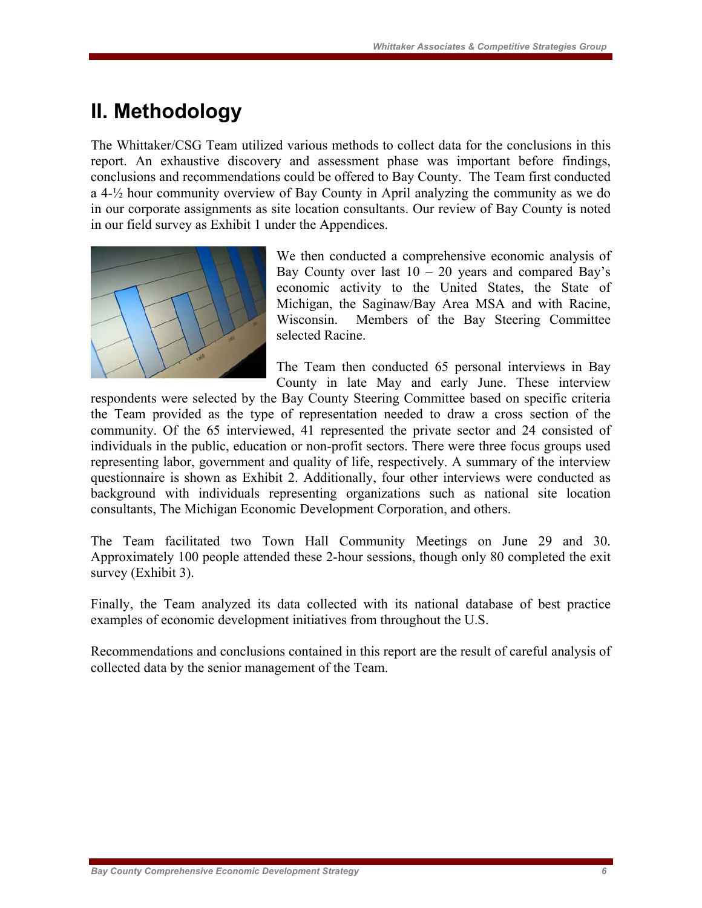# II. Methodology

The Whittaker/CSG Team utilized various methods to collect data for the conclusions in this report. An exhaustive discovery and assessment phase was important before findings, conclusions and recommendations could be offered to Bay County. The Team first conducted a 4-½ hour community overview of Bay County in April analyzing the community as we do in our corporate assignments as site location consultants. Our review of Bay County is noted in our field survey as Exhibit 1 under the Appendices.

We then conducted a comprehensive economic analysis of Bay County over last 10 – 20 years and compared Bay's economic activity to the United States, the State of Michigan, the Saginaw/Bay Area MSA and with Racine, Wisconsin. Members of the Bay Steering Committee selected Racine.

The Team then conducted 65 personal interviews in Bay County in late May and early June. These interview respondents were selected by the Bay County Steering Committee based on specific criteria the Team provided as the type of representation needed to draw a cross section of the community. Of the 65 interviewed, 41 represented the private sector and 24 consisted of individuals in the public, education or non-profit sectors. There were three focus groups used representing labor, government and quality of life, respectively. A summary of the interview questionnaire is shown as Exhibit 2. Additionally, four other interviews were conducted as background with individuals representing organizations such as national site location consultants, The Michigan Economic Development Corporation, and others.

The Team facilitated two Town Hall Community Meetings on June 29 and 30. Approximately 100 people attended these 2-hour sessions, though only 80 completed the exit survey (Exhibit 3).

Finally, the Team analyzed its data collected with its national database of best practice examples of economic development initiatives from throughout the U.S.

Recommendations and conclusions contained in this report are the result of careful analysis of collected data by the senior management of the Team.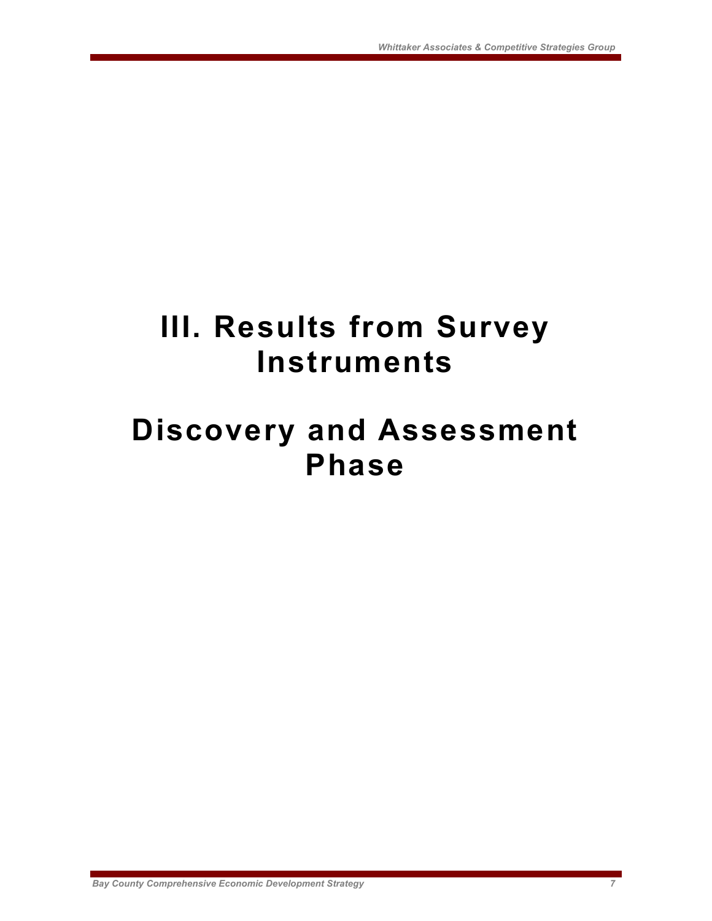# III. Results from Survey Instruments

# Discovery and Assessment Phase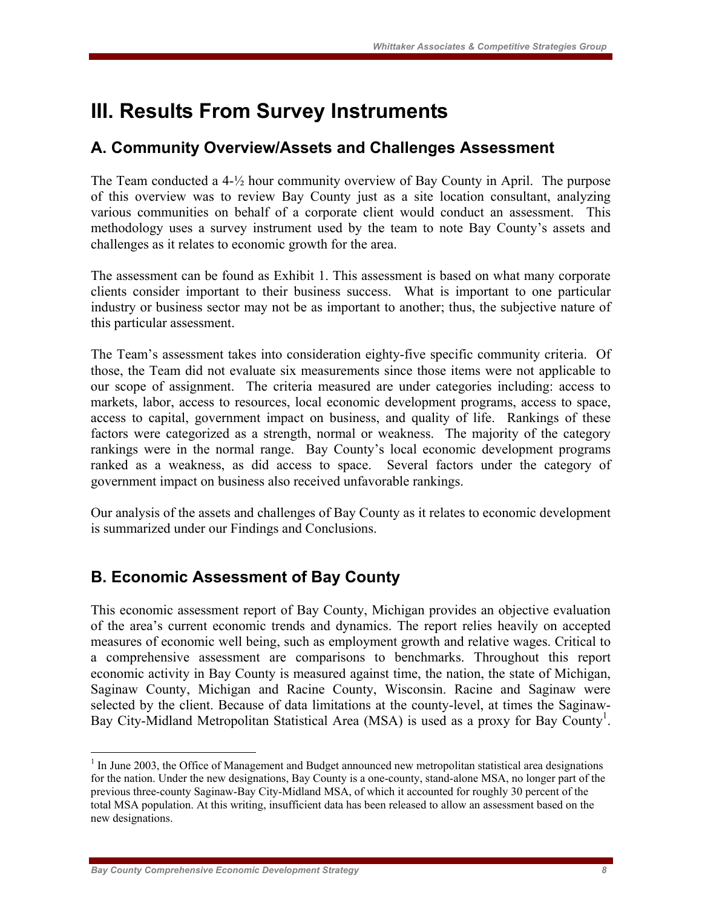# III. Results From Survey Instruments

## A. Community Overview/Assets and Challenges Assessment

The Team conducted a 4-½ hour community overview of Bay County in April. The purpose of this overview was to review Bay County just as a site location consultant, analyzing various communities on behalf of a corporate client would conduct an assessment. This methodology uses a survey instrument used by the team to note Bay County's assets and challenges as it relates to economic growth for the area.

The assessment can be found as Exhibit 1. This assessment is based on what many corporate clients consider important to their business success. What is important to one particular industry or business sector may not be as important to another; thus, the subjective nature of this particular assessment.

The Team's assessment takes into consideration eighty-five specific community criteria. Of those, the Team did not evaluate six measurements since those items were not applicable to our scope of assignment. The criteria measured are under categories including: access to markets, labor, access to resources, local economic development programs, access to space, access to capital, government impact on business, and quality of life. Rankings of these factors were categorized as a strength, normal or weakness. The majority of the category rankings were in the normal range. Bay County's local economic development programs ranked as a weakness, as did access to space. Several factors under the category of government impact on business also received unfavorable rankings.

Our analysis of the assets and challenges of Bay County as it relates to economic development is summarized under our Findings and Conclusions.

## B. Economic Assessment of Bay County

This economic assessment report of Bay County, Michigan provides an objective evaluation of the area's current economic trends and dynamics. The report relies heavily on accepted measures of economic well being, such as employment growth and relative wages. Critical to a comprehensive assessment are comparisons to benchmarks. Throughout this report economic activity in Bay County is measured against time, the nation, the state of Michigan, Saginaw County, Michigan and Racine County, Wisconsin. Racine and Saginaw were selected by the client. Because of data limitations at the county-level, at times the Saginaw-Bay City-Midland Metropolitan Statistical Area (MSA) is used as a proxy for Bay County[1].

[1] In June 2003, the Office of Management and Budget announced new metropolitan statistical area designations for the nation. Under the new designations, Bay County is a one-county, stand-alone MSA, no longer part of the previous three-county Saginaw-Bay City-Midland MSA, of which it accounted for roughly 30 percent of the total MSA population. At this writing, insufficient data has been released to allow an assessment based on the new designations.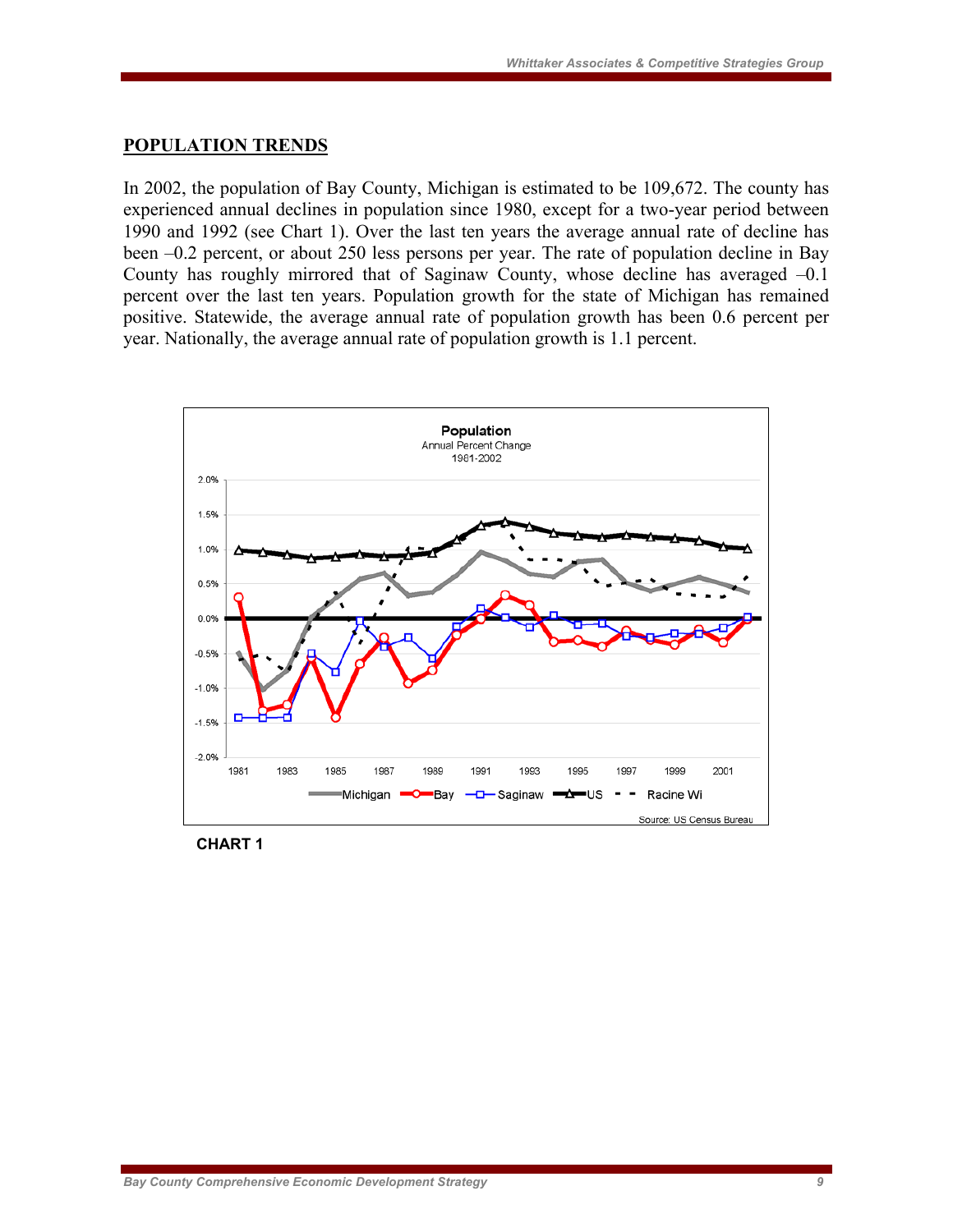## POPULATION TRENDS

In 2002, the population of Bay County, Michigan is estimated to be 109,672. The county has experienced annual declines in population since 1980, except for a two-year period between 1990 and 1992 (see Chart 1). Over the last ten years the average annual rate of decline has been –0.2 percent, or about 250 less persons per year. The rate of population decline in Bay County has roughly mirrored that of Saginaw County, whose decline has averaged –0.1 percent over the last ten years. Population growth for the state of Michigan has remained positive. Statewide, the average annual rate of population growth has been 0.6 percent per year. Nationally, the average annual rate of population growth is 1.1 percent.

**Population**
Annual Percent Change
1981-2002

Legend: Michigan, Bay, Saginaw, US, Racine Wi

Source: US Census Bureau

**CHART 1**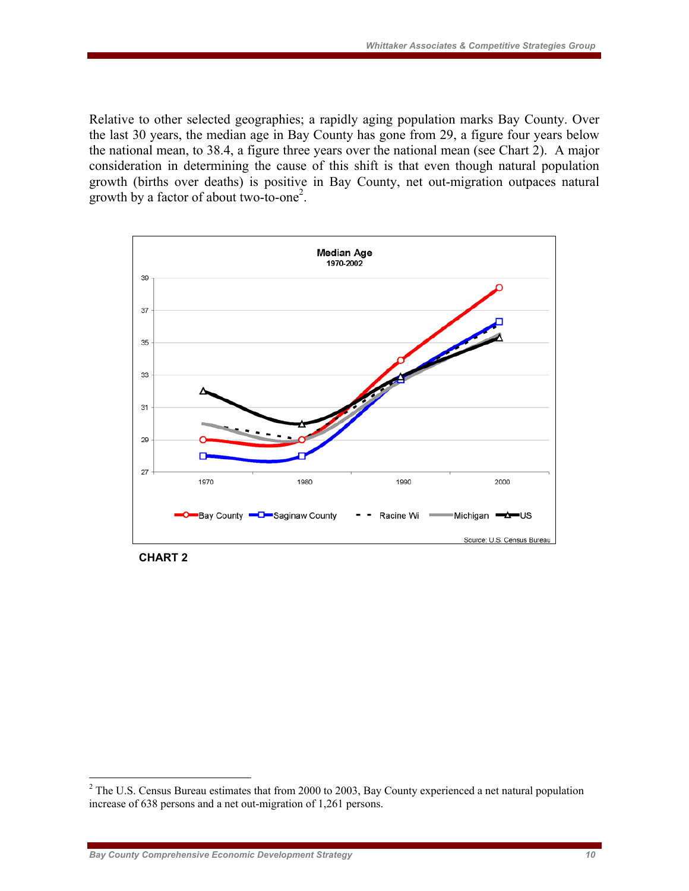Relative to other selected geographies; a rapidly aging population marks Bay County. Over the last 30 years, the median age in Bay County has gone from 29, a figure four years below the national mean, to 38.4, a figure three years over the national mean (see Chart 2). A major consideration in determining the cause of this shift is that even though natural population growth (births over deaths) is positive in Bay County, net out-migration outpaces natural growth by a factor of about two-to-one[2].

**CHART 2**

[2] The U.S. Census Bureau estimates that from 2000 to 2003, Bay County experienced a net natural population increase of 638 persons and a net out-migration of 1,261 persons.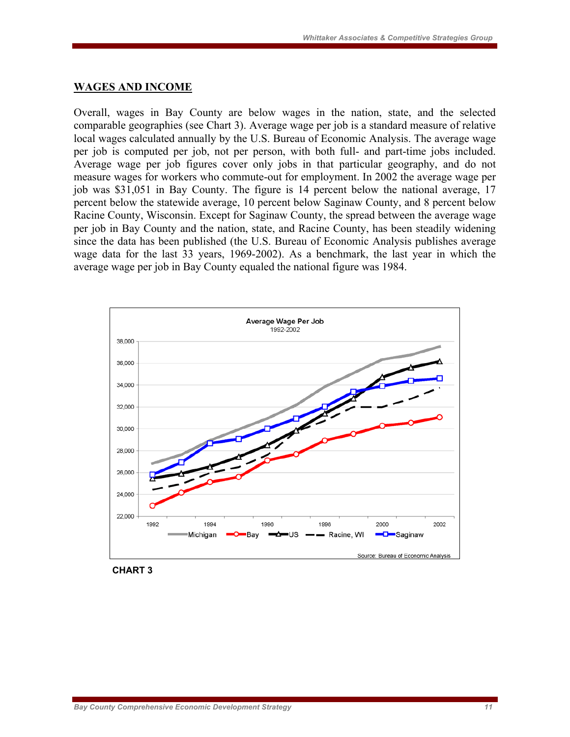## WAGES AND INCOME

Overall, wages in Bay County are below wages in the nation, state, and the selected comparable geographies (see Chart 3). Average wage per job is a standard measure of relative local wages calculated annually by the U.S. Bureau of Economic Analysis. The average wage per job is computed per job, not per person, with both full- and part-time jobs included. Average wage per job figures cover only jobs in that particular geography, and do not measure wages for workers who commute-out for employment. In 2002 the average wage per job was $31,051 in Bay County. The figure is 14 percent below the national average, 17 percent below the statewide average, 10 percent below Saginaw County, and 8 percent below Racine County, Wisconsin. Except for Saginaw County, the spread between the average wage per job in Bay County and the nation, state, and Racine County, has been steadily widening since the data has been published (the U.S. Bureau of Economic Analysis publishes average wage data for the last 33 years, 1969-2002). As a benchmark, the last year in which the average wage per job in Bay County equaled the national figure was 1984.

**CHART 3**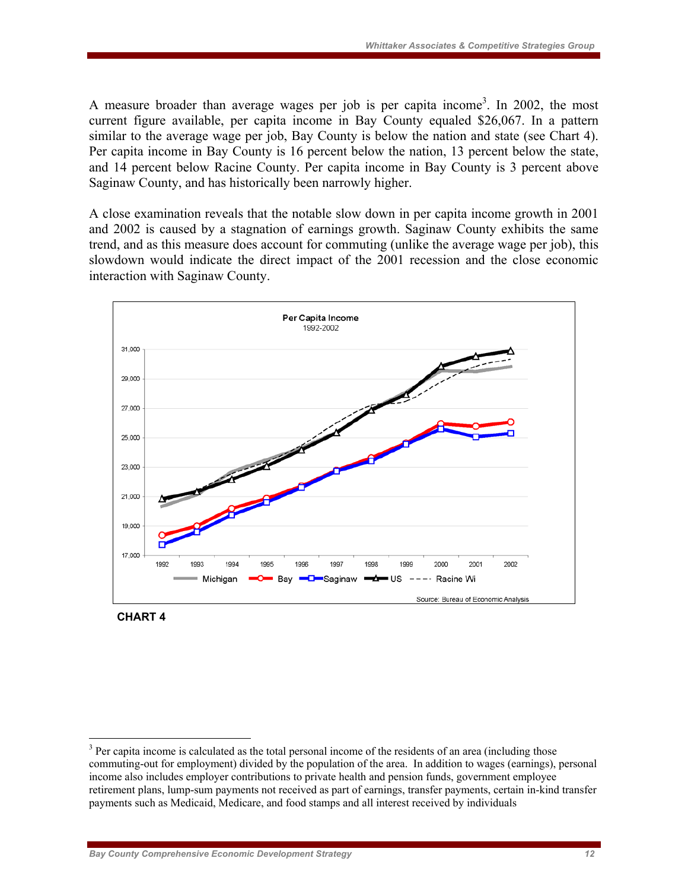A measure broader than average wages per job is per capita income[3]. In 2002, the most current figure available, per capita income in Bay County equaled $26,067. In a pattern similar to the average wage per job, Bay County is below the nation and state (see Chart 4). Per capita income in Bay County is 16 percent below the nation, 13 percent below the state, and 14 percent below Racine County. Per capita income in Bay County is 3 percent above Saginaw County, and has historically been narrowly higher.

A close examination reveals that the notable slow down in per capita income growth in 2001 and 2002 is caused by a stagnation of earnings growth. Saginaw County exhibits the same trend, and as this measure does account for commuting (unlike the average wage per job), this slowdown would indicate the direct impact of the 2001 recession and the close economic interaction with Saginaw County.

**Per Capita Income**
1992-2002

Legend: Michigan, Bay, Saginaw, US, Racine Wi

Source: Bureau of Economic Analysis

**CHART 4**

[3] Per capita income is calculated as the total personal income of the residents of an area (including those commuting-out for employment) divided by the population of the area. In addition to wages (earnings), personal income also includes employer contributions to private health and pension funds, government employee retirement plans, lump-sum payments not received as part of earnings, transfer payments, certain in-kind transfer payments such as Medicaid, Medicare, and food stamps and all interest received by individuals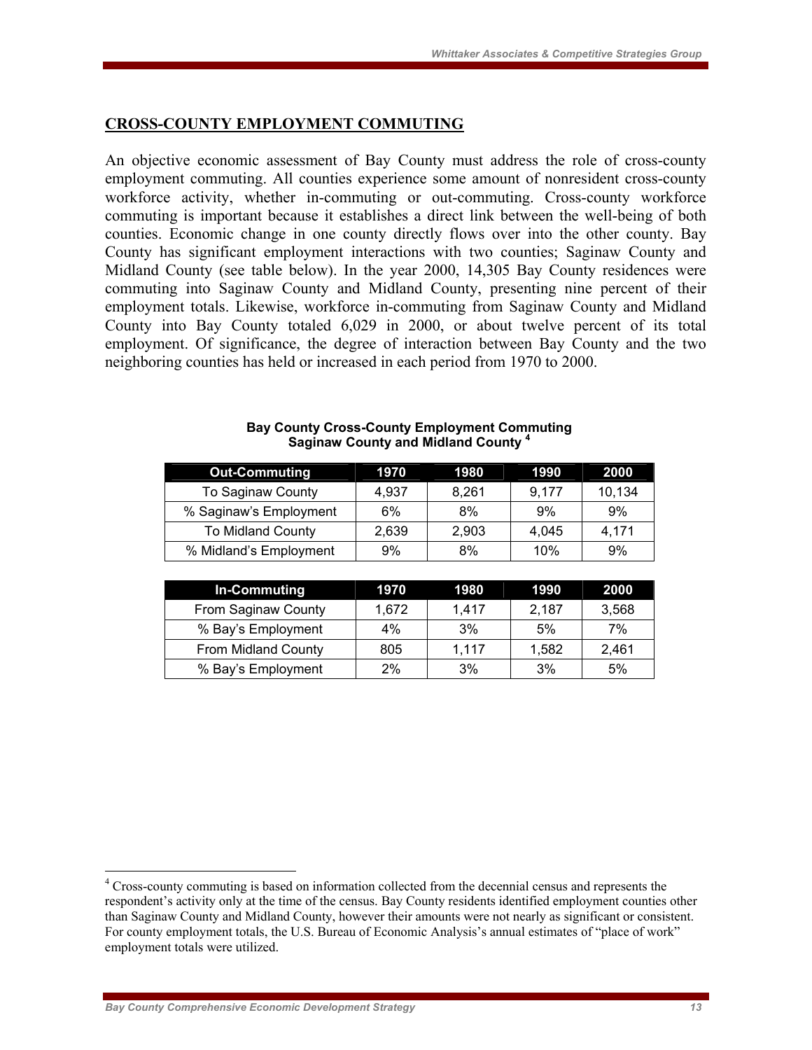## CROSS-COUNTY EMPLOYMENT COMMUTING

An objective economic assessment of Bay County must address the role of cross-county employment commuting. All counties experience some amount of nonresident cross-county workforce activity, whether in-commuting or out-commuting. Cross-county workforce commuting is important because it establishes a direct link between the well-being of both counties. Economic change in one county directly flows over into the other county. Bay County has significant employment interactions with two counties; Saginaw County and Midland County (see table below). In the year 2000, 14,305 Bay County residences were commuting into Saginaw County and Midland County, presenting nine percent of their employment totals. Likewise, workforce in-commuting from Saginaw County and Midland County into Bay County totaled 6,029 in 2000, or about twelve percent of its total employment. Of significance, the degree of interaction between Bay County and the two neighboring counties has held or increased in each period from 1970 to 2000.

**Bay County Cross-County Employment Commuting**
**Saginaw County and Midland County [4]**

| Out-Commuting | 1970 | 1980 | 1990 | 2000 |
|---|---|---|---|---|
| To Saginaw County | 4,937 | 8,261 | 9,177 | 10,134 |
| % Saginaw's Employment | 6% | 8% | 9% | 9% |
| To Midland County | 2,639 | 2,903 | 4,045 | 4,171 |
| % Midland's Employment | 9% | 8% | 10% | 9% |

| In-Commuting | 1970 | 1980 | 1990 | 2000 |
|---|---|---|---|---|
| From Saginaw County | 1,672 | 1,417 | 2,187 | 3,568 |
| % Bay's Employment | 4% | 3% | 5% | 7% |
| From Midland County | 805 | 1,117 | 1,582 | 2,461 |
| % Bay's Employment | 2% | 3% | 3% | 5% |

[4] Cross-county commuting is based on information collected from the decennial census and represents the respondent's activity only at the time of the census. Bay County residents identified employment counties other than Saginaw County and Midland County, however their amounts were not nearly as significant or consistent. For county employment totals, the U.S. Bureau of Economic Analysis's annual estimates of "place of work" employment totals were utilized.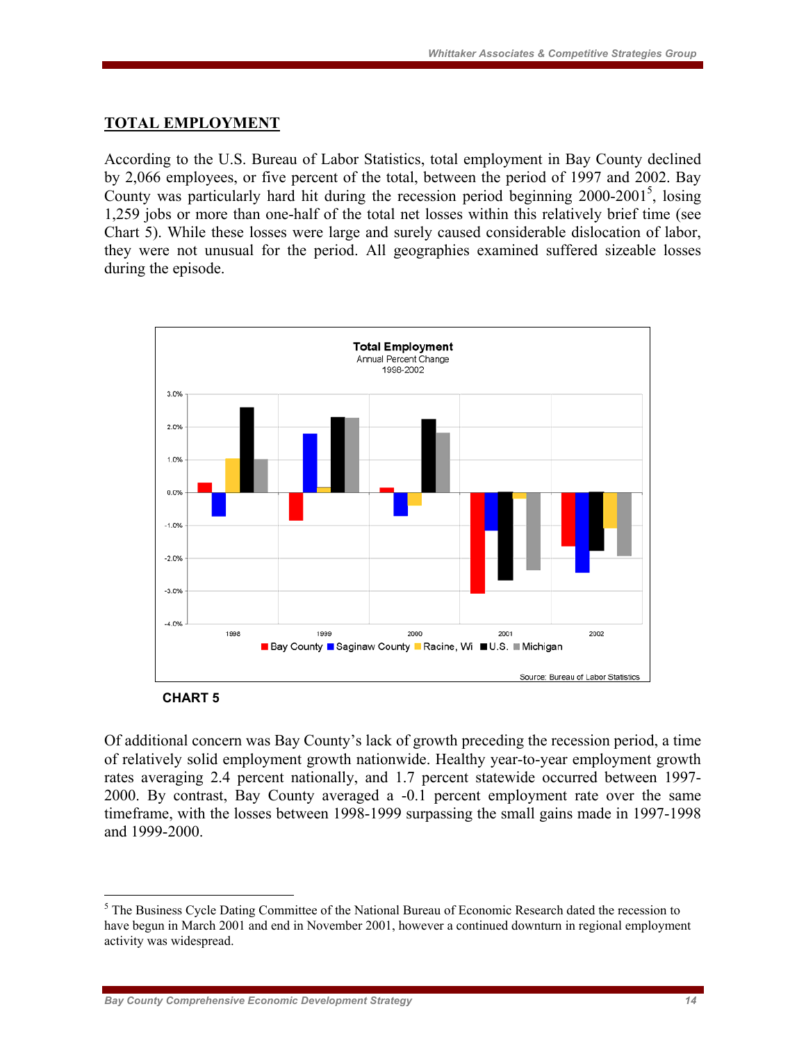## TOTAL EMPLOYMENT

According to the U.S. Bureau of Labor Statistics, total employment in Bay County declined by 2,066 employees, or five percent of the total, between the period of 1997 and 2002. Bay County was particularly hard hit during the recession period beginning 2000-2001[5], losing 1,259 jobs or more than one-half of the total net losses within this relatively brief time (see Chart 5). While these losses were large and surely caused considerable dislocation of labor, they were not unusual for the period. All geographies examined suffered sizeable losses during the episode.

**CHART 5**

Of additional concern was Bay County's lack of growth preceding the recession period, a time of relatively solid employment growth nationwide. Healthy year-to-year employment growth rates averaging 2.4 percent nationally, and 1.7 percent statewide occurred between 1997-2000. By contrast, Bay County averaged a -0.1 percent employment rate over the same timeframe, with the losses between 1998-1999 surpassing the small gains made in 1997-1998 and 1999-2000.

[5] The Business Cycle Dating Committee of the National Bureau of Economic Research dated the recession to have begun in March 2001 and end in November 2001, however a continued downturn in regional employment activity was widespread.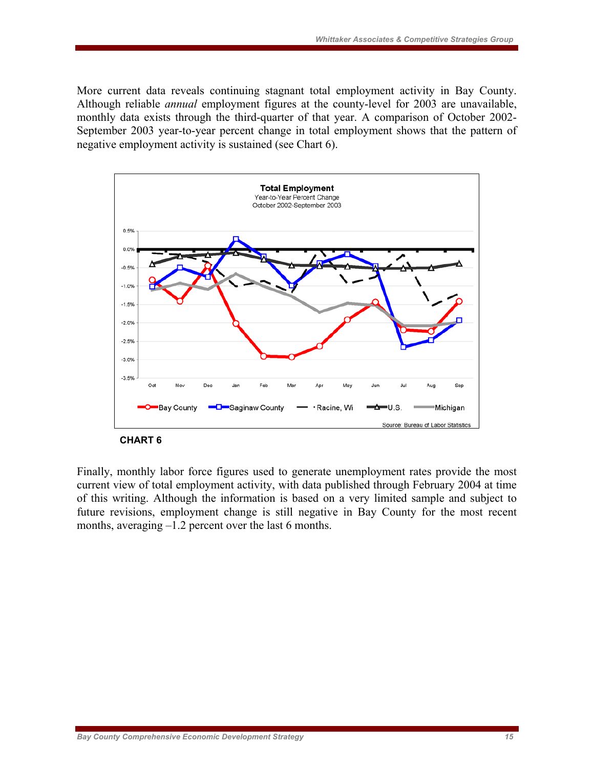More current data reveals continuing stagnant total employment activity in Bay County. Although reliable *annual* employment figures at the county-level for 2003 are unavailable, monthly data exists through the third-quarter of that year. A comparison of October 2002-September 2003 year-to-year percent change in total employment shows that the pattern of negative employment activity is sustained (see Chart 6).

**CHART 6**

Finally, monthly labor force figures used to generate unemployment rates provide the most current view of total employment activity, with data published through February 2004 at time of this writing. Although the information is based on a very limited sample and subject to future revisions, employment change is still negative in Bay County for the most recent months, averaging –1.2 percent over the last 6 months.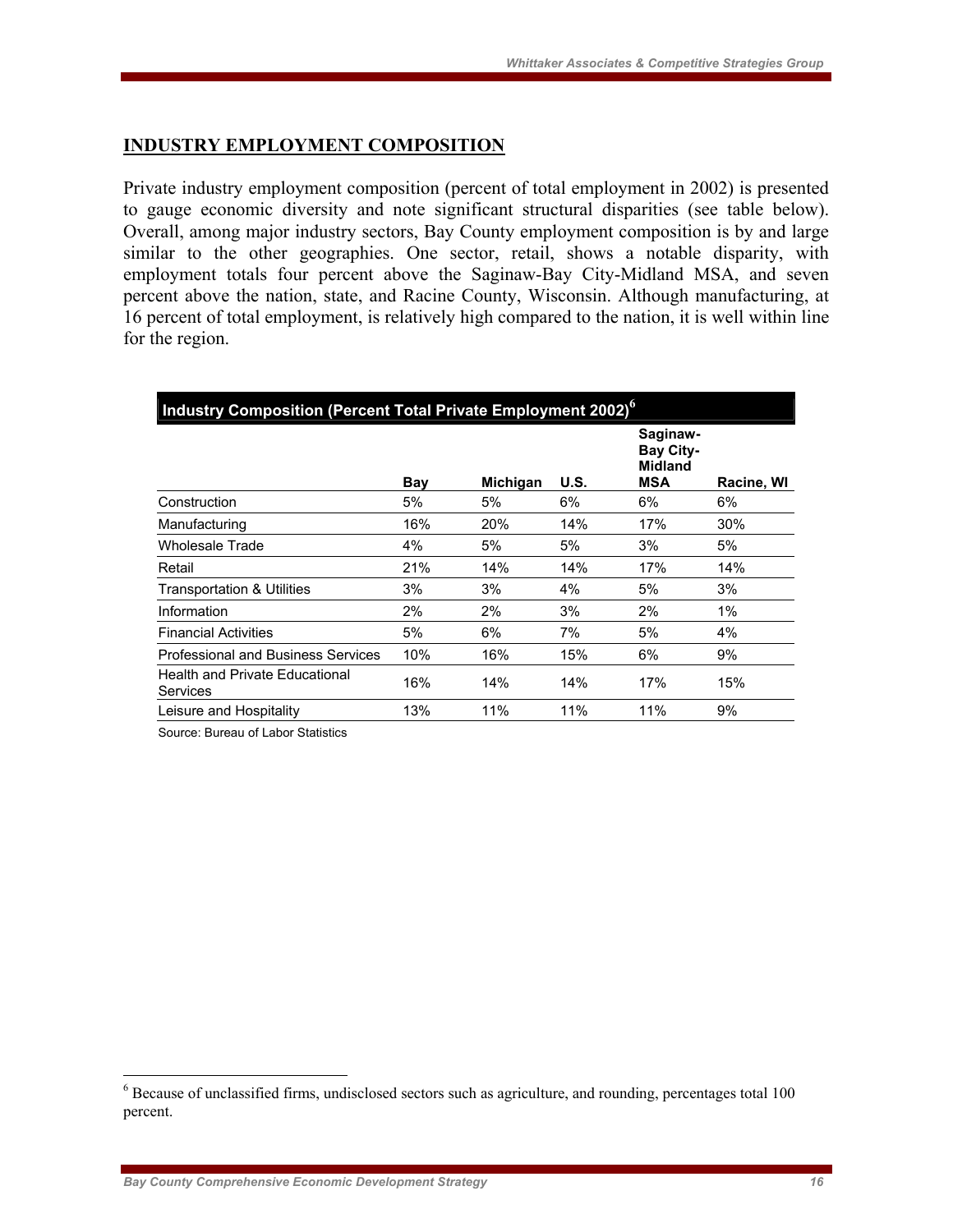## INDUSTRY EMPLOYMENT COMPOSITION

Private industry employment composition (percent of total employment in 2002) is presented to gauge economic diversity and note significant structural disparities (see table below). Overall, among major industry sectors, Bay County employment composition is by and large similar to the other geographies. One sector, retail, shows a notable disparity, with employment totals four percent above the Saginaw-Bay City-Midland MSA, and seven percent above the nation, state, and Racine County, Wisconsin. Although manufacturing, at 16 percent of total employment, is relatively high compared to the nation, it is well within line for the region.

**Industry Composition (Percent Total Private Employment 2002)[6]**

| | Bay | Michigan | U.S. | Saginaw-Bay City-Midland MSA | Racine, WI |
|---|---|---|---|---|---|
| Construction | 5% | 5% | 6% | 6% | 6% |
| Manufacturing | 16% | 20% | 14% | 17% | 30% |
| Wholesale Trade | 4% | 5% | 5% | 3% | 5% |
| Retail | 21% | 14% | 14% | 17% | 14% |
| Transportation & Utilities | 3% | 3% | 4% | 5% | 3% |
| Information | 2% | 2% | 3% | 2% | 1% |
| Financial Activities | 5% | 6% | 7% | 5% | 4% |
| Professional and Business Services | 10% | 16% | 15% | 6% | 9% |
| Health and Private Educational Services | 16% | 14% | 14% | 17% | 15% |
| Leisure and Hospitality | 13% | 11% | 11% | 11% | 9% |

Source: Bureau of Labor Statistics

[6] Because of unclassified firms, undisclosed sectors such as agriculture, and rounding, percentages total 100 percent.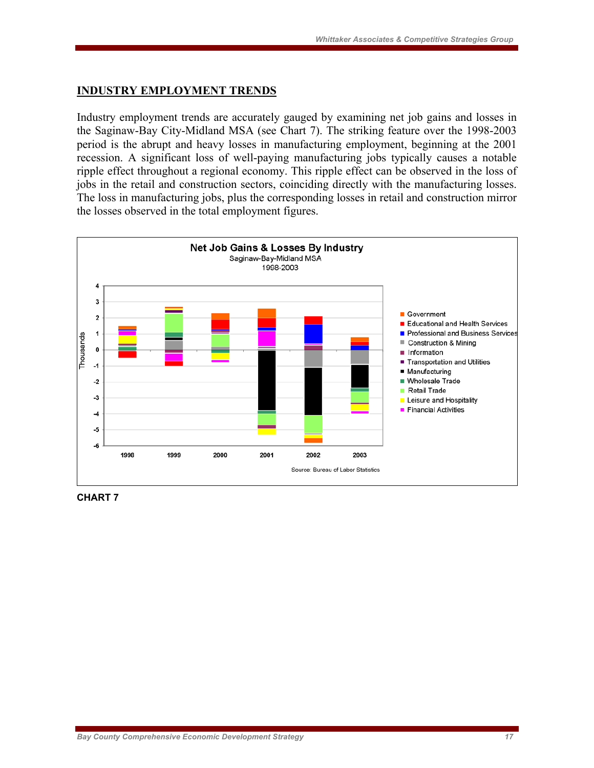## INDUSTRY EMPLOYMENT TRENDS

Industry employment trends are accurately gauged by examining net job gains and losses in the Saginaw-Bay City-Midland MSA (see Chart 7). The striking feature over the 1998-2003 period is the abrupt and heavy losses in manufacturing employment, beginning at the 2001 recession. A significant loss of well-paying manufacturing jobs typically causes a notable ripple effect throughout a regional economy. This ripple effect can be observed in the loss of jobs in the retail and construction sectors, coinciding directly with the manufacturing losses. The loss in manufacturing jobs, plus the corresponding losses in retail and construction mirror the losses observed in the total employment figures.

**Net Job Gains & Losses By Industry**
Saginaw-Bay-Midland MSA
1998-2003

Y-axis: Thousands (-6 to 4); X-axis: 1998, 1999, 2000, 2001, 2002, 2003

Legend: Government; Educational and Health Services; Professional and Business Services; Construction & Mining; Information; Transportation and Utilities; Manufacturing; Wholesale Trade; Retail Trade; Leisure and Hospitality; Financial Activities

Source: Bureau of Labor Statistics

**CHART 7**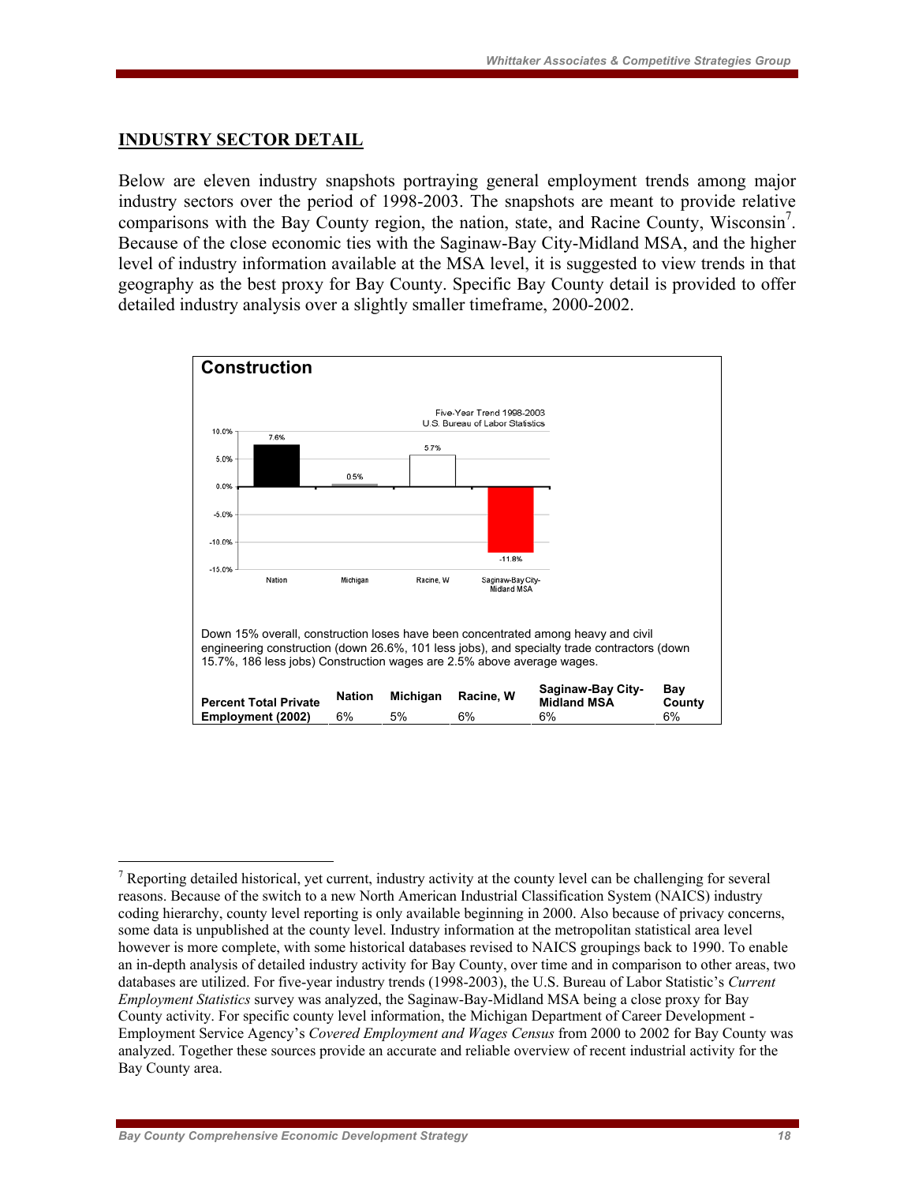## INDUSTRY SECTOR DETAIL

Below are eleven industry snapshots portraying general employment trends among major industry sectors over the period of 1998-2003. The snapshots are meant to provide relative comparisons with the Bay County region, the nation, state, and Racine County, Wisconsin[7]. Because of the close economic ties with the Saginaw-Bay City-Midland MSA, and the higher level of industry information available at the MSA level, it is suggested to view trends in that geography as the best proxy for Bay County. Specific Bay County detail is provided to offer detailed industry analysis over a slightly smaller timeframe, 2000-2002.

### Construction

Five-Year Trend 1998-2003
U.S. Bureau of Labor Statistics

| | Nation | Michigan | Racine, W | Saginaw-Bay City-Midland MSA |
|---|---|---|---|---|
| Five-Year Trend 1998-2003 | 7.6% | 0.5% | 5.7% | -11.8% |

Down 15% overall, construction loses have been concentrated among heavy and civil engineering construction (down 26.6%, 101 less jobs), and specialty trade contractors (down 15.7%, 186 less jobs) Construction wages are 2.5% above average wages.

| | Nation | Michigan | Racine, W | Saginaw-Bay City-Midland MSA | Bay County |
|---|---|---|---|---|---|
| Percent Total Private Employment (2002) | 6% | 5% | 6% | 6% | 6% |

---

[7] Reporting detailed historical, yet current, industry activity at the county level can be challenging for several reasons. Because of the switch to a new North American Industrial Classification System (NAICS) industry coding hierarchy, county level reporting is only available beginning in 2000. Also because of privacy concerns, some data is unpublished at the county level. Industry information at the metropolitan statistical area level however is more complete, with some historical databases revised to NAICS groupings back to 1990. To enable an in-depth analysis of detailed industry activity for Bay County, over time and in comparison to other areas, two databases are utilized. For five-year industry trends (1998-2003), the U.S. Bureau of Labor Statistic's *Current Employment Statistics* survey was analyzed, the Saginaw-Bay-Midland MSA being a close proxy for Bay County activity. For specific county level information, the Michigan Department of Career Development - Employment Service Agency's *Covered Employment and Wages Census* from 2000 to 2002 for Bay County was analyzed. Together these sources provide an accurate and reliable overview of recent industrial activity for the Bay County area.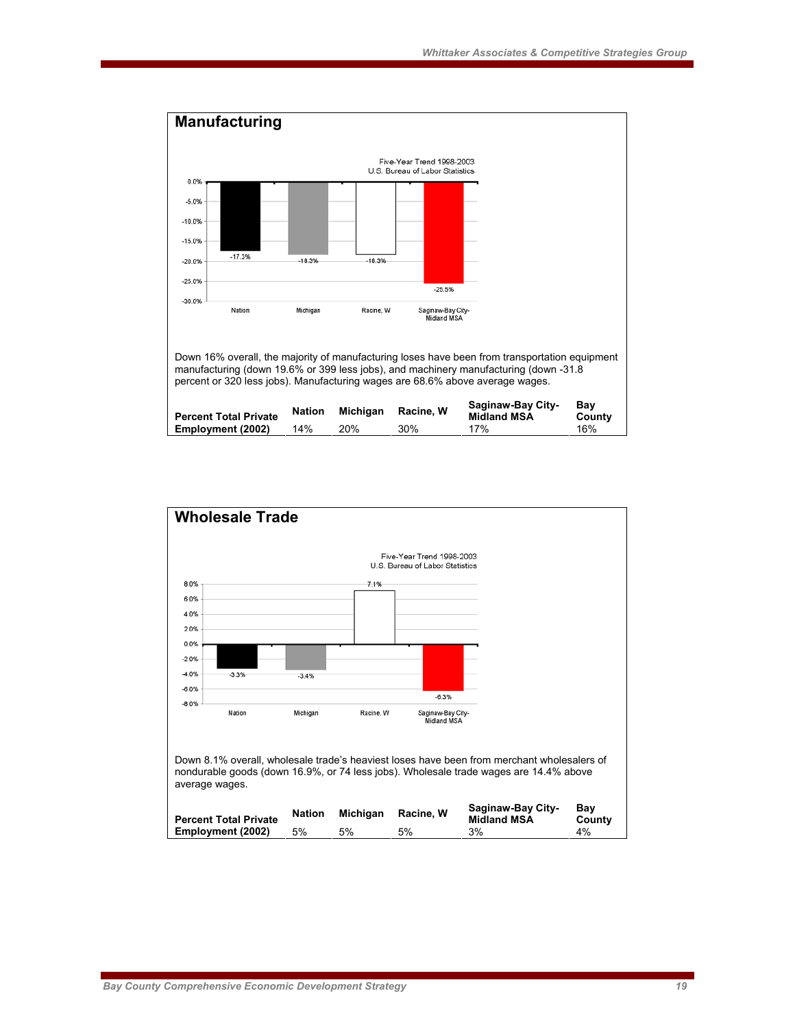## Manufacturing

Five-Year Trend 1998-2003
U.S. Bureau of Labor Statistics

| | Nation | Michigan | Racine, W | Saginaw-Bay City-Midland MSA |
|---|---|---|---|---|
| Five-Year Trend | -17.3% | -18.3% | -18.3% | -25.5% |

Down 16% overall, the majority of manufacturing loses have been from transportation equipment manufacturing (down 19.6% or 399 less jobs), and machinery manufacturing (down -31.8 percent or 320 less jobs). Manufacturing wages are 68.6% above average wages.

| Percent Total Private Employment (2002) | Nation | Michigan | Racine, W | Saginaw-Bay City-Midland MSA | Bay County |
|---|---|---|---|---|---|
| | 14% | 20% | 30% | 17% | 16% |

## Wholesale Trade

Five-Year Trend 1998-2003
U.S. Bureau of Labor Statistics

| | Nation | Michigan | Racine, W | Saginaw-Bay City-Midland MSA |
|---|---|---|---|---|
| Five-Year Trend | -3.3% | -3.4% | 7.1% | -6.3% |

Down 8.1% overall, wholesale trade's heaviest loses have been from merchant wholesalers of nondurable goods (down 16.9%, or 74 less jobs). Wholesale trade wages are 14.4% above average wages.

| Percent Total Private Employment (2002) | Nation | Michigan | Racine, W | Saginaw-Bay City-Midland MSA | Bay County |
|---|---|---|---|---|---|
| | 5% | 5% | 5% | 3% | 4% |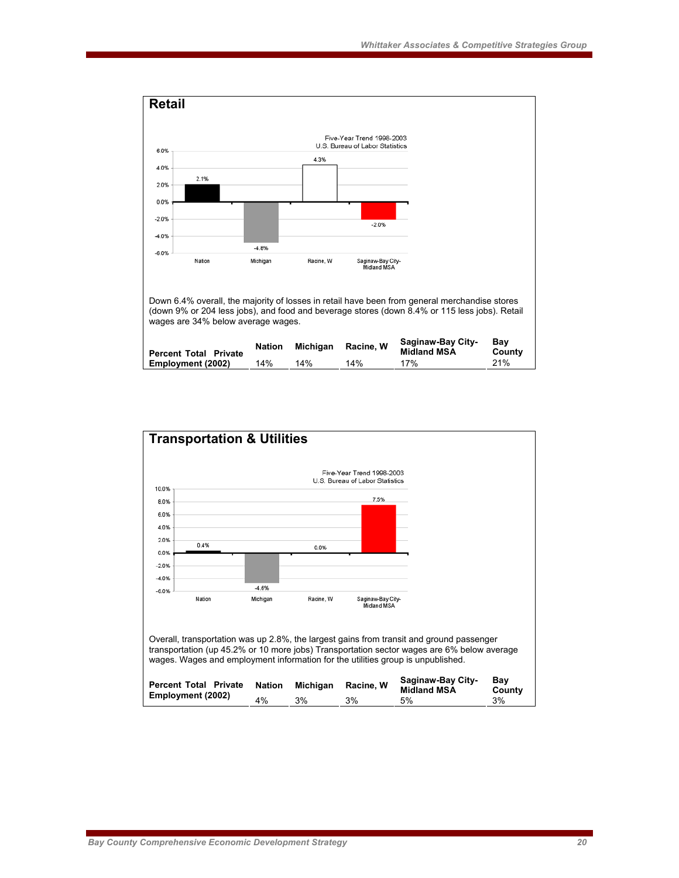## Retail

Five-Year Trend 1998-2003
U.S. Bureau of Labor Statistics

| | Nation | Michigan | Racine, W | Saginaw-Bay City-Midland MSA |
|---|---|---|---|---|
| Five-Year Trend | 2.1% | -4.8% | 4.3% | -2.0% |

Down 6.4% overall, the majority of losses in retail have been from general merchandise stores (down 9% or 204 less jobs), and food and beverage stores (down 8.4% or 115 less jobs). Retail wages are 34% below average wages.

| | Nation | Michigan | Racine, W | Saginaw-Bay City-Midland MSA | Bay County |
|---|---|---|---|---|---|
| **Percent Total Private Employment (2002)** | 14% | 14% | 14% | 17% | 21% |

## Transportation & Utilities

Five-Year Trend 1998-2003
U.S. Bureau of Labor Statistics

| | Nation | Michigan | Racine, W | Saginaw-Bay City-Midland MSA |
|---|---|---|---|---|
| Five-Year Trend | 0.4% | -4.6% | 0.0% | 7.5% |

Overall, transportation was up 2.8%, the largest gains from transit and ground passenger transportation (up 45.2% or 10 more jobs) Transportation sector wages are 6% below average wages. Wages and employment information for the utilities group is unpublished.

| | Nation | Michigan | Racine, W | Saginaw-Bay City-Midland MSA | Bay County |
|---|---|---|---|---|---|
| **Percent Total Private Employment (2002)** | 4% | 3% | 3% | 5% | 3% |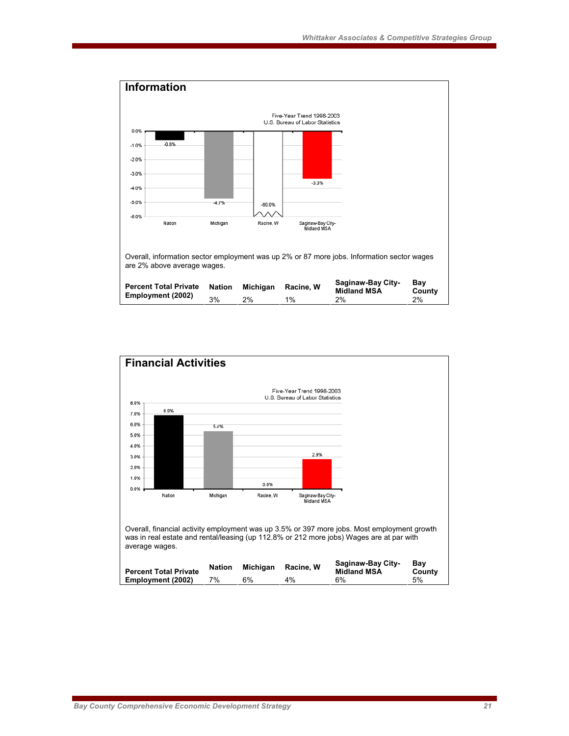## Information

Five-Year Trend 1998-2003
U.S. Bureau of Labor Statistics

| | Nation | Michigan | Racine, W | Saginaw-Bay City-Midland MSA |
|---|---|---|---|---|
| Five-Year Trend 1998-2003 | -0.6% | -4.7% | -60.0% | -3.3% |

Overall, information sector employment was up 2% or 87 more jobs. Information sector wages are 2% above average wages.

| Percent Total Private Employment (2002) | Nation | Michigan | Racine, W | Saginaw-Bay City-Midland MSA | Bay County |
|---|---|---|---|---|---|
| | 3% | 2% | 1% | 2% | 2% |

## Financial Activities

Five-Year Trend 1998-2003
U.S. Bureau of Labor Statistics

| | Nation | Michigan | Racine, W | Saginaw-Bay City-Midland MSA |
|---|---|---|---|---|
| Five-Year Trend 1998-2003 | 6.9% | 5.4% | 0.0% | 2.8% |

Overall, financial activity employment was up 3.5% or 397 more jobs. Most employment growth was in real estate and rental/leasing (up 112.8% or 212 more jobs) Wages are at par with average wages.

| Percent Total Private Employment (2002) | Nation | Michigan | Racine, W | Saginaw-Bay City-Midland MSA | Bay County |
|---|---|---|---|---|---|
| | 7% | 6% | 4% | 6% | 5% |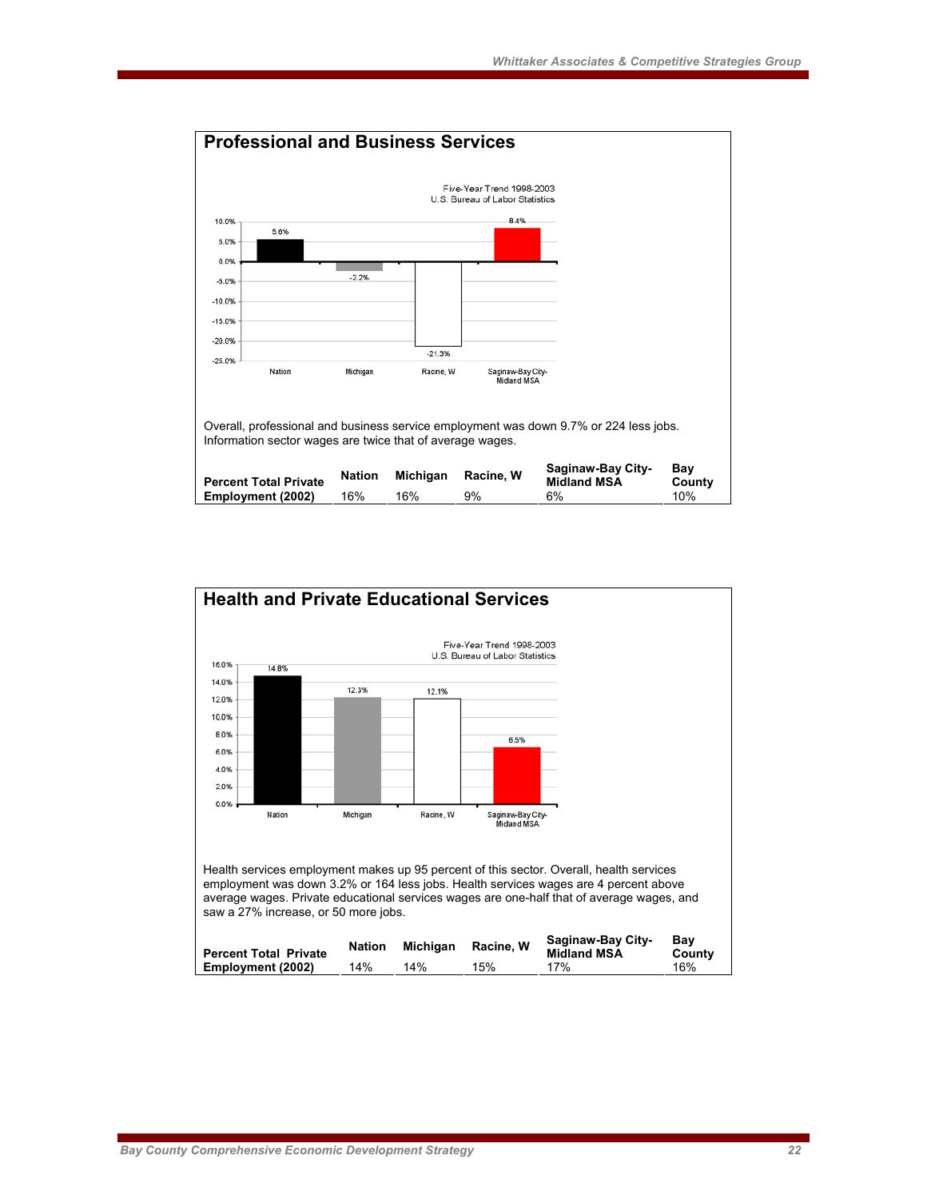## Professional and Business Services

Five-Year Trend 1998-2003
U.S. Bureau of Labor Statistics

| | Nation | Michigan | Racine, W | Saginaw-Bay City-Midland MSA |
|---|---|---|---|---|
| Five-Year Trend 1998-2003 | 5.6% | -2.2% | -21.3% | 8.4% |

Overall, professional and business service employment was down 9.7% or 224 less jobs. Information sector wages are twice that of average wages.

| | Nation | Michigan | Racine, W | Saginaw-Bay City-Midland MSA | Bay County |
|---|---|---|---|---|---|
| Percent Total Private Employment (2002) | 16% | 16% | 9% | 6% | 10% |

## Health and Private Educational Services

Five-Year Trend 1998-2003
U.S. Bureau of Labor Statistics

| | Nation | Michigan | Racine, W | Saginaw-Bay City-Midland MSA |
|---|---|---|---|---|
| Five-Year Trend 1998-2003 | 14.8% | 12.3% | 12.1% | 6.5% |

Health services employment makes up 95 percent of this sector. Overall, health services employment was down 3.2% or 164 less jobs. Health services wages are 4 percent above average wages. Private educational services wages are one-half that of average wages, and saw a 27% increase, or 50 more jobs.

| | Nation | Michigan | Racine, W | Saginaw-Bay City-Midland MSA | Bay County |
|---|---|---|---|---|---|
| Percent Total Private Employment (2002) | 14% | 14% | 15% | 17% | 16% |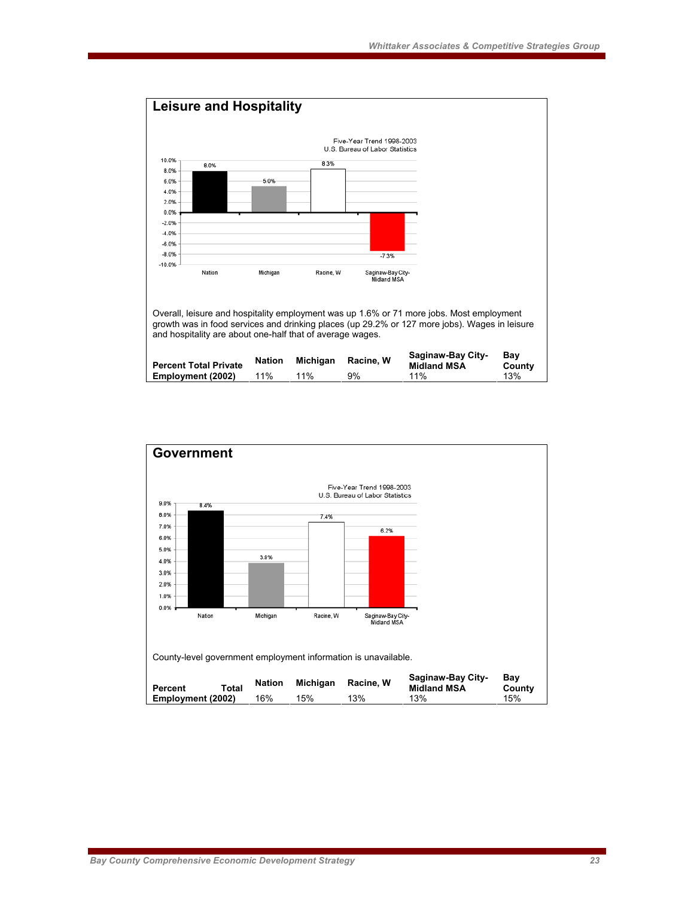## Leisure and Hospitality

Five-Year Trend 1998-2003
U.S. Bureau of Labor Statistics

| Nation | Michigan | Racine, W | Saginaw-Bay City-Midland MSA |
|---|---|---|---|
| 8.0% | 5.0% | 8.3% | -7.3% |

Overall, leisure and hospitality employment was up 1.6% or 71 more jobs. Most employment growth was in food services and drinking places (up 29.2% or 127 more jobs). Wages in leisure and hospitality are about one-half that of average wages.

| | Nation | Michigan | Racine, W | Saginaw-Bay City-Midland MSA | Bay County |
|---|---|---|---|---|---|
| **Percent Total Private Employment (2002)** | 11% | 11% | 9% | 11% | 13% |

## Government

Five-Year Trend 1998-2003
U.S. Bureau of Labor Statistics

| Nation | Michigan | Racine, W | Saginaw-Bay City-Midland MSA |
|---|---|---|---|
| 8.4% | 3.8% | 7.4% | 6.2% |

County-level government employment information is unavailable.

| | Nation | Michigan | Racine, W | Saginaw-Bay City-Midland MSA | Bay County |
|---|---|---|---|---|---|
| **Percent Total Employment (2002)** | 16% | 15% | 13% | 13% | 15% |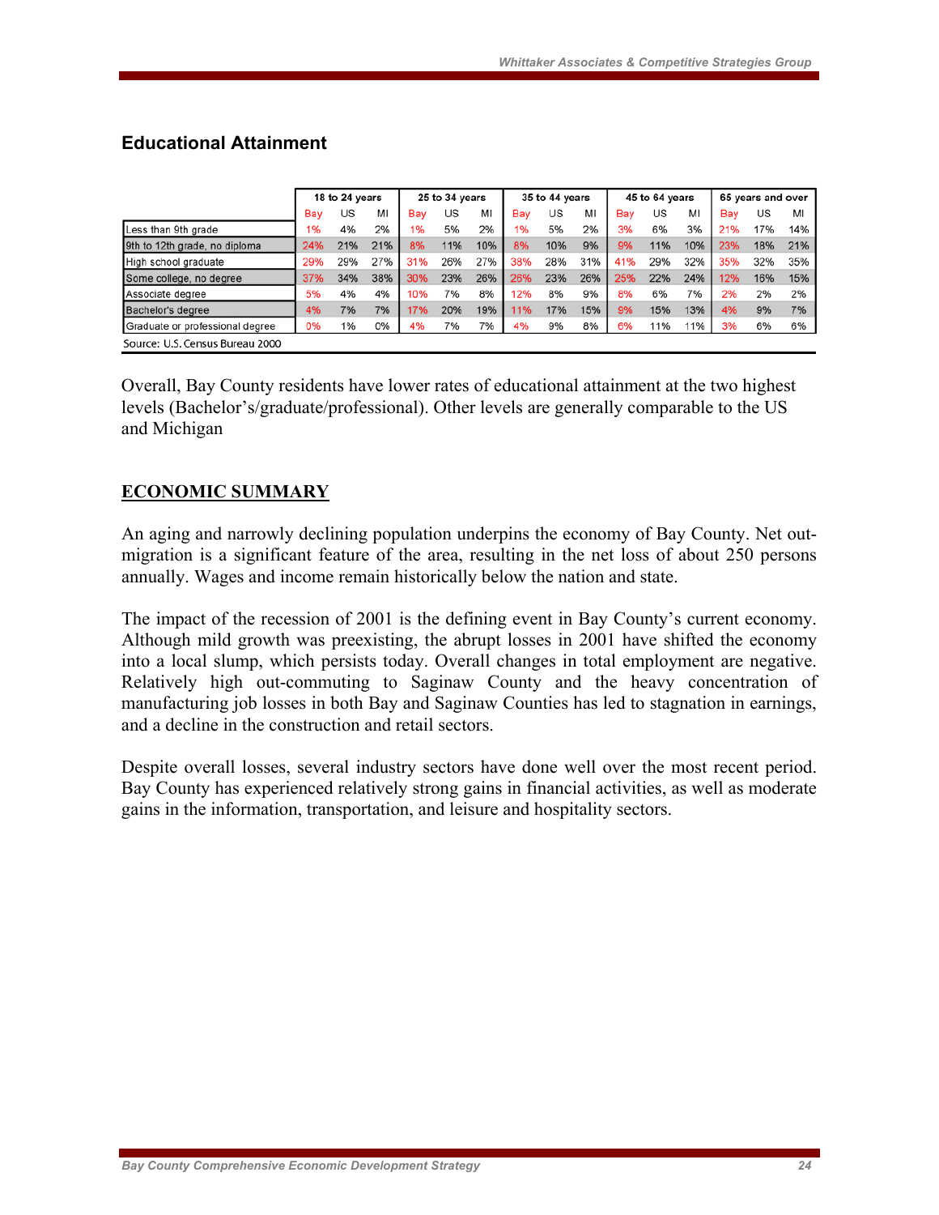## Educational Attainment

| | 18 to 24 years | | | 25 to 34 years | | | 35 to 44 years | | | 45 to 64 years | | | 65 years and over | | |
|---|---|---|---|---|---|---|---|---|---|---|---|---|---|---|---|
| | Bay | US | MI | Bay | US | MI | Bay | US | MI | Bay | US | MI | Bay | US | MI |
| Less than 9th grade | 1% | 4% | 2% | 1% | 5% | 2% | 1% | 5% | 2% | 3% | 6% | 3% | 21% | 17% | 14% |
| 9th to 12th grade, no diploma | 24% | 21% | 21% | 8% | 11% | 10% | 8% | 10% | 9% | 9% | 11% | 10% | 23% | 18% | 21% |
| High school graduate | 29% | 29% | 27% | 31% | 26% | 27% | 38% | 28% | 31% | 41% | 29% | 32% | 35% | 32% | 35% |
| Some college, no degree | 37% | 34% | 38% | 30% | 23% | 26% | 25% | 23% | 26% | 25% | 22% | 24% | 12% | 16% | 15% |
| Associate degree | 5% | 4% | 4% | 10% | 7% | 8% | 12% | 8% | 9% | 8% | 6% | 7% | 2% | 2% | 2% |
| Bachelor's degree | 4% | 7% | 7% | 17% | 20% | 19% | 11% | 17% | 15% | 9% | 15% | 13% | 4% | 9% | 7% |
| Graduate or professional degree | 0% | 1% | 0% | 4% | 7% | 7% | 4% | 9% | 8% | 6% | 11% | 11% | 3% | 6% | 6% |

Source: U.S. Census Bureau 2000

Overall, Bay County residents have lower rates of educational attainment at the two highest levels (Bachelor's/graduate/professional). Other levels are generally comparable to the US and Michigan

## ECONOMIC SUMMARY

An aging and narrowly declining population underpins the economy of Bay County. Net out-migration is a significant feature of the area, resulting in the net loss of about 250 persons annually. Wages and income remain historically below the nation and state.

The impact of the recession of 2001 is the defining event in Bay County's current economy. Although mild growth was preexisting, the abrupt losses in 2001 have shifted the economy into a local slump, which persists today. Overall changes in total employment are negative. Relatively high out-commuting to Saginaw County and the heavy concentration of manufacturing job losses in both Bay and Saginaw Counties has led to stagnation in earnings, and a decline in the construction and retail sectors.

Despite overall losses, several industry sectors have done well over the most recent period. Bay County has experienced relatively strong gains in financial activities, as well as moderate gains in the information, transportation, and leisure and hospitality sectors.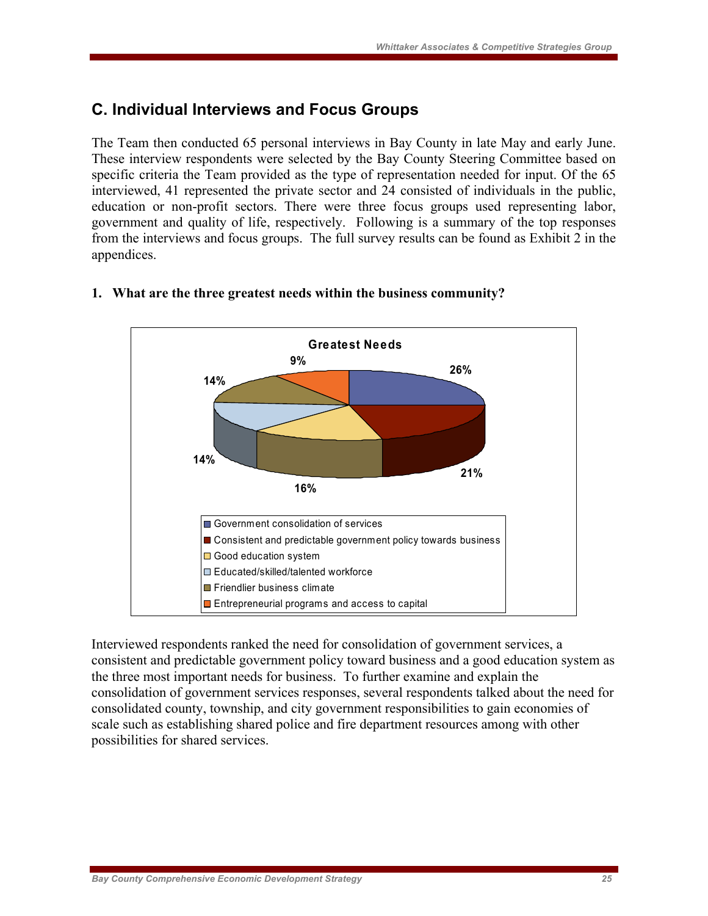## C. Individual Interviews and Focus Groups

The Team then conducted 65 personal interviews in Bay County in late May and early June. These interview respondents were selected by the Bay County Steering Committee based on specific criteria the Team provided as the type of representation needed for input. Of the 65 interviewed, 41 represented the private sector and 24 consisted of individuals in the public, education or non-profit sectors. There were three focus groups used representing labor, government and quality of life, respectively. Following is a summary of the top responses from the interviews and focus groups. The full survey results can be found as Exhibit 2 in the appendices.

**1. What are the three greatest needs within the business community?**

**Greatest Needs**

| Need | Percentage |
| --- | --- |
| Government consolidation of services | 26% |
| Consistent and predictable government policy towards business | 21% |
| Good education system | 16% |
| Educated/skilled/talented workforce | 14% |
| Friendlier business climate | 14% |
| Entrepreneurial programs and access to capital | 9% |

Interviewed respondents ranked the need for consolidation of government services, a consistent and predictable government policy toward business and a good education system as the three most important needs for business. To further examine and explain the consolidation of government services responses, several respondents talked about the need for consolidated county, township, and city government responsibilities to gain economies of scale such as establishing shared police and fire department resources among with other possibilities for shared services.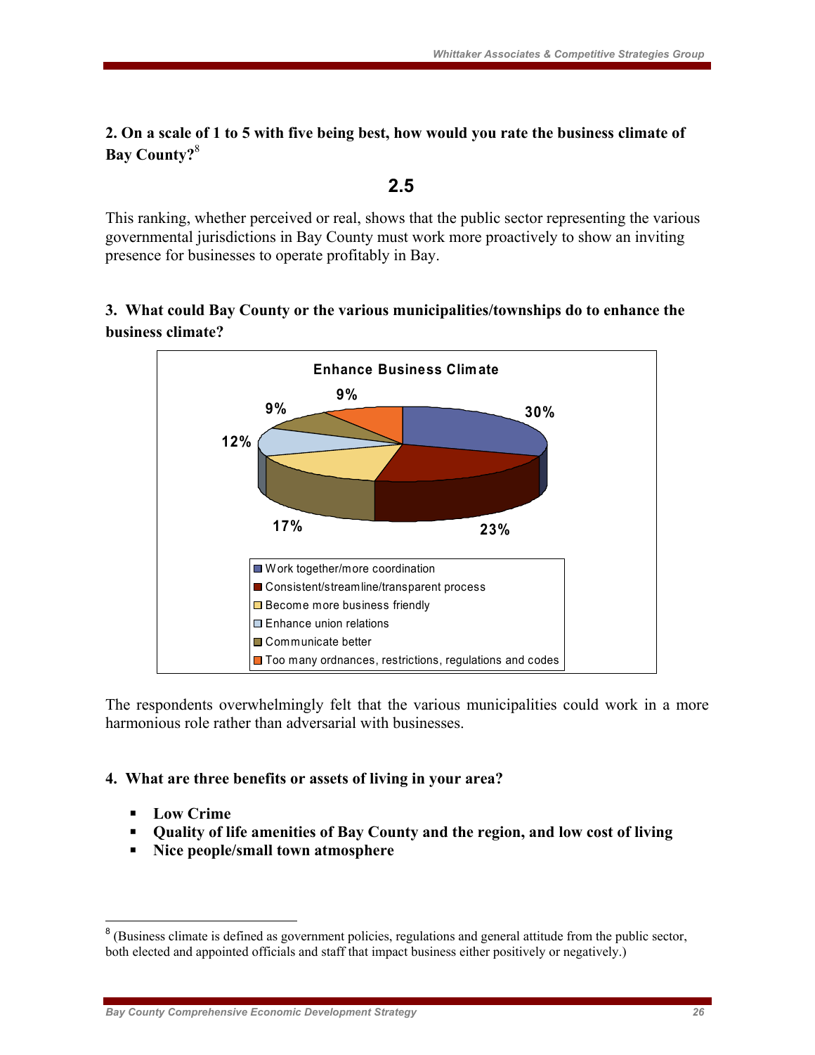**2. On a scale of 1 to 5 with five being best, how would you rate the business climate of Bay County?**[8]

**2.5**

This ranking, whether perceived or real, shows that the public sector representing the various governmental jurisdictions in Bay County must work more proactively to show an inviting presence for businesses to operate profitably in Bay.

**3. What could Bay County or the various municipalities/townships do to enhance the business climate?**

**Enhance Business Climate**

| Response | Percent |
|---|---|
| Work together/more coordination | 30% |
| Consistent/streamline/transparent process | 23% |
| Become more business friendly | 17% |
| Enhance union relations | 12% |
| Communicate better | 9% |
| Too many ordnances, restrictions, regulations and codes | 9% |

The respondents overwhelmingly felt that the various municipalities could work in a more harmonious role rather than adversarial with businesses.

**4. What are three benefits or assets of living in your area?**

- **Low Crime**
- **Quality of life amenities of Bay County and the region, and low cost of living**
- **Nice people/small town atmosphere**

---

[8] (Business climate is defined as government policies, regulations and general attitude from the public sector, both elected and appointed officials and staff that impact business either positively or negatively.)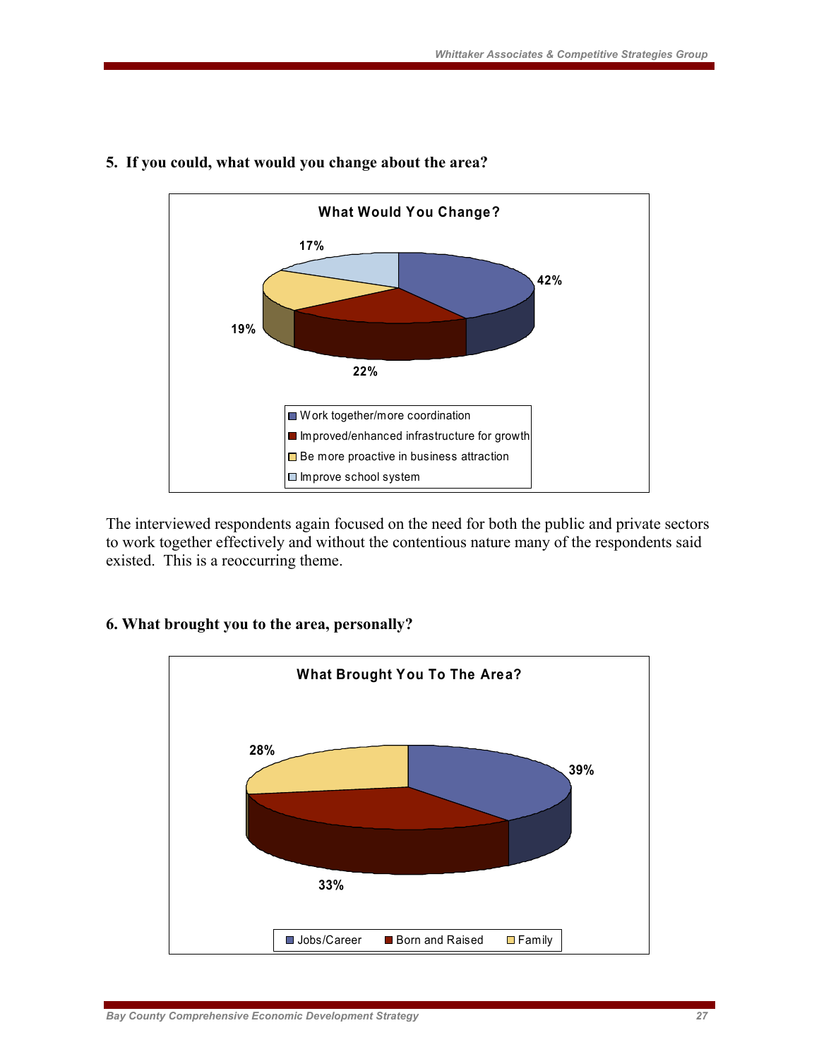**5. If you could, what would you change about the area?**

**What Would You Change?**

| Response | Percent |
|---|---|
| Work together/more coordination | 42% |
| Improved/enhanced infrastructure for growth | 22% |
| Be more proactive in business attraction | 19% |
| Improve school system | 17% |

The interviewed respondents again focused on the need for both the public and private sectors to work together effectively and without the contentious nature many of the respondents said existed. This is a reoccurring theme.

**6. What brought you to the area, personally?**

**What Brought You To The Area?**

| Response | Percent |
|---|---|
| Jobs/Career | 39% |
| Born and Raised | 33% |
| Family | 28% |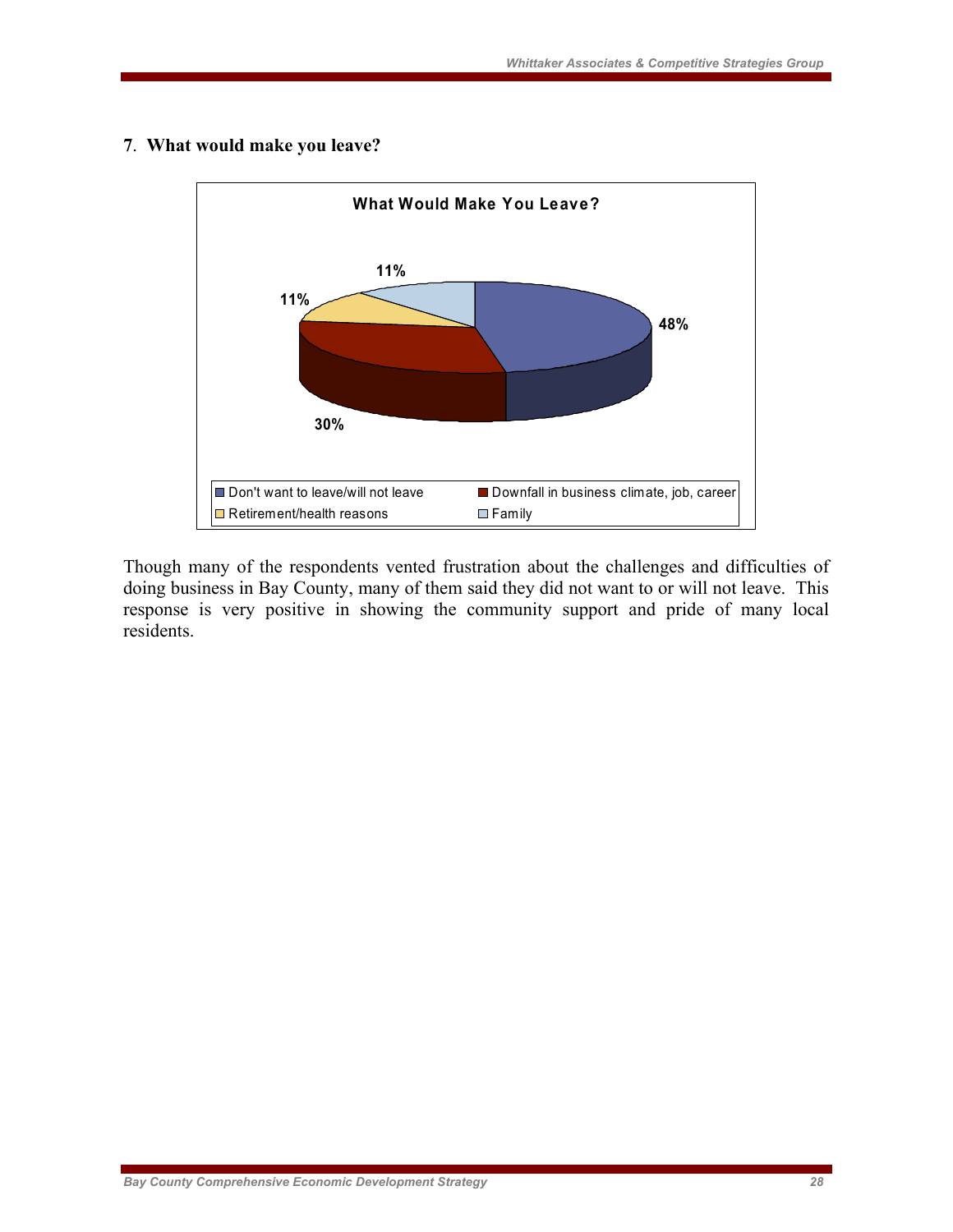**7**. **What would make you leave?**

**What Would Make You Leave?**

| Response | Percent |
|---|---|
| Don't want to leave/will not leave | 48% |
| Downfall in business climate, job, career | 30% |
| Retirement/health reasons | 11% |
| Family | 11% |

Though many of the respondents vented frustration about the challenges and difficulties of doing business in Bay County, many of them said they did not want to or will not leave. This response is very positive in showing the community support and pride of many local residents.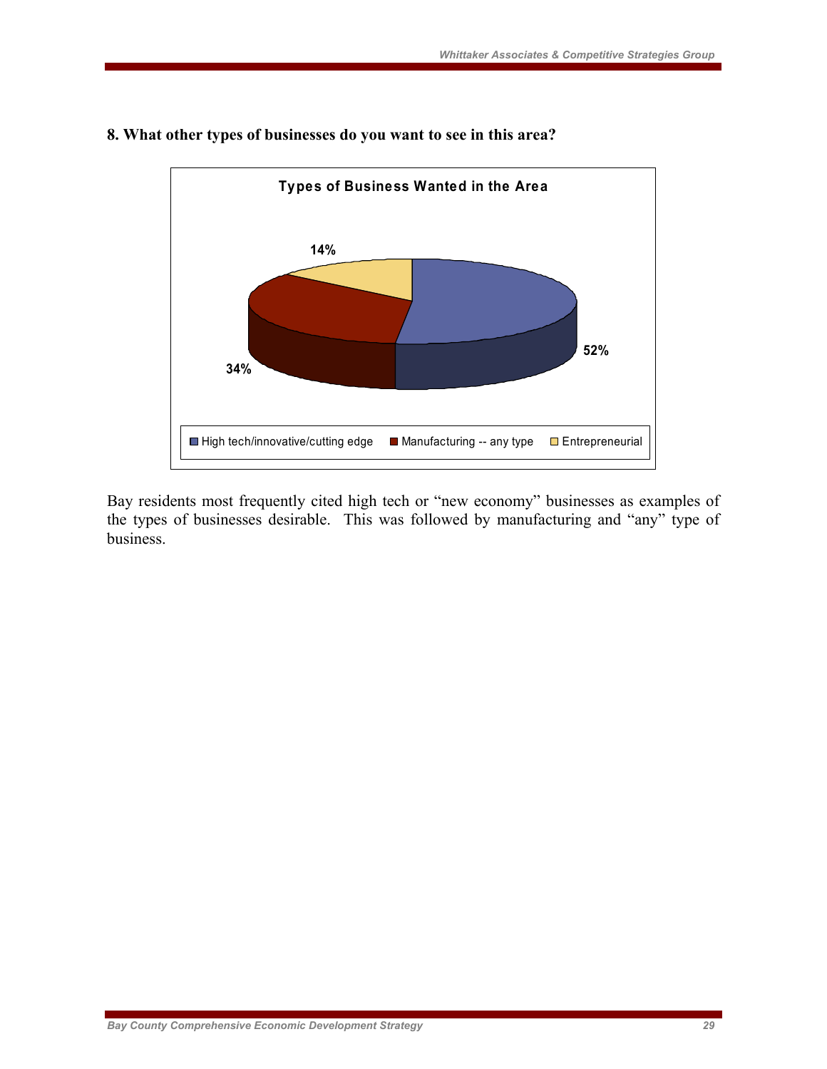**8. What other types of businesses do you want to see in this area?**

**Types of Business Wanted in the Area**

| Type | Percent |
|---|---|
| High tech/innovative/cutting edge | 52% |
| Manufacturing -- any type | 34% |
| Entrepreneurial | 14% |

Bay residents most frequently cited high tech or "new economy" businesses as examples of the types of businesses desirable. This was followed by manufacturing and "any" type of business.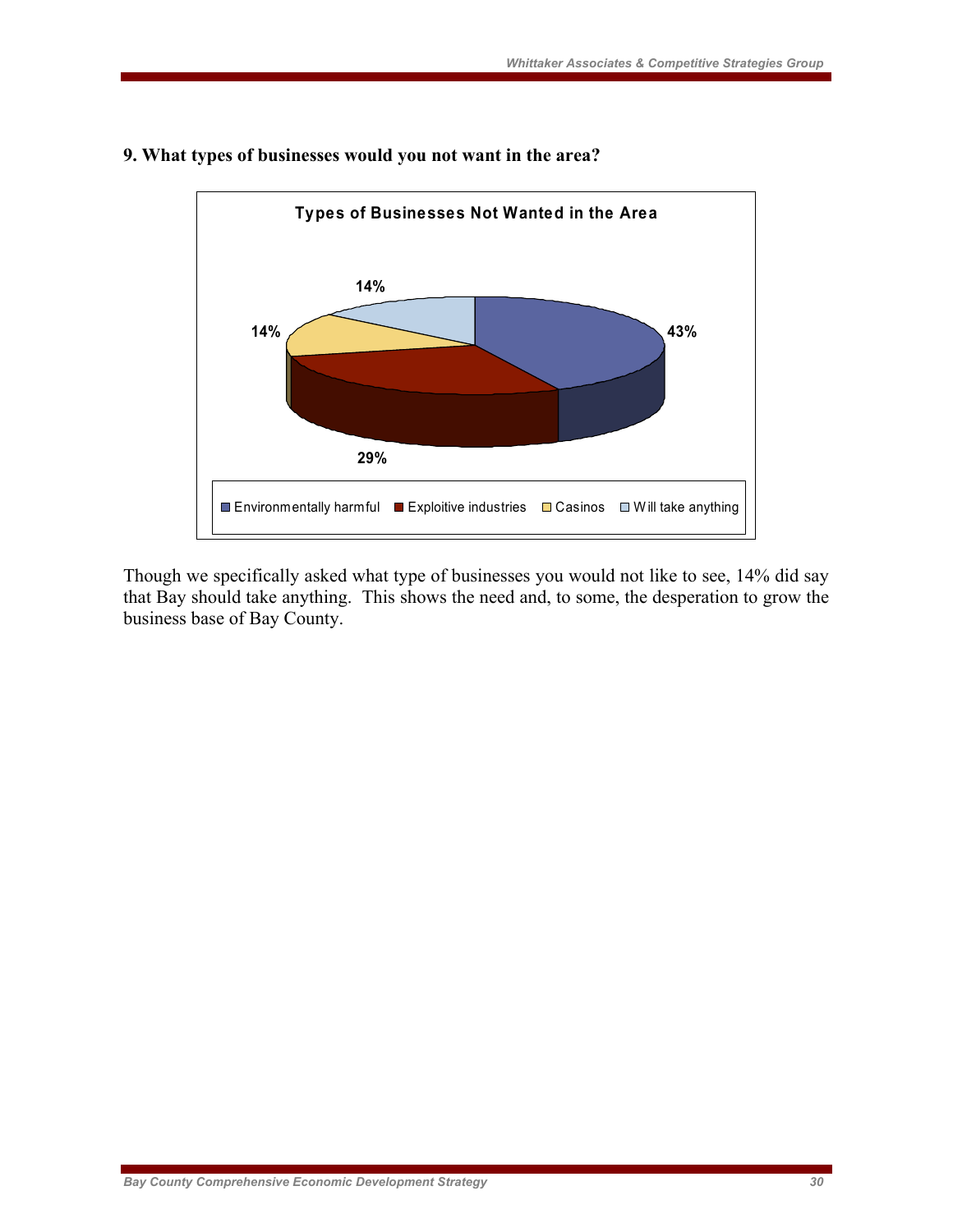### 9. What types of businesses would you not want in the area?

**Types of Businesses Not Wanted in the Area**

| Type | Percentage |
|---|---|
| Environmentally harmful | 43% |
| Exploitive industries | 29% |
| Casinos | 14% |
| Will take anything | 14% |

Though we specifically asked what type of businesses you would not like to see, 14% did say that Bay should take anything. This shows the need and, to some, the desperation to grow the business base of Bay County.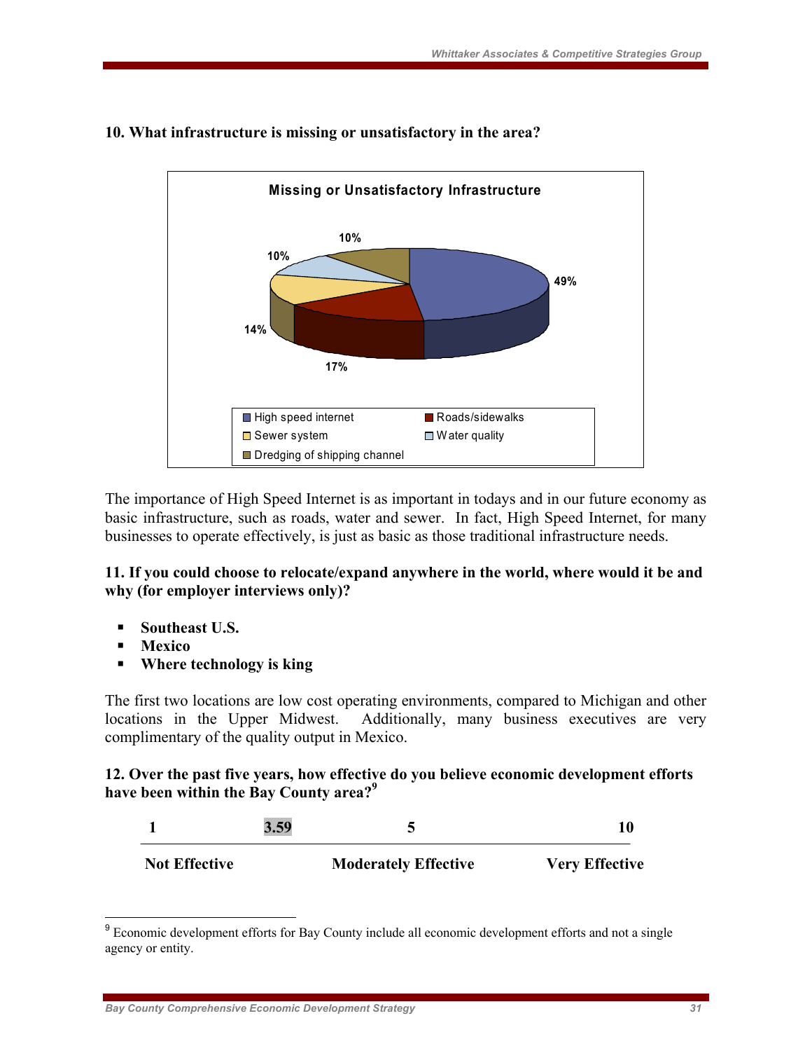**10. What infrastructure is missing or unsatisfactory in the area?**

**Missing or Unsatisfactory Infrastructure**

| Infrastructure | Percentage |
|---|---|
| High speed internet | 49% |
| Roads/sidewalks | 17% |
| Sewer system | 14% |
| Water quality | 10% |
| Dredging of shipping channel | 10% |

The importance of High Speed Internet is as important in todays and in our future economy as basic infrastructure, such as roads, water and sewer. In fact, High Speed Internet, for many businesses to operate effectively, is just as basic as those traditional infrastructure needs.

**11. If you could choose to relocate/expand anywhere in the world, where would it be and why (for employer interviews only)?**

- **Southeast U.S.**
- **Mexico**
- **Where technology is king**

The first two locations are low cost operating environments, compared to Michigan and other locations in the Upper Midwest. Additionally, many business executives are very complimentary of the quality output in Mexico.

**12. Over the past five years, how effective do you believe economic development efforts have been within the Bay County area?[9]**

| 1 | 3.59 | 5 | 10 |
|---|---|---|---|
| **Not Effective** | | **Moderately Effective** | **Very Effective** |

[9] Economic development efforts for Bay County include all economic development efforts and not a single agency or entity.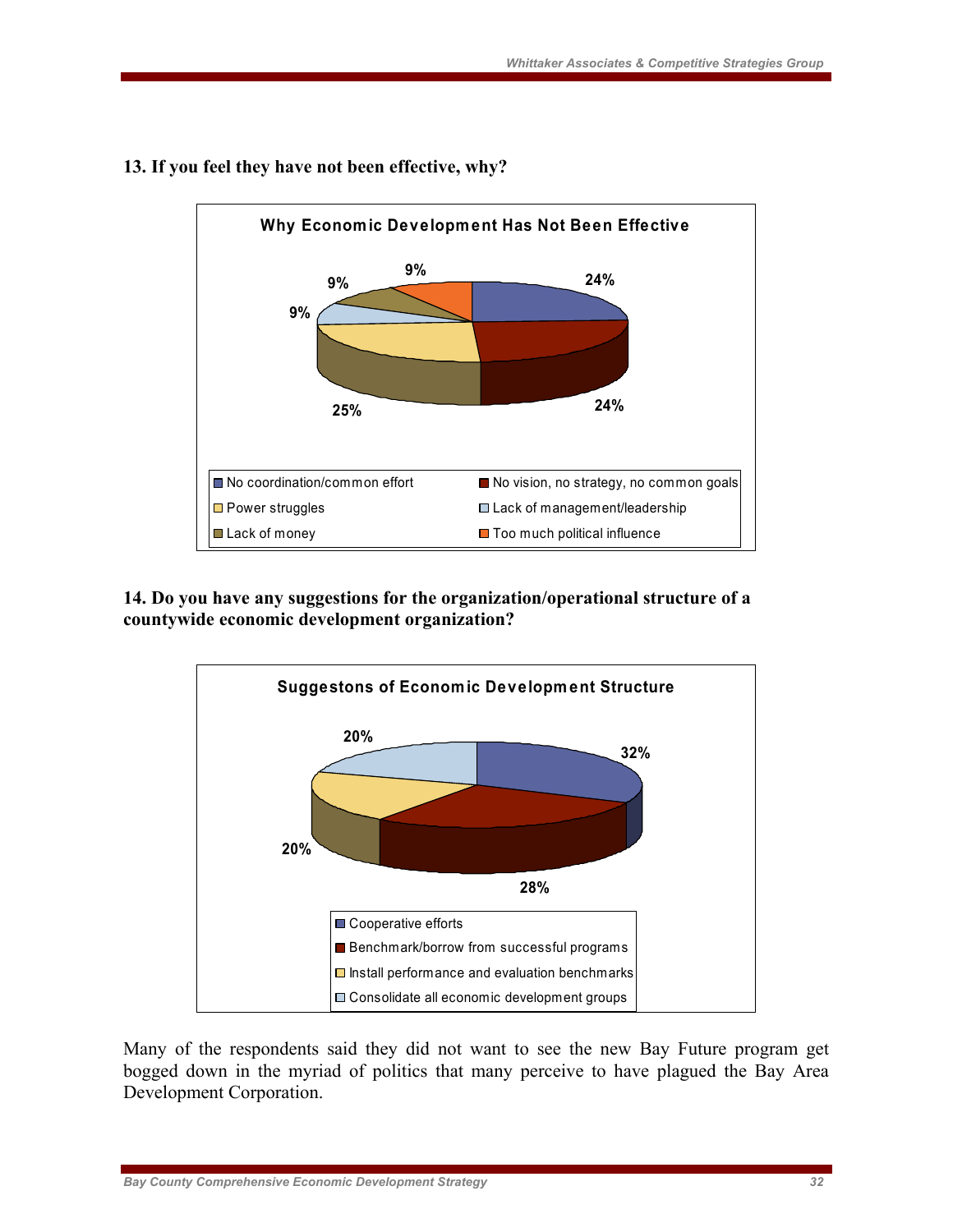**13. If you feel they have not been effective, why?**

**Why Economic Development Has Not Been Effective**

| Reason | Percent |
|---|---|
| No coordination/common effort | 24% |
| No vision, no strategy, no common goals | 24% |
| Power struggles | 25% |
| Lack of management/leadership | 9% |
| Lack of money | 9% |
| Too much political influence | 9% |

**14. Do you have any suggestions for the organization/operational structure of a countywide economic development organization?**

**Suggestons of Economic Development Structure**

| Suggestion | Percent |
|---|---|
| Cooperative efforts | 32% |
| Benchmark/borrow from successful programs | 28% |
| Install performance and evaluation benchmarks | 20% |
| Consolidate all economic development groups | 20% |

Many of the respondents said they did not want to see the new Bay Future program get bogged down in the myriad of politics that many perceive to have plagued the Bay Area Development Corporation.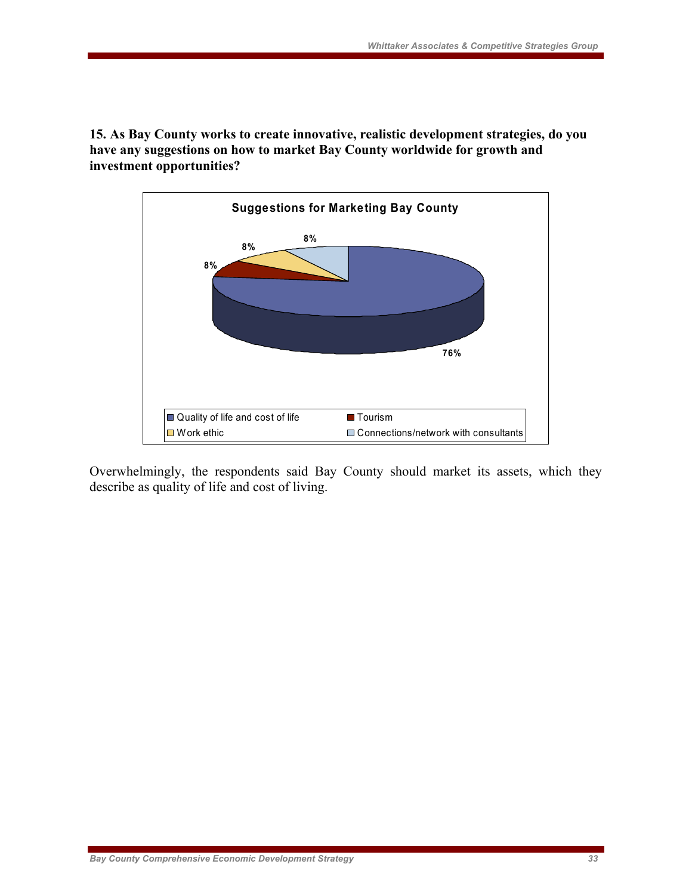**15. As Bay County works to create innovative, realistic development strategies, do you have any suggestions on how to market Bay County worldwide for growth and investment opportunities?**

**Suggestions for Marketing Bay County**

| Suggestion | Percent |
| --- | --- |
| Quality of life and cost of life | 76% |
| Tourism | 8% |
| Work ethic | 8% |
| Connections/network with consultants | 8% |

Overwhelmingly, the respondents said Bay County should market its assets, which they describe as quality of life and cost of living.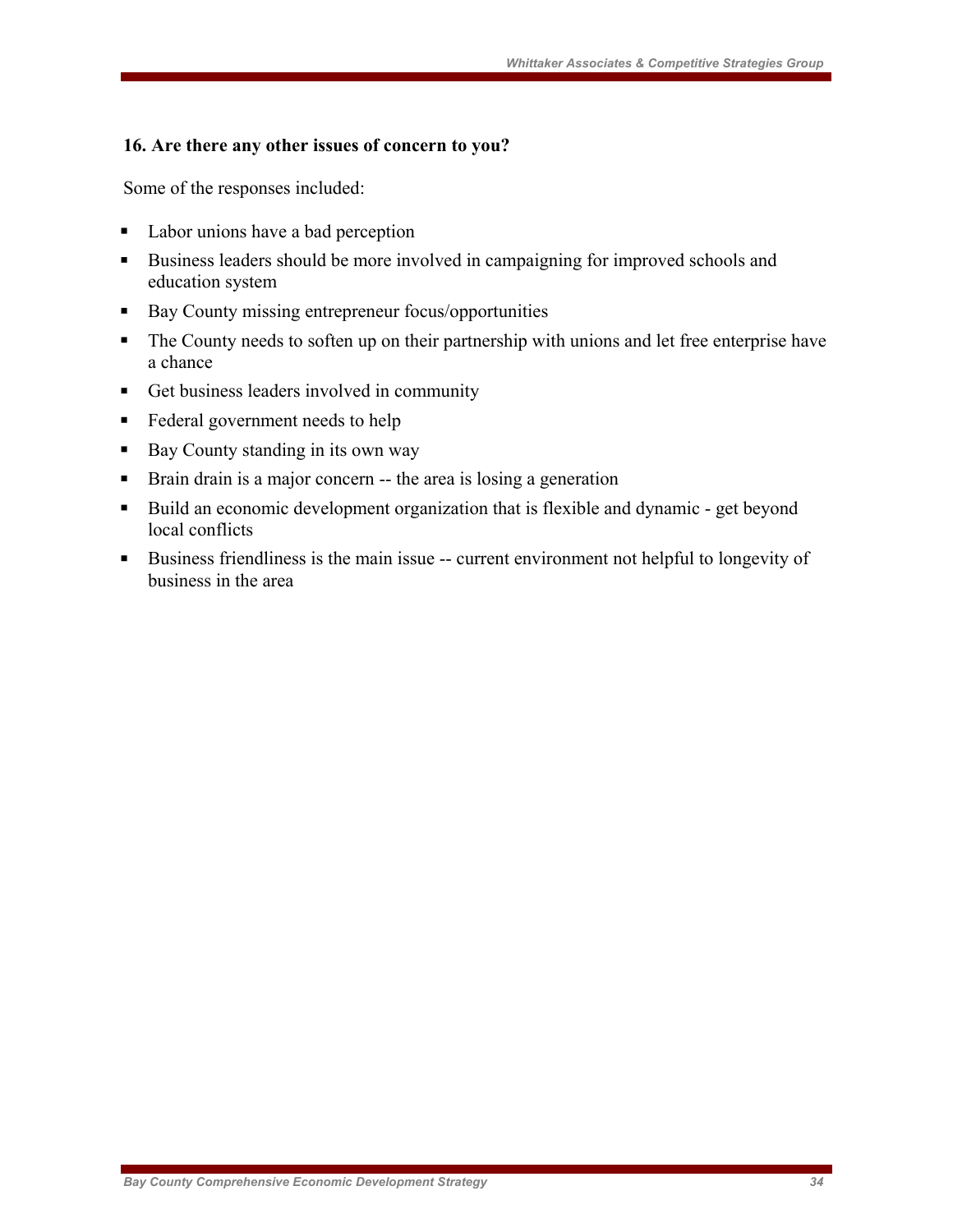**16. Are there any other issues of concern to you?**

Some of the responses included:

- Labor unions have a bad perception
- Business leaders should be more involved in campaigning for improved schools and education system
- Bay County missing entrepreneur focus/opportunities
- The County needs to soften up on their partnership with unions and let free enterprise have a chance
- Get business leaders involved in community
- Federal government needs to help
- Bay County standing in its own way
- Brain drain is a major concern -- the area is losing a generation
- Build an economic development organization that is flexible and dynamic - get beyond local conflicts
- Business friendliness is the main issue -- current environment not helpful to longevity of business in the area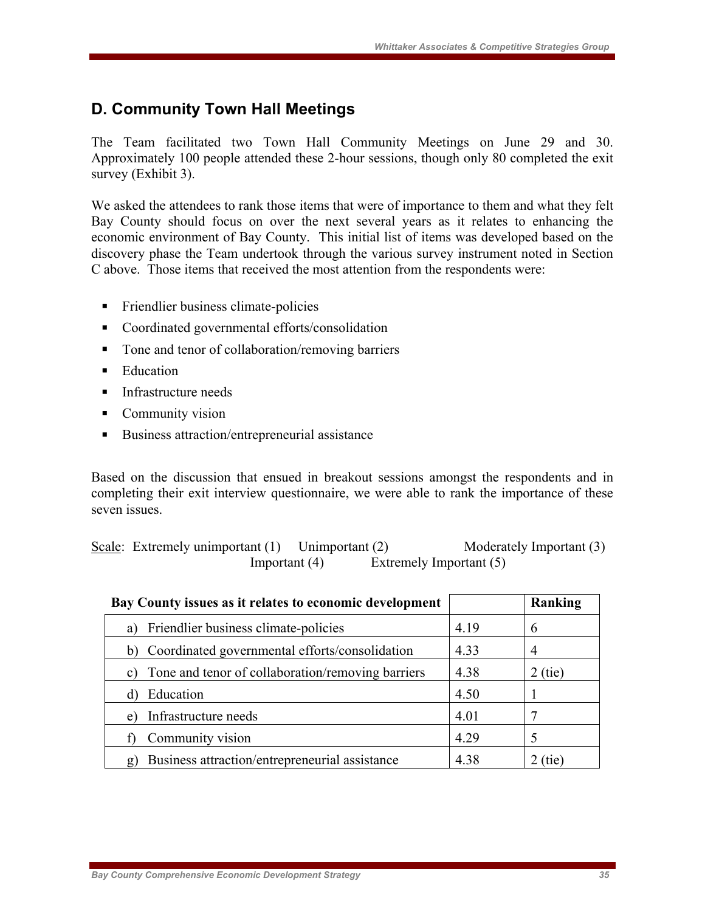## D. Community Town Hall Meetings

The Team facilitated two Town Hall Community Meetings on June 29 and 30. Approximately 100 people attended these 2-hour sessions, though only 80 completed the exit survey (Exhibit 3).

We asked the attendees to rank those items that were of importance to them and what they felt Bay County should focus on over the next several years as it relates to enhancing the economic environment of Bay County. This initial list of items was developed based on the discovery phase the Team undertook through the various survey instrument noted in Section C above. Those items that received the most attention from the respondents were:

- Friendlier business climate-policies
- Coordinated governmental efforts/consolidation
- Tone and tenor of collaboration/removing barriers
- Education
- Infrastructure needs
- Community vision
- Business attraction/entrepreneurial assistance

Based on the discussion that ensued in breakout sessions amongst the respondents and in completing their exit interview questionnaire, we were able to rank the importance of these seven issues.

Scale: Extremely unimportant (1) Unimportant (2) Moderately Important (3) Important (4) Extremely Important (5)

| Bay County issues as it relates to economic development | | Ranking |
|---|---|---|
| a) Friendlier business climate-policies | 4.19 | 6 |
| b) Coordinated governmental efforts/consolidation | 4.33 | 4 |
| c) Tone and tenor of collaboration/removing barriers | 4.38 | 2 (tie) |
| d) Education | 4.50 | 1 |
| e) Infrastructure needs | 4.01 | 7 |
| f) Community vision | 4.29 | 5 |
| g) Business attraction/entrepreneurial assistance | 4.38 | 2 (tie) |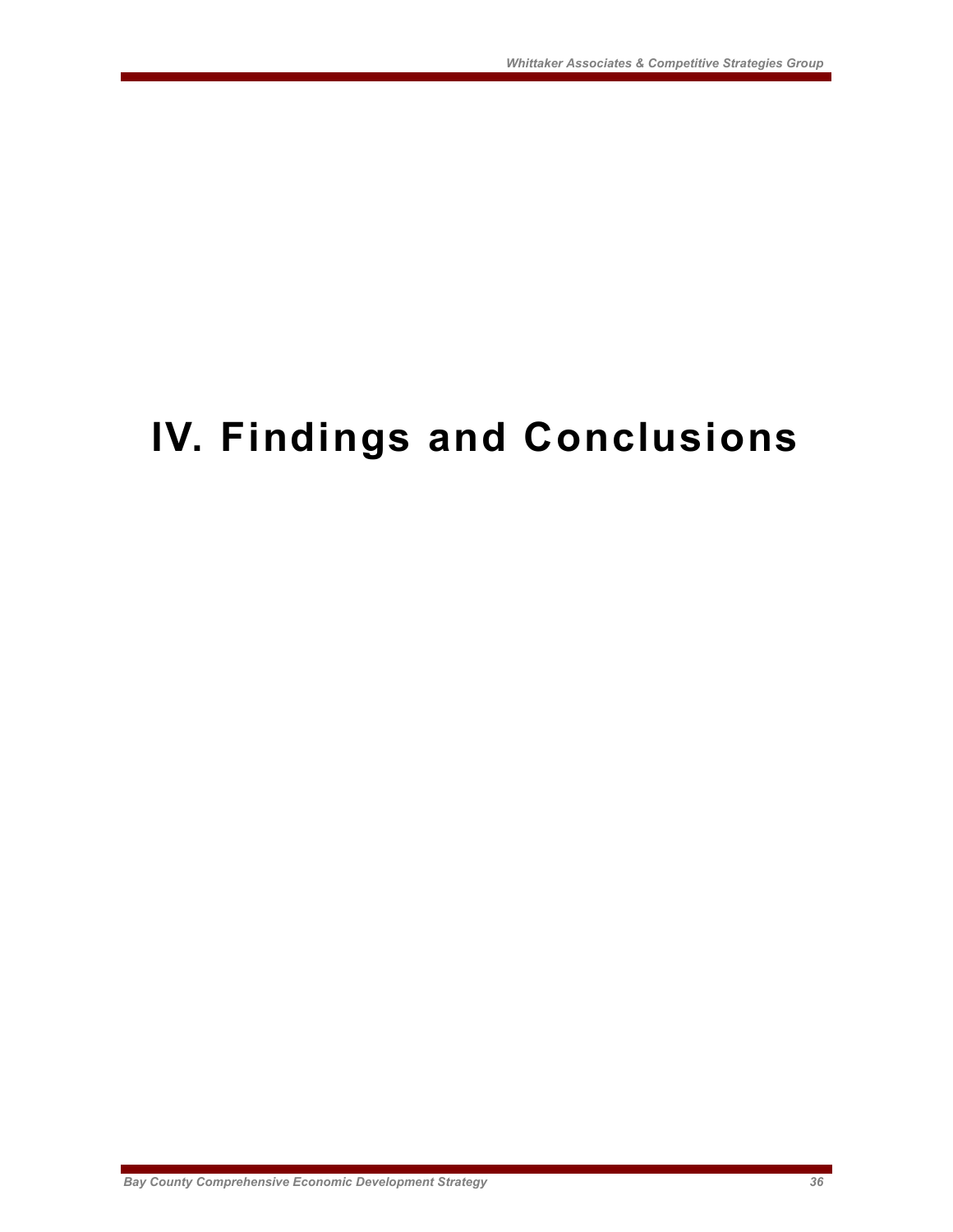# IV. Findings and Conclusions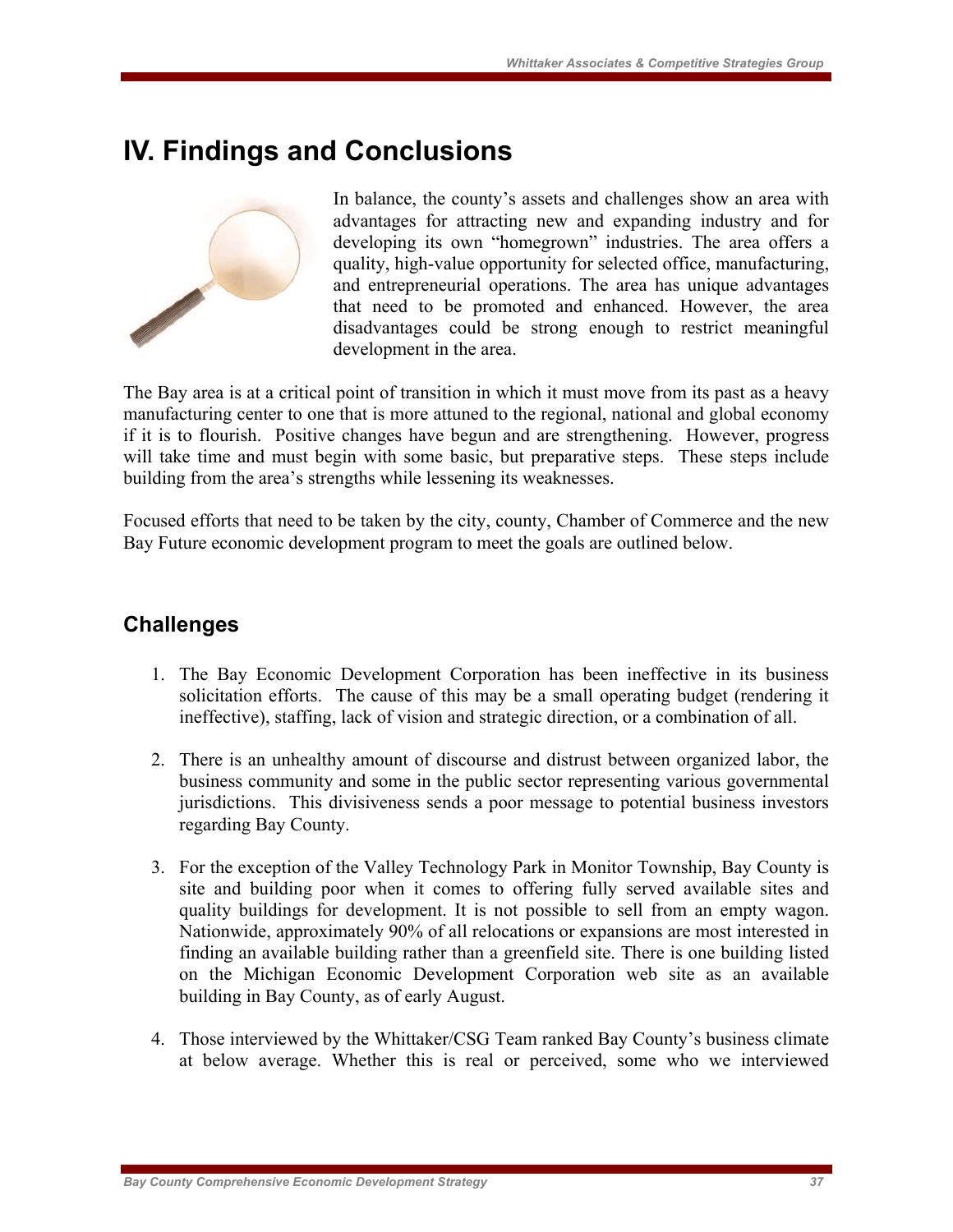# IV. Findings and Conclusions

In balance, the county's assets and challenges show an area with advantages for attracting new and expanding industry and for developing its own "homegrown" industries. The area offers a quality, high-value opportunity for selected office, manufacturing, and entrepreneurial operations. The area has unique advantages that need to be promoted and enhanced. However, the area disadvantages could be strong enough to restrict meaningful development in the area.

The Bay area is at a critical point of transition in which it must move from its past as a heavy manufacturing center to one that is more attuned to the regional, national and global economy if it is to flourish. Positive changes have begun and are strengthening. However, progress will take time and must begin with some basic, but preparative steps. These steps include building from the area's strengths while lessening its weaknesses.

Focused efforts that need to be taken by the city, county, Chamber of Commerce and the new Bay Future economic development program to meet the goals are outlined below.

## Challenges

1. The Bay Economic Development Corporation has been ineffective in its business solicitation efforts. The cause of this may be a small operating budget (rendering it ineffective), staffing, lack of vision and strategic direction, or a combination of all.

2. There is an unhealthy amount of discourse and distrust between organized labor, the business community and some in the public sector representing various governmental jurisdictions. This divisiveness sends a poor message to potential business investors regarding Bay County.

3. For the exception of the Valley Technology Park in Monitor Township, Bay County is site and building poor when it comes to offering fully served available sites and quality buildings for development. It is not possible to sell from an empty wagon. Nationwide, approximately 90% of all relocations or expansions are most interested in finding an available building rather than a greenfield site. There is one building listed on the Michigan Economic Development Corporation web site as an available building in Bay County, as of early August.

4. Those interviewed by the Whittaker/CSG Team ranked Bay County's business climate at below average. Whether this is real or perceived, some who we interviewed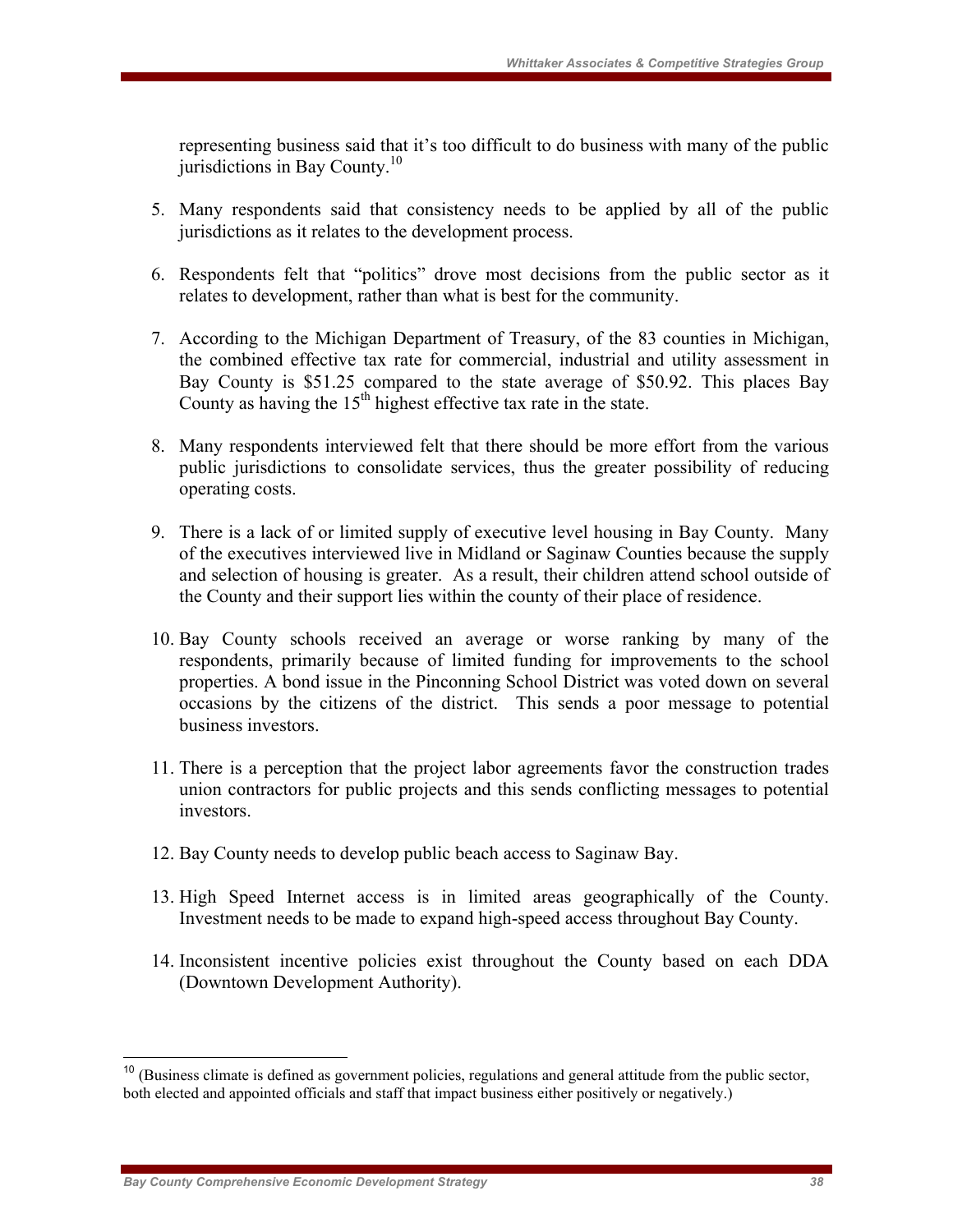representing business said that it's too difficult to do business with many of the public jurisdictions in Bay County.[10]

5. Many respondents said that consistency needs to be applied by all of the public jurisdictions as it relates to the development process.

6. Respondents felt that "politics" drove most decisions from the public sector as it relates to development, rather than what is best for the community.

7. According to the Michigan Department of Treasury, of the 83 counties in Michigan, the combined effective tax rate for commercial, industrial and utility assessment in Bay County is $51.25 compared to the state average of $50.92. This places Bay County as having the 15th highest effective tax rate in the state.

8. Many respondents interviewed felt that there should be more effort from the various public jurisdictions to consolidate services, thus the greater possibility of reducing operating costs.

9. There is a lack of or limited supply of executive level housing in Bay County. Many of the executives interviewed live in Midland or Saginaw Counties because the supply and selection of housing is greater. As a result, their children attend school outside of the County and their support lies within the county of their place of residence.

10. Bay County schools received an average or worse ranking by many of the respondents, primarily because of limited funding for improvements to the school properties. A bond issue in the Pinconning School District was voted down on several occasions by the citizens of the district. This sends a poor message to potential business investors.

11. There is a perception that the project labor agreements favor the construction trades union contractors for public projects and this sends conflicting messages to potential investors.

12. Bay County needs to develop public beach access to Saginaw Bay.

13. High Speed Internet access is in limited areas geographically of the County. Investment needs to be made to expand high-speed access throughout Bay County.

14. Inconsistent incentive policies exist throughout the County based on each DDA (Downtown Development Authority).

---

[10] (Business climate is defined as government policies, regulations and general attitude from the public sector, both elected and appointed officials and staff that impact business either positively or negatively.)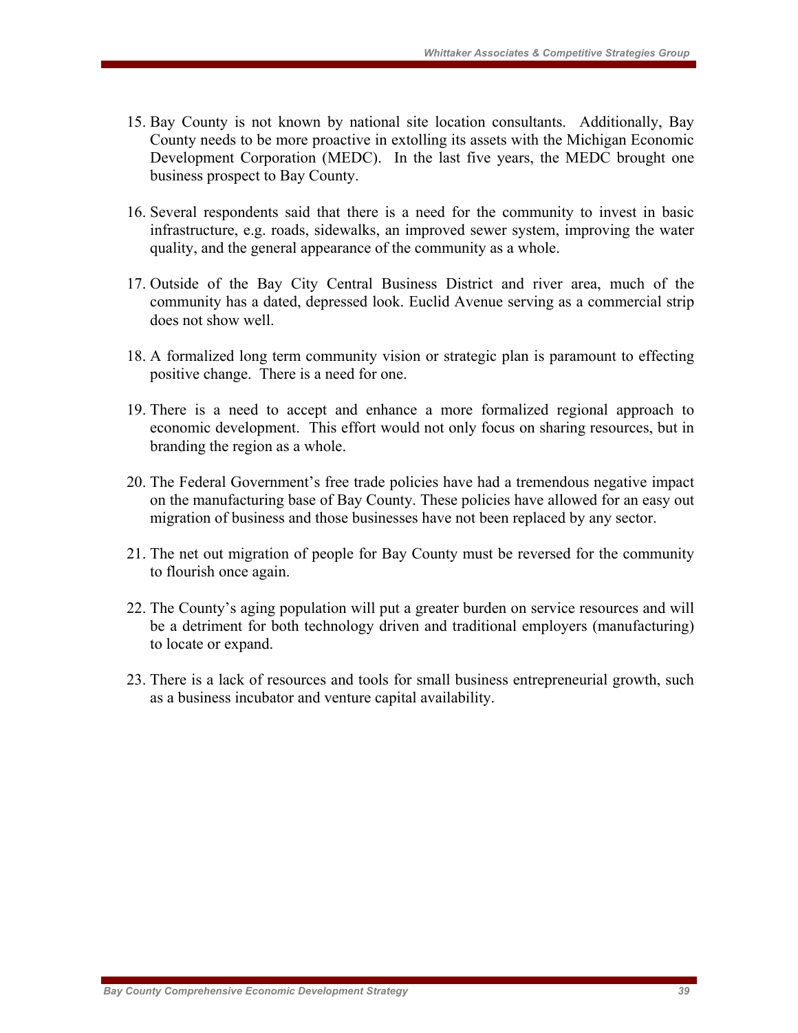15. Bay County is not known by national site location consultants. Additionally, Bay County needs to be more proactive in extolling its assets with the Michigan Economic Development Corporation (MEDC). In the last five years, the MEDC brought one business prospect to Bay County.

16. Several respondents said that there is a need for the community to invest in basic infrastructure, e.g. roads, sidewalks, an improved sewer system, improving the water quality, and the general appearance of the community as a whole.

17. Outside of the Bay City Central Business District and river area, much of the community has a dated, depressed look. Euclid Avenue serving as a commercial strip does not show well.

18. A formalized long term community vision or strategic plan is paramount to effecting positive change. There is a need for one.

19. There is a need to accept and enhance a more formalized regional approach to economic development. This effort would not only focus on sharing resources, but in branding the region as a whole.

20. The Federal Government's free trade policies have had a tremendous negative impact on the manufacturing base of Bay County. These policies have allowed for an easy out migration of business and those businesses have not been replaced by any sector.

21. The net out migration of people for Bay County must be reversed for the community to flourish once again.

22. The County's aging population will put a greater burden on service resources and will be a detriment for both technology driven and traditional employers (manufacturing) to locate or expand.

23. There is a lack of resources and tools for small business entrepreneurial growth, such as a business incubator and venture capital availability.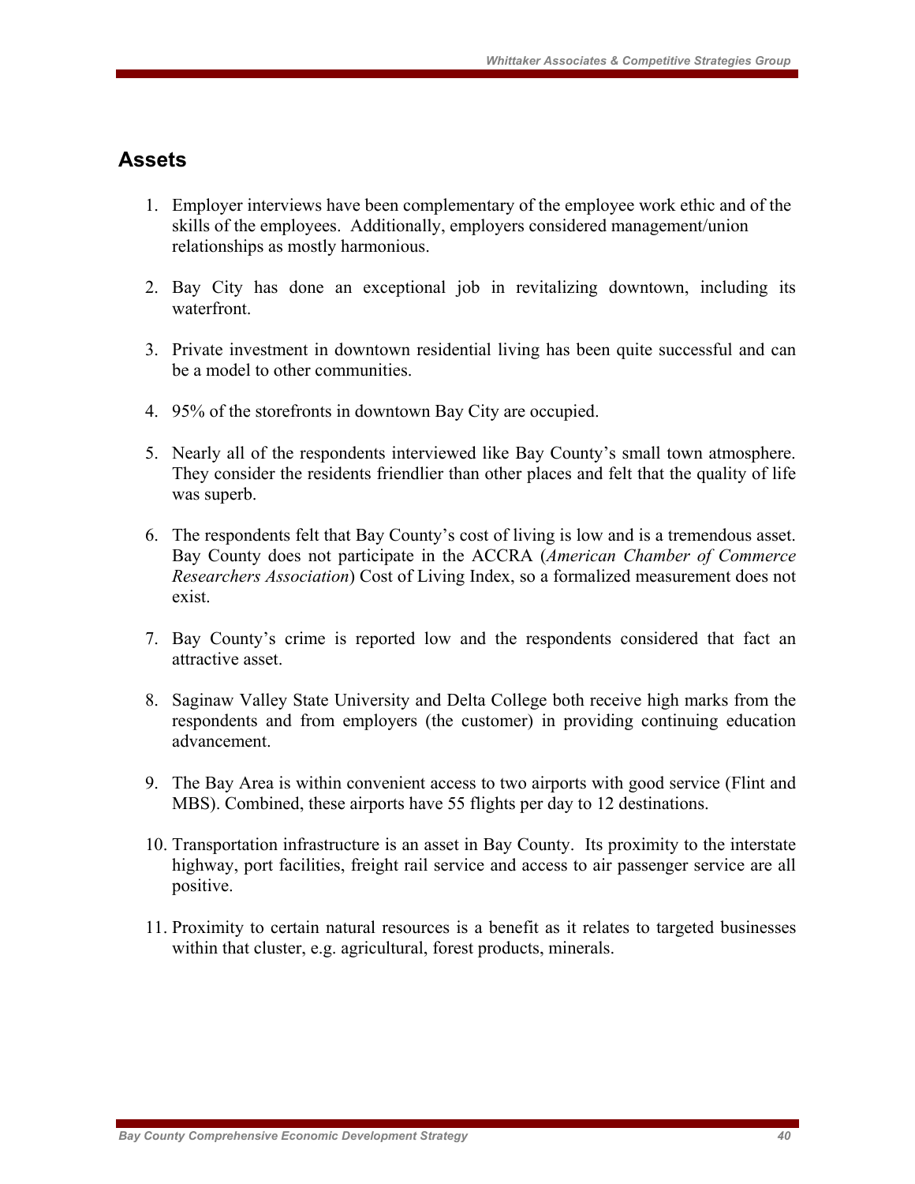## Assets

1. Employer interviews have been complementary of the employee work ethic and of the skills of the employees. Additionally, employers considered management/union relationships as mostly harmonious.

2. Bay City has done an exceptional job in revitalizing downtown, including its waterfront.

3. Private investment in downtown residential living has been quite successful and can be a model to other communities.

4. 95% of the storefronts in downtown Bay City are occupied.

5. Nearly all of the respondents interviewed like Bay County's small town atmosphere. They consider the residents friendlier than other places and felt that the quality of life was superb.

6. The respondents felt that Bay County's cost of living is low and is a tremendous asset. Bay County does not participate in the ACCRA (*American Chamber of Commerce Researchers Association*) Cost of Living Index, so a formalized measurement does not exist.

7. Bay County's crime is reported low and the respondents considered that fact an attractive asset.

8. Saginaw Valley State University and Delta College both receive high marks from the respondents and from employers (the customer) in providing continuing education advancement.

9. The Bay Area is within convenient access to two airports with good service (Flint and MBS). Combined, these airports have 55 flights per day to 12 destinations.

10. Transportation infrastructure is an asset in Bay County. Its proximity to the interstate highway, port facilities, freight rail service and access to air passenger service are all positive.

11. Proximity to certain natural resources is a benefit as it relates to targeted businesses within that cluster, e.g. agricultural, forest products, minerals.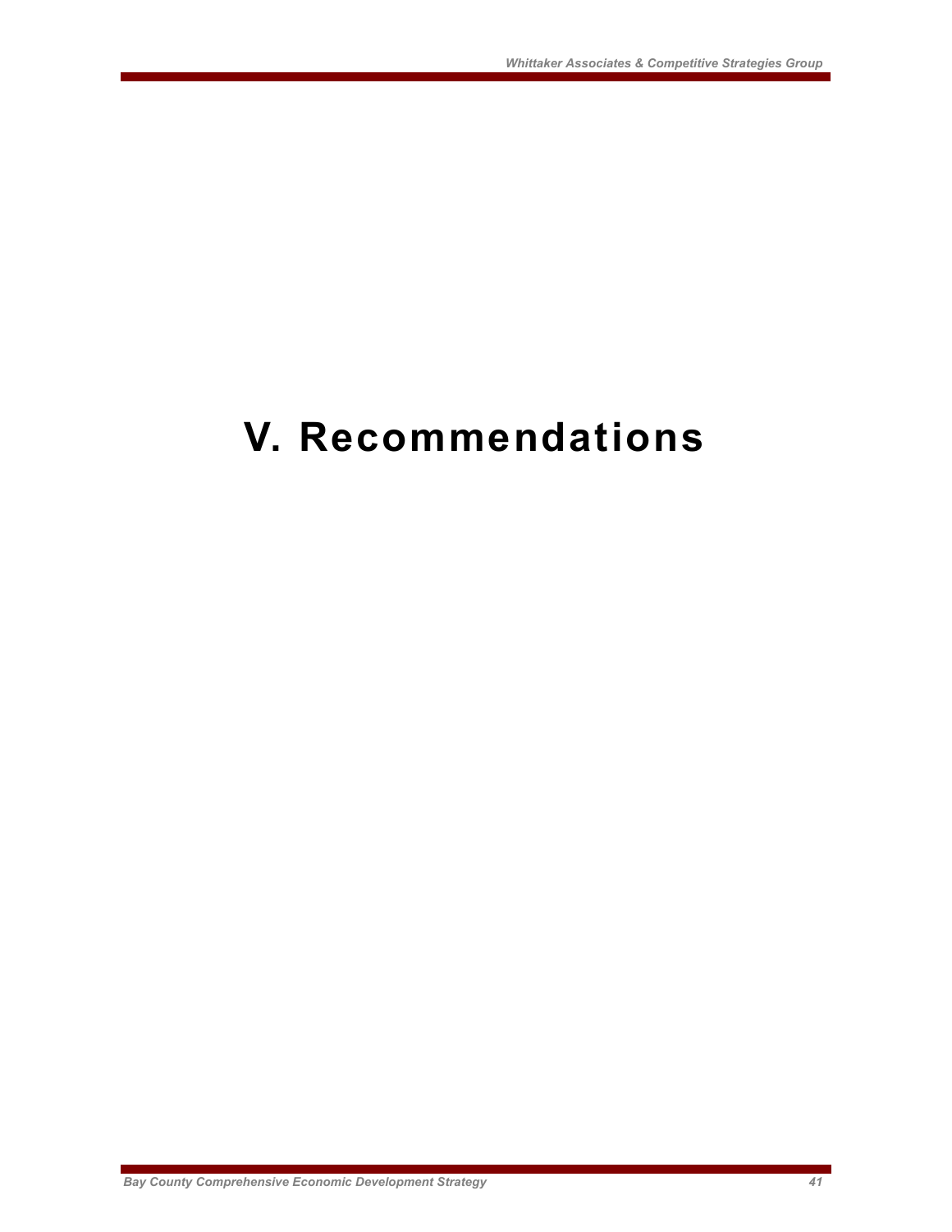# V. Recommendations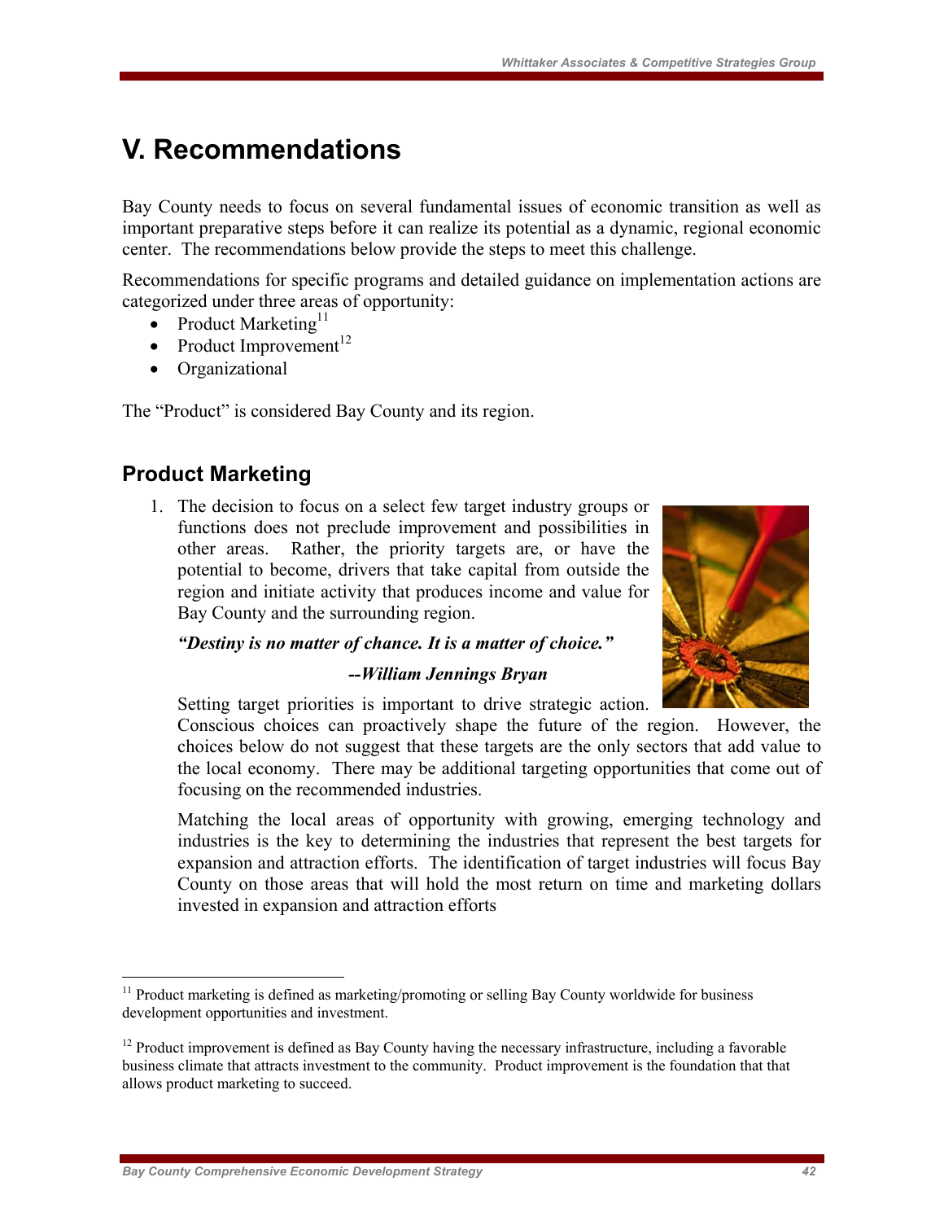# V. Recommendations

Bay County needs to focus on several fundamental issues of economic transition as well as important preparative steps before it can realize its potential as a dynamic, regional economic center. The recommendations below provide the steps to meet this challenge.

Recommendations for specific programs and detailed guidance on implementation actions are categorized under three areas of opportunity:

- Product Marketing[11]
- Product Improvement[12]
- Organizational

The "Product" is considered Bay County and its region.

## Product Marketing

1. The decision to focus on a select few target industry groups or functions does not preclude improvement and possibilities in other areas. Rather, the priority targets are, or have the potential to become, drivers that take capital from outside the region and initiate activity that produces income and value for Bay County and the surrounding region.

   ***"Destiny is no matter of chance. It is a matter of choice."***

   ***--William Jennings Bryan***

   Setting target priorities is important to drive strategic action. Conscious choices can proactively shape the future of the region. However, the choices below do not suggest that these targets are the only sectors that add value to the local economy. There may be additional targeting opportunities that come out of focusing on the recommended industries.

   Matching the local areas of opportunity with growing, emerging technology and industries is the key to determining the industries that represent the best targets for expansion and attraction efforts. The identification of target industries will focus Bay County on those areas that will hold the most return on time and marketing dollars invested in expansion and attraction efforts

---

[11] Product marketing is defined as marketing/promoting or selling Bay County worldwide for business development opportunities and investment.

[12] Product improvement is defined as Bay County having the necessary infrastructure, including a favorable business climate that attracts investment to the community. Product improvement is the foundation that that allows product marketing to succeed.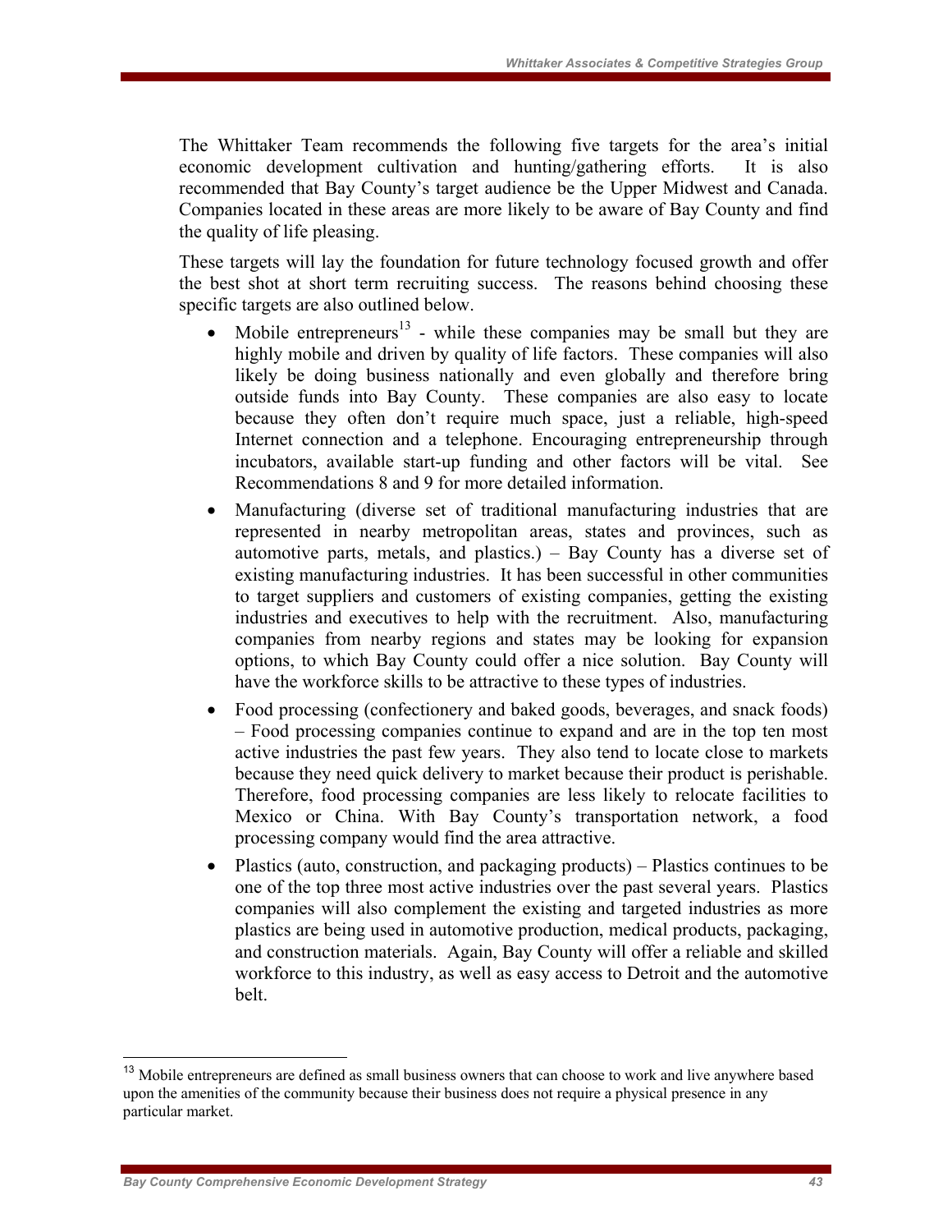The Whittaker Team recommends the following five targets for the area's initial economic development cultivation and hunting/gathering efforts. It is also recommended that Bay County's target audience be the Upper Midwest and Canada. Companies located in these areas are more likely to be aware of Bay County and find the quality of life pleasing.

These targets will lay the foundation for future technology focused growth and offer the best shot at short term recruiting success. The reasons behind choosing these specific targets are also outlined below.

- Mobile entrepreneurs[13] - while these companies may be small but they are highly mobile and driven by quality of life factors. These companies will also likely be doing business nationally and even globally and therefore bring outside funds into Bay County. These companies are also easy to locate because they often don't require much space, just a reliable, high-speed Internet connection and a telephone. Encouraging entrepreneurship through incubators, available start-up funding and other factors will be vital. See Recommendations 8 and 9 for more detailed information.
- Manufacturing (diverse set of traditional manufacturing industries that are represented in nearby metropolitan areas, states and provinces, such as automotive parts, metals, and plastics.) – Bay County has a diverse set of existing manufacturing industries. It has been successful in other communities to target suppliers and customers of existing companies, getting the existing industries and executives to help with the recruitment. Also, manufacturing companies from nearby regions and states may be looking for expansion options, to which Bay County could offer a nice solution. Bay County will have the workforce skills to be attractive to these types of industries.
- Food processing (confectionery and baked goods, beverages, and snack foods) – Food processing companies continue to expand and are in the top ten most active industries the past few years. They also tend to locate close to markets because they need quick delivery to market because their product is perishable. Therefore, food processing companies are less likely to relocate facilities to Mexico or China. With Bay County's transportation network, a food processing company would find the area attractive.
- Plastics (auto, construction, and packaging products) – Plastics continues to be one of the top three most active industries over the past several years. Plastics companies will also complement the existing and targeted industries as more plastics are being used in automotive production, medical products, packaging, and construction materials. Again, Bay County will offer a reliable and skilled workforce to this industry, as well as easy access to Detroit and the automotive belt.

---

[13] Mobile entrepreneurs are defined as small business owners that can choose to work and live anywhere based upon the amenities of the community because their business does not require a physical presence in any particular market.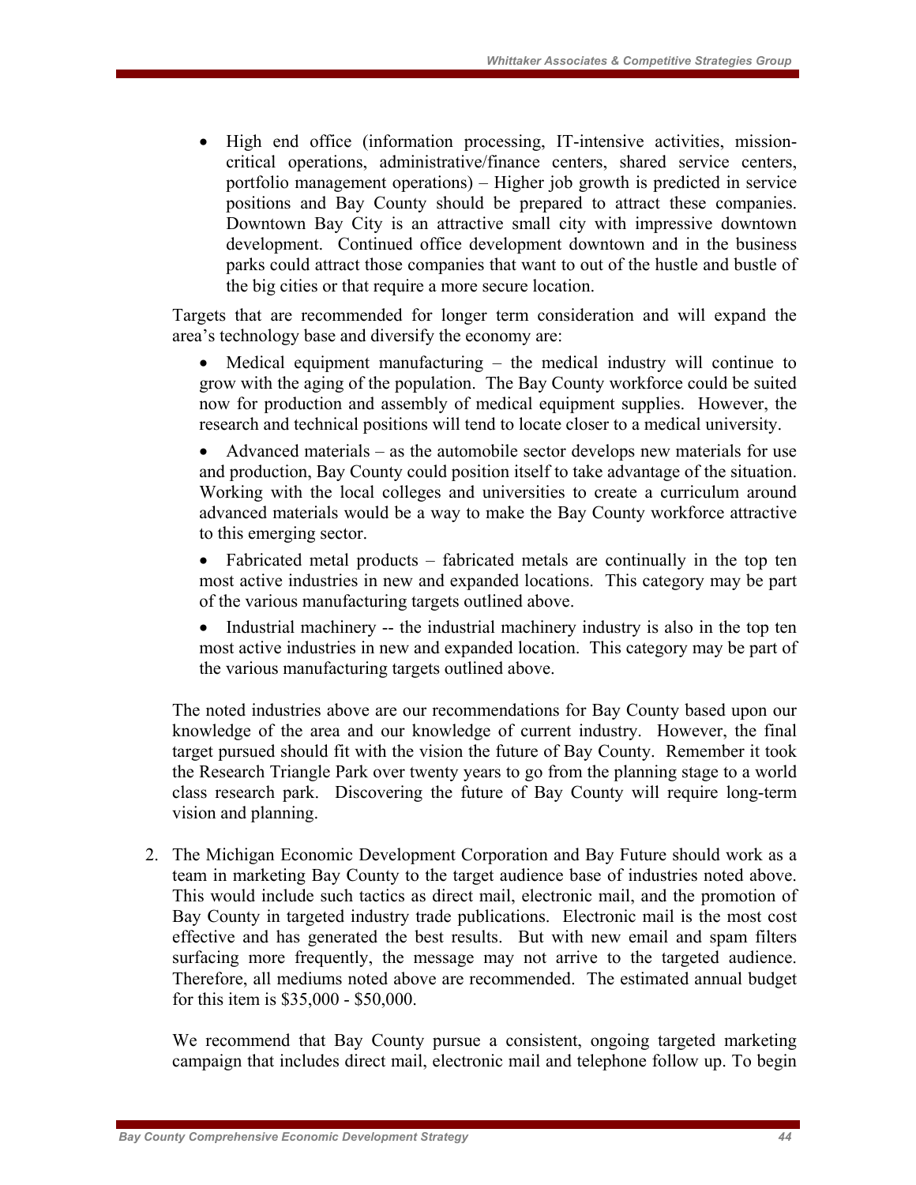- High end office (information processing, IT-intensive activities, mission-critical operations, administrative/finance centers, shared service centers, portfolio management operations) – Higher job growth is predicted in service positions and Bay County should be prepared to attract these companies. Downtown Bay City is an attractive small city with impressive downtown development. Continued office development downtown and in the business parks could attract those companies that want to out of the hustle and bustle of the big cities or that require a more secure location.

Targets that are recommended for longer term consideration and will expand the area's technology base and diversify the economy are:

- Medical equipment manufacturing – the medical industry will continue to grow with the aging of the population. The Bay County workforce could be suited now for production and assembly of medical equipment supplies. However, the research and technical positions will tend to locate closer to a medical university.
- Advanced materials – as the automobile sector develops new materials for use and production, Bay County could position itself to take advantage of the situation. Working with the local colleges and universities to create a curriculum around advanced materials would be a way to make the Bay County workforce attractive to this emerging sector.
- Fabricated metal products – fabricated metals are continually in the top ten most active industries in new and expanded locations. This category may be part of the various manufacturing targets outlined above.
- Industrial machinery -- the industrial machinery industry is also in the top ten most active industries in new and expanded location. This category may be part of the various manufacturing targets outlined above.

The noted industries above are our recommendations for Bay County based upon our knowledge of the area and our knowledge of current industry. However, the final target pursued should fit with the vision the future of Bay County. Remember it took the Research Triangle Park over twenty years to go from the planning stage to a world class research park. Discovering the future of Bay County will require long-term vision and planning.

2. The Michigan Economic Development Corporation and Bay Future should work as a team in marketing Bay County to the target audience base of industries noted above. This would include such tactics as direct mail, electronic mail, and the promotion of Bay County in targeted industry trade publications. Electronic mail is the most cost effective and has generated the best results. But with new email and spam filters surfacing more frequently, the message may not arrive to the targeted audience. Therefore, all mediums noted above are recommended. The estimated annual budget for this item is $35,000 - $50,000.

   We recommend that Bay County pursue a consistent, ongoing targeted marketing campaign that includes direct mail, electronic mail and telephone follow up. To begin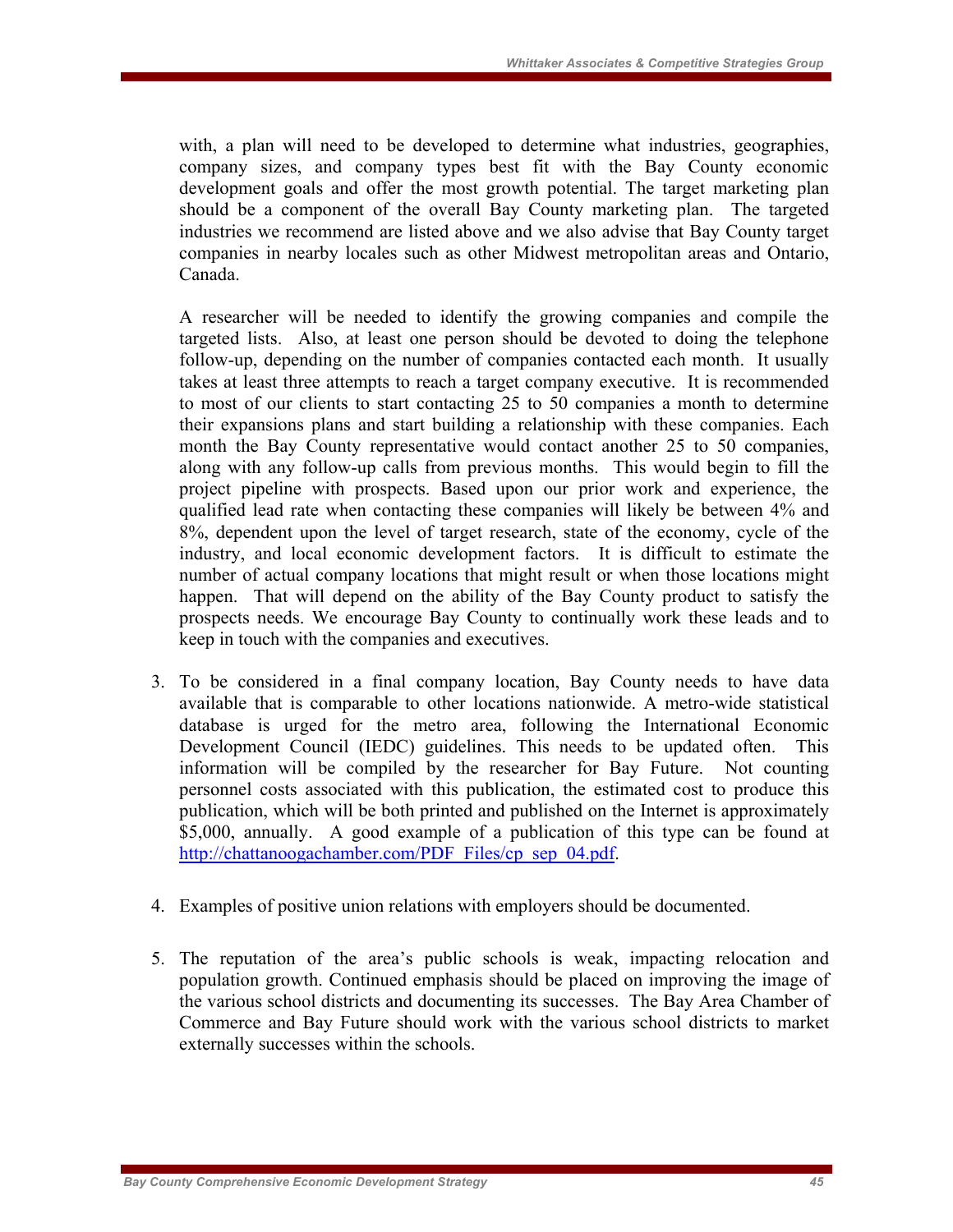with, a plan will need to be developed to determine what industries, geographies, company sizes, and company types best fit with the Bay County economic development goals and offer the most growth potential. The target marketing plan should be a component of the overall Bay County marketing plan. The targeted industries we recommend are listed above and we also advise that Bay County target companies in nearby locales such as other Midwest metropolitan areas and Ontario, Canada.

A researcher will be needed to identify the growing companies and compile the targeted lists. Also, at least one person should be devoted to doing the telephone follow-up, depending on the number of companies contacted each month. It usually takes at least three attempts to reach a target company executive. It is recommended to most of our clients to start contacting 25 to 50 companies a month to determine their expansions plans and start building a relationship with these companies. Each month the Bay County representative would contact another 25 to 50 companies, along with any follow-up calls from previous months. This would begin to fill the project pipeline with prospects. Based upon our prior work and experience, the qualified lead rate when contacting these companies will likely be between 4% and 8%, dependent upon the level of target research, state of the economy, cycle of the industry, and local economic development factors. It is difficult to estimate the number of actual company locations that might result or when those locations might happen. That will depend on the ability of the Bay County product to satisfy the prospects needs. We encourage Bay County to continually work these leads and to keep in touch with the companies and executives.

3. To be considered in a final company location, Bay County needs to have data available that is comparable to other locations nationwide. A metro-wide statistical database is urged for the metro area, following the International Economic Development Council (IEDC) guidelines. This needs to be updated often. This information will be compiled by the researcher for Bay Future. Not counting personnel costs associated with this publication, the estimated cost to produce this publication, which will be both printed and published on the Internet is approximately $5,000, annually. A good example of a publication of this type can be found at http://chattanoogachamber.com/PDF_Files/cp_sep_04.pdf.

4. Examples of positive union relations with employers should be documented.

5. The reputation of the area's public schools is weak, impacting relocation and population growth. Continued emphasis should be placed on improving the image of the various school districts and documenting its successes. The Bay Area Chamber of Commerce and Bay Future should work with the various school districts to market externally successes within the schools.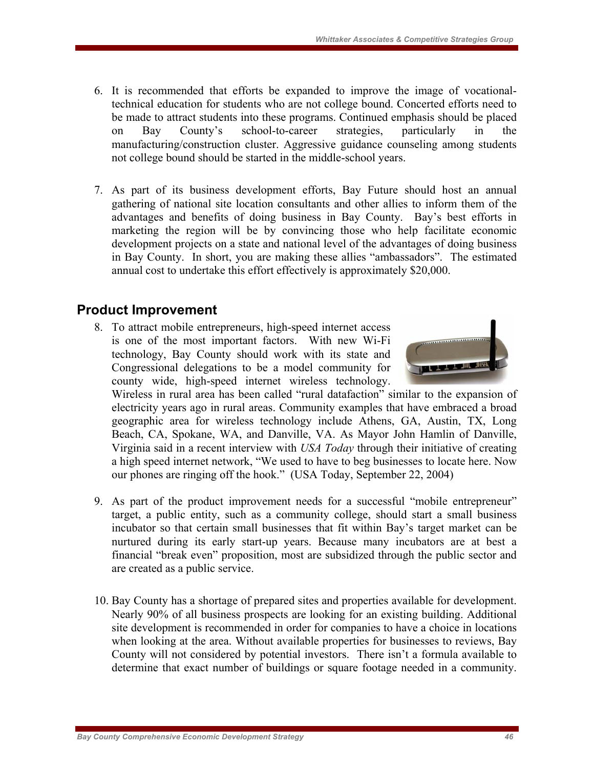6. It is recommended that efforts be expanded to improve the image of vocational-technical education for students who are not college bound. Concerted efforts need to be made to attract students into these programs. Continued emphasis should be placed on Bay County's school-to-career strategies, particularly in the manufacturing/construction cluster. Aggressive guidance counseling among students not college bound should be started in the middle-school years.

7. As part of its business development efforts, Bay Future should host an annual gathering of national site location consultants and other allies to inform them of the advantages and benefits of doing business in Bay County. Bay's best efforts in marketing the region will be by convincing those who help facilitate economic development projects on a state and national level of the advantages of doing business in Bay County. In short, you are making these allies "ambassadors". The estimated annual cost to undertake this effort effectively is approximately $20,000.

## Product Improvement

8. To attract mobile entrepreneurs, high-speed internet access is one of the most important factors. With new Wi-Fi technology, Bay County should work with its state and Congressional delegations to be a model community for county wide, high-speed internet wireless technology. Wireless in rural area has been called "rural datafaction" similar to the expansion of electricity years ago in rural areas. Community examples that have embraced a broad geographic area for wireless technology include Athens, GA, Austin, TX, Long Beach, CA, Spokane, WA, and Danville, VA. As Mayor John Hamlin of Danville, Virginia said in a recent interview with *USA Today* through their initiative of creating a high speed internet network, "We used to have to beg businesses to locate here. Now our phones are ringing off the hook." (USA Today, September 22, 2004)

9. As part of the product improvement needs for a successful "mobile entrepreneur" target, a public entity, such as a community college, should start a small business incubator so that certain small businesses that fit within Bay's target market can be nurtured during its early start-up years. Because many incubators are at best a financial "break even" proposition, most are subsidized through the public sector and are created as a public service.

10. Bay County has a shortage of prepared sites and properties available for development. Nearly 90% of all business prospects are looking for an existing building. Additional site development is recommended in order for companies to have a choice in locations when looking at the area. Without available properties for businesses to reviews, Bay County will not considered by potential investors. There isn't a formula available to determine that exact number of buildings or square footage needed in a community.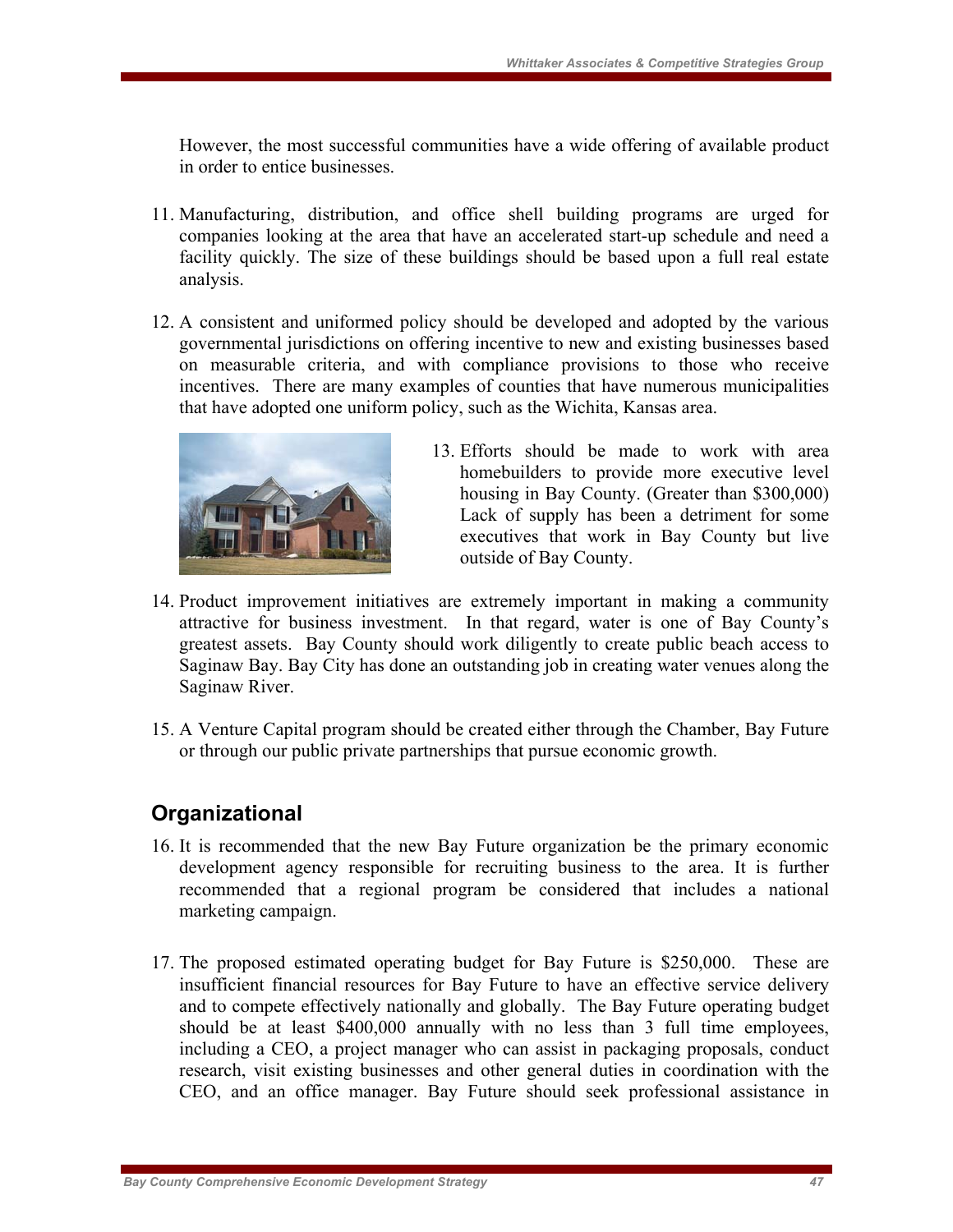However, the most successful communities have a wide offering of available product in order to entice businesses.

11. Manufacturing, distribution, and office shell building programs are urged for companies looking at the area that have an accelerated start-up schedule and need a facility quickly. The size of these buildings should be based upon a full real estate analysis.

12. A consistent and uniformed policy should be developed and adopted by the various governmental jurisdictions on offering incentive to new and existing businesses based on measurable criteria, and with compliance provisions to those who receive incentives. There are many examples of counties that have numerous municipalities that have adopted one uniform policy, such as the Wichita, Kansas area.

13. Efforts should be made to work with area homebuilders to provide more executive level housing in Bay County. (Greater than $300,000) Lack of supply has been a detriment for some executives that work in Bay County but live outside of Bay County.

14. Product improvement initiatives are extremely important in making a community attractive for business investment. In that regard, water is one of Bay County's greatest assets. Bay County should work diligently to create public beach access to Saginaw Bay. Bay City has done an outstanding job in creating water venues along the Saginaw River.

15. A Venture Capital program should be created either through the Chamber, Bay Future or through our public private partnerships that pursue economic growth.

## Organizational

16. It is recommended that the new Bay Future organization be the primary economic development agency responsible for recruiting business to the area. It is further recommended that a regional program be considered that includes a national marketing campaign.

17. The proposed estimated operating budget for Bay Future is $250,000. These are insufficient financial resources for Bay Future to have an effective service delivery and to compete effectively nationally and globally. The Bay Future operating budget should be at least $400,000 annually with no less than 3 full time employees, including a CEO, a project manager who can assist in packaging proposals, conduct research, visit existing businesses and other general duties in coordination with the CEO, and an office manager. Bay Future should seek professional assistance in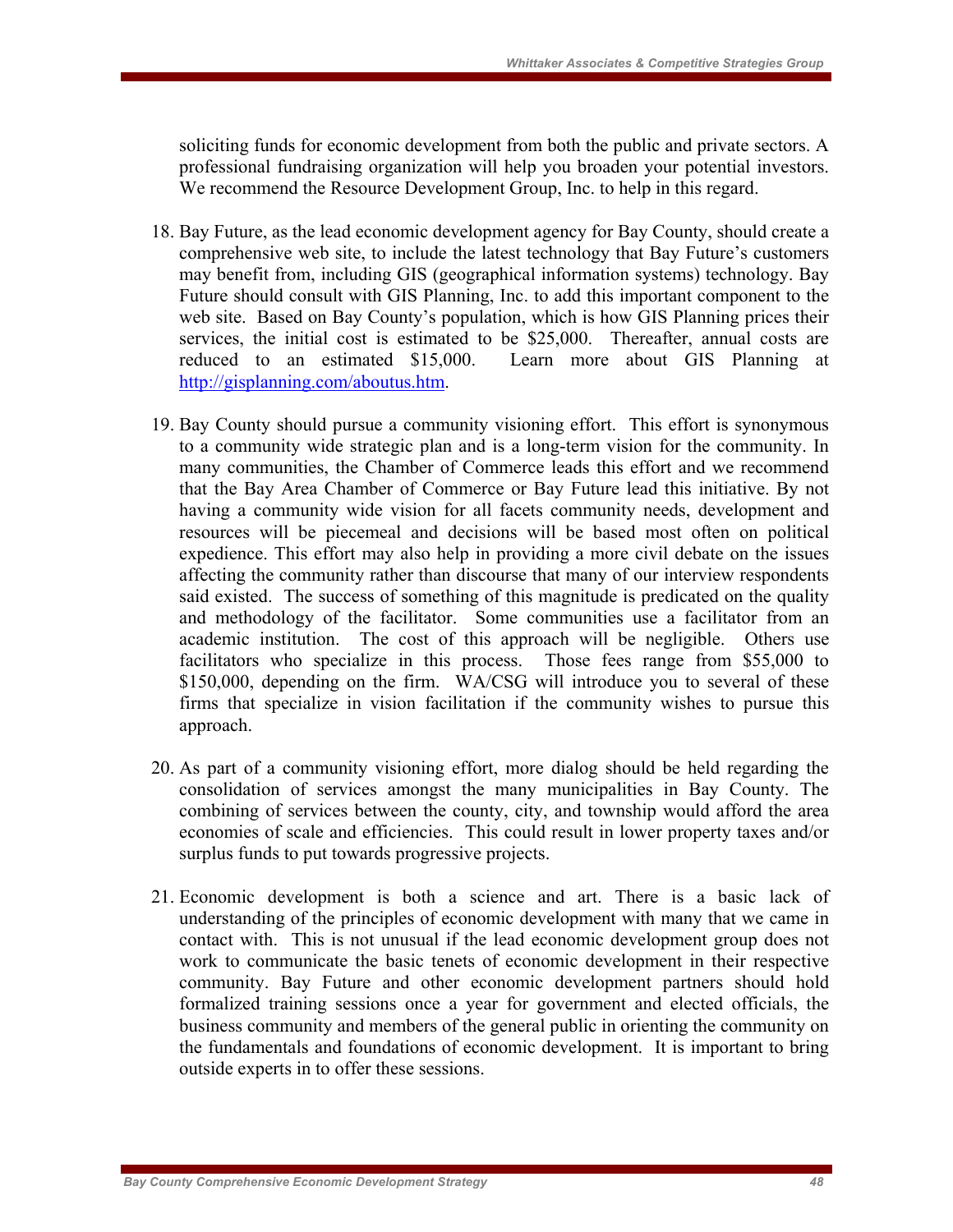soliciting funds for economic development from both the public and private sectors. A professional fundraising organization will help you broaden your potential investors. We recommend the Resource Development Group, Inc. to help in this regard.

18. Bay Future, as the lead economic development agency for Bay County, should create a comprehensive web site, to include the latest technology that Bay Future's customers may benefit from, including GIS (geographical information systems) technology. Bay Future should consult with GIS Planning, Inc. to add this important component to the web site. Based on Bay County's population, which is how GIS Planning prices their services, the initial cost is estimated to be $25,000. Thereafter, annual costs are reduced to an estimated $15,000. Learn more about GIS Planning at [http://gisplanning.com/aboutus.htm](http://gisplanning.com/aboutus.htm).

19. Bay County should pursue a community visioning effort. This effort is synonymous to a community wide strategic plan and is a long-term vision for the community. In many communities, the Chamber of Commerce leads this effort and we recommend that the Bay Area Chamber of Commerce or Bay Future lead this initiative. By not having a community wide vision for all facets community needs, development and resources will be piecemeal and decisions will be based most often on political expedience. This effort may also help in providing a more civil debate on the issues affecting the community rather than discourse that many of our interview respondents said existed. The success of something of this magnitude is predicated on the quality and methodology of the facilitator. Some communities use a facilitator from an academic institution. The cost of this approach will be negligible. Others use facilitators who specialize in this process. Those fees range from $55,000 to $150,000, depending on the firm. WA/CSG will introduce you to several of these firms that specialize in vision facilitation if the community wishes to pursue this approach.

20. As part of a community visioning effort, more dialog should be held regarding the consolidation of services amongst the many municipalities in Bay County. The combining of services between the county, city, and township would afford the area economies of scale and efficiencies. This could result in lower property taxes and/or surplus funds to put towards progressive projects.

21. Economic development is both a science and art. There is a basic lack of understanding of the principles of economic development with many that we came in contact with. This is not unusual if the lead economic development group does not work to communicate the basic tenets of economic development in their respective community. Bay Future and other economic development partners should hold formalized training sessions once a year for government and elected officials, the business community and members of the general public in orienting the community on the fundamentals and foundations of economic development. It is important to bring outside experts in to offer these sessions.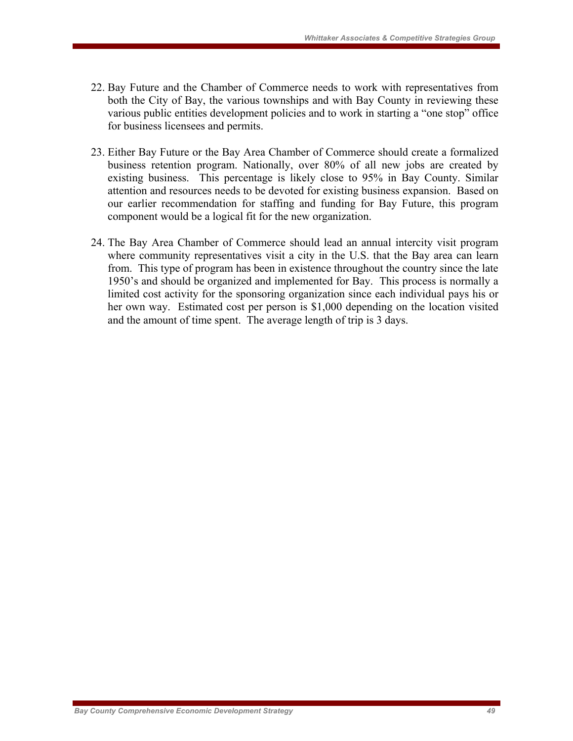22. Bay Future and the Chamber of Commerce needs to work with representatives from both the City of Bay, the various townships and with Bay County in reviewing these various public entities development policies and to work in starting a "one stop" office for business licensees and permits.

23. Either Bay Future or the Bay Area Chamber of Commerce should create a formalized business retention program. Nationally, over 80% of all new jobs are created by existing business. This percentage is likely close to 95% in Bay County. Similar attention and resources needs to be devoted for existing business expansion. Based on our earlier recommendation for staffing and funding for Bay Future, this program component would be a logical fit for the new organization.

24. The Bay Area Chamber of Commerce should lead an annual intercity visit program where community representatives visit a city in the U.S. that the Bay area can learn from. This type of program has been in existence throughout the country since the late 1950's and should be organized and implemented for Bay. This process is normally a limited cost activity for the sponsoring organization since each individual pays his or her own way. Estimated cost per person is $1,000 depending on the location visited and the amount of time spent. The average length of trip is 3 days.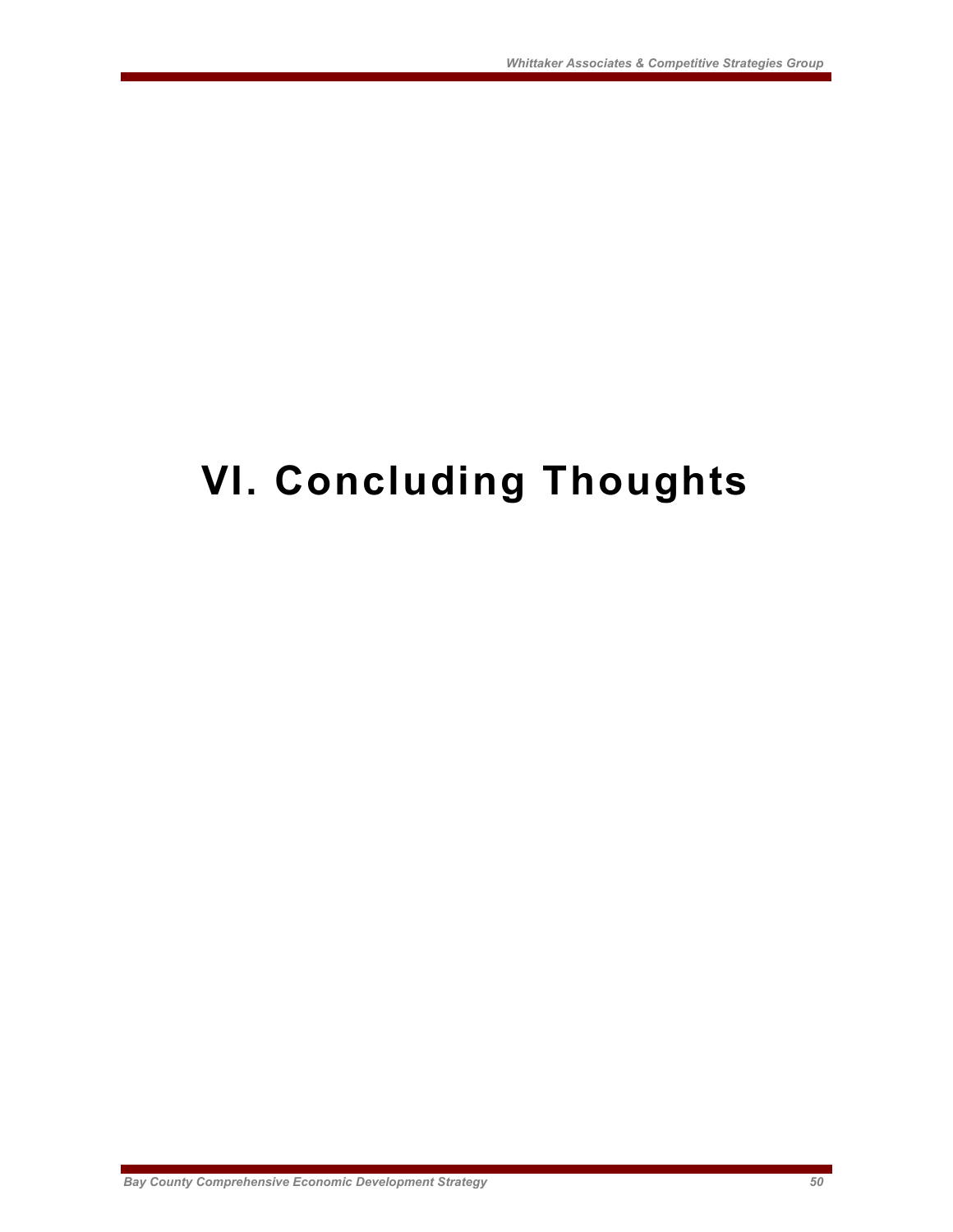# VI. Concluding Thoughts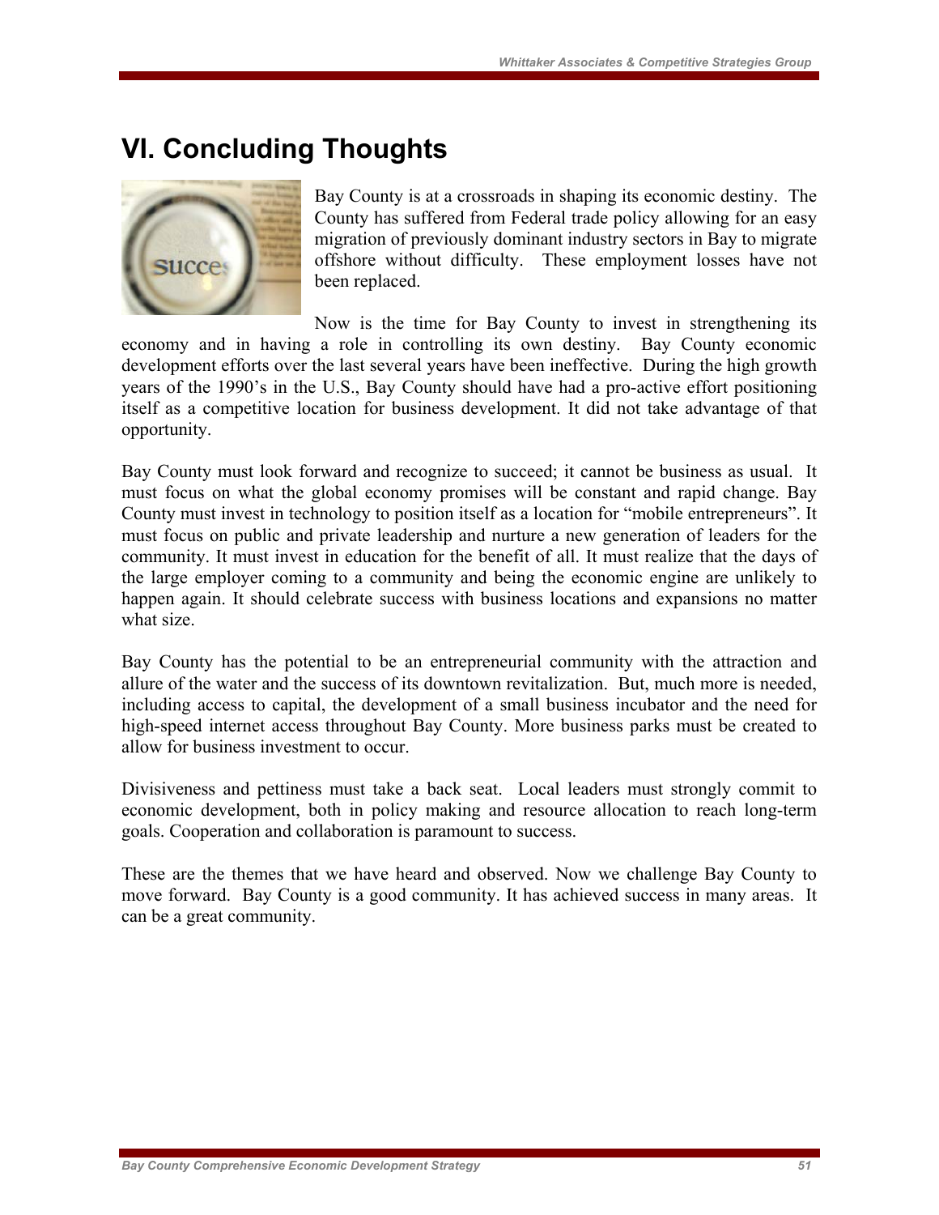# VI. Concluding Thoughts

Bay County is at a crossroads in shaping its economic destiny. The County has suffered from Federal trade policy allowing for an easy migration of previously dominant industry sectors in Bay to migrate offshore without difficulty. These employment losses have not been replaced.

Now is the time for Bay County to invest in strengthening its economy and in having a role in controlling its own destiny. Bay County economic development efforts over the last several years have been ineffective. During the high growth years of the 1990's in the U.S., Bay County should have had a pro-active effort positioning itself as a competitive location for business development. It did not take advantage of that opportunity.

Bay County must look forward and recognize to succeed; it cannot be business as usual. It must focus on what the global economy promises will be constant and rapid change. Bay County must invest in technology to position itself as a location for "mobile entrepreneurs". It must focus on public and private leadership and nurture a new generation of leaders for the community. It must invest in education for the benefit of all. It must realize that the days of the large employer coming to a community and being the economic engine are unlikely to happen again. It should celebrate success with business locations and expansions no matter what size.

Bay County has the potential to be an entrepreneurial community with the attraction and allure of the water and the success of its downtown revitalization. But, much more is needed, including access to capital, the development of a small business incubator and the need for high-speed internet access throughout Bay County. More business parks must be created to allow for business investment to occur.

Divisiveness and pettiness must take a back seat. Local leaders must strongly commit to economic development, both in policy making and resource allocation to reach long-term goals. Cooperation and collaboration is paramount to success.

These are the themes that we have heard and observed. Now we challenge Bay County to move forward. Bay County is a good community. It has achieved success in many areas. It can be a great community.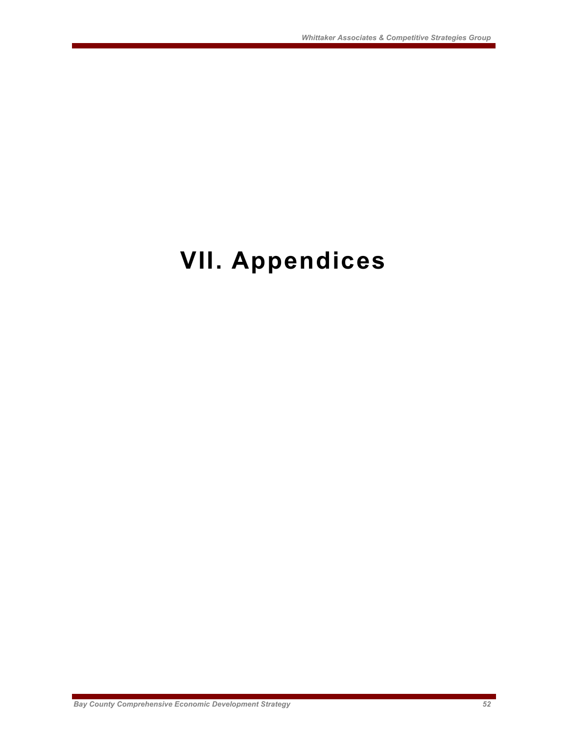# VII. Appendices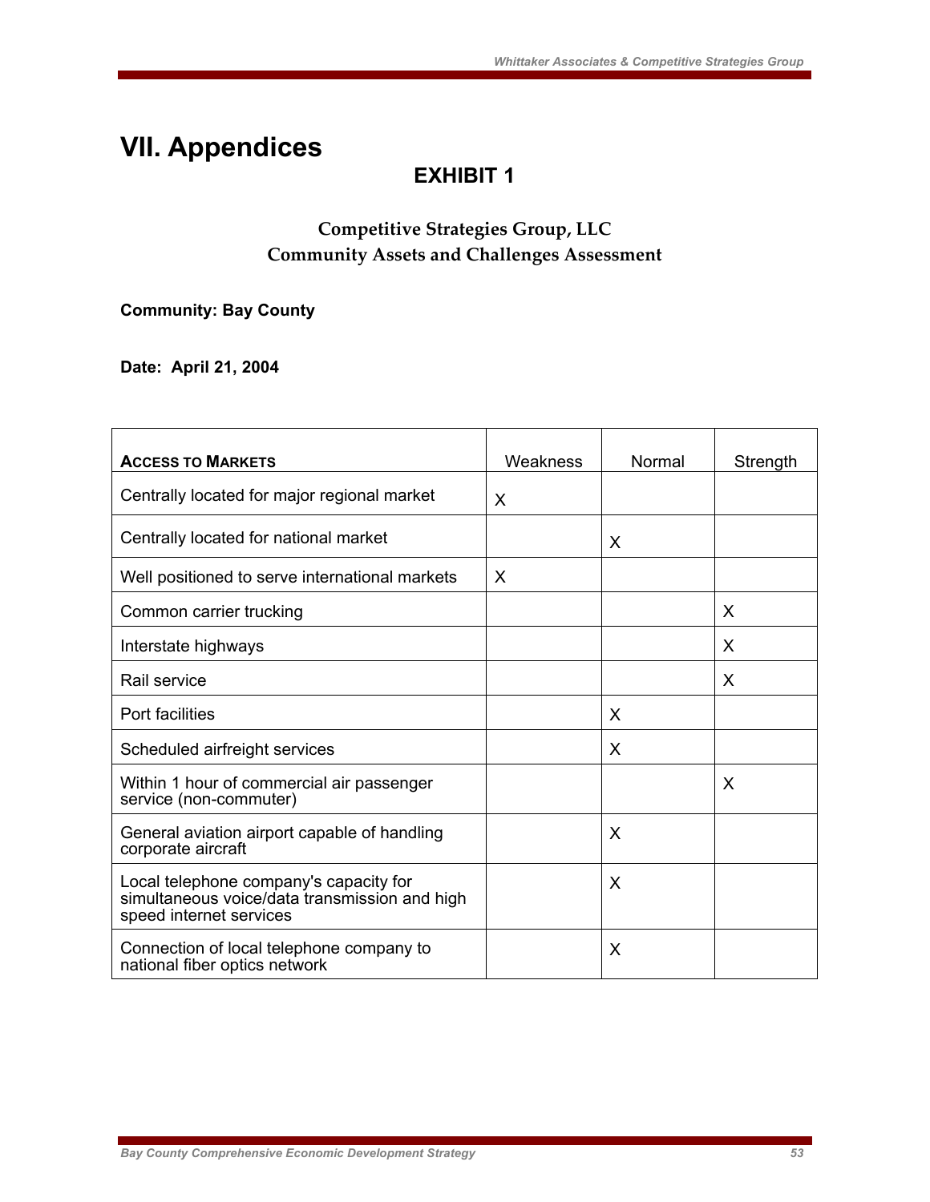# VII. Appendices

## EXHIBIT 1

### Competitive Strategies Group, LLC
### Community Assets and Challenges Assessment

**Community: Bay County**

**Date: April 21, 2004**

| ACCESS TO MARKETS | Weakness | Normal | Strength |
|---|---|---|---|
| Centrally located for major regional market | X | | |
| Centrally located for national market | | X | |
| Well positioned to serve international markets | X | | |
| Common carrier trucking | | | X |
| Interstate highways | | | X |
| Rail service | | | X |
| Port facilities | | X | |
| Scheduled airfreight services | | X | |
| Within 1 hour of commercial air passenger service (non-commuter) | | | X |
| General aviation airport capable of handling corporate aircraft | | X | |
| Local telephone company's capacity for simultaneous voice/data transmission and high speed internet services | | X | |
| Connection of local telephone company to national fiber optics network | | X | |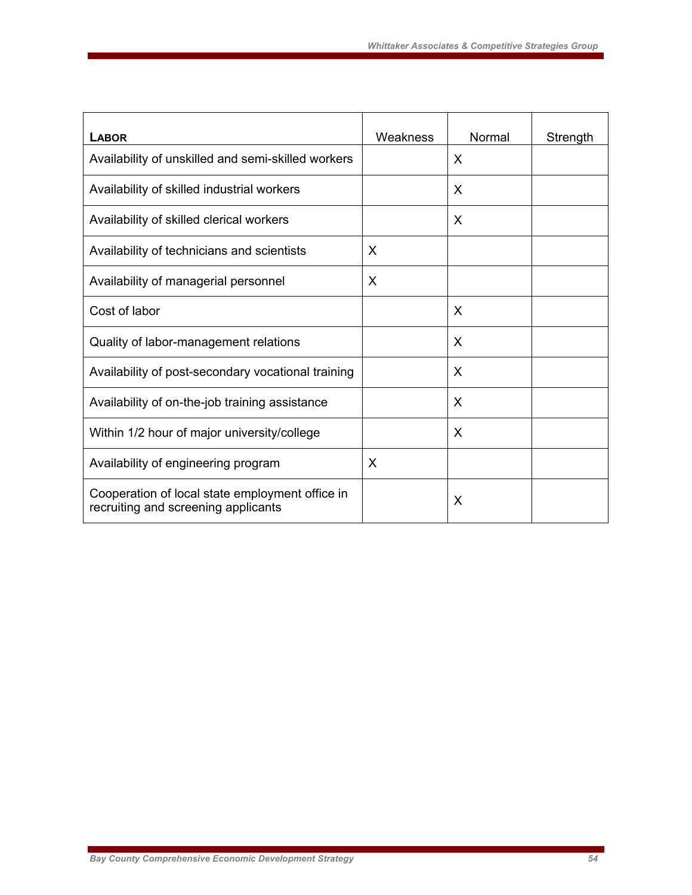| **LABOR** | Weakness | Normal | Strength |
|---|---|---|---|
| Availability of unskilled and semi-skilled workers | | X | |
| Availability of skilled industrial workers | | X | |
| Availability of skilled clerical workers | | X | |
| Availability of technicians and scientists | X | | |
| Availability of managerial personnel | X | | |
| Cost of labor | | X | |
| Quality of labor-management relations | | X | |
| Availability of post-secondary vocational training | | X | |
| Availability of on-the-job training assistance | | X | |
| Within 1/2 hour of major university/college | | X | |
| Availability of engineering program | X | | |
| Cooperation of local state employment office in recruiting and screening applicants | | X | |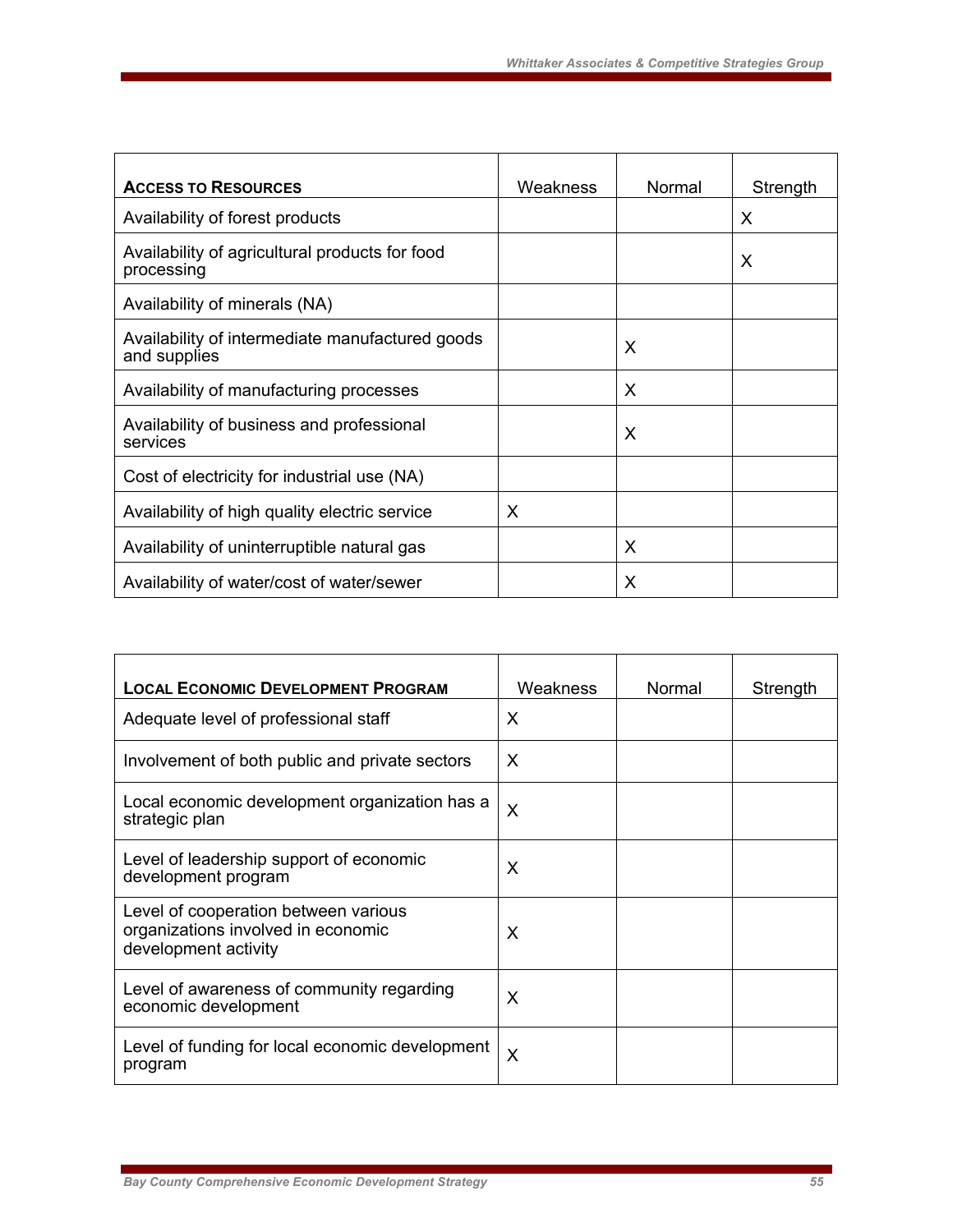| **ACCESS TO RESOURCES** | Weakness | Normal | Strength |
|---|---|---|---|
| Availability of forest products | | | X |
| Availability of agricultural products for food processing | | | X |
| Availability of minerals (NA) | | | |
| Availability of intermediate manufactured goods and supplies | | X | |
| Availability of manufacturing processes | | X | |
| Availability of business and professional services | | X | |
| Cost of electricity for industrial use (NA) | | | |
| Availability of high quality electric service | X | | |
| Availability of uninterruptible natural gas | | X | |
| Availability of water/cost of water/sewer | | X | |

| **LOCAL ECONOMIC DEVELOPMENT PROGRAM** | Weakness | Normal | Strength |
|---|---|---|---|
| Adequate level of professional staff | X | | |
| Involvement of both public and private sectors | X | | |
| Local economic development organization has a strategic plan | X | | |
| Level of leadership support of economic development program | X | | |
| Level of cooperation between various organizations involved in economic development activity | X | | |
| Level of awareness of community regarding economic development | X | | |
| Level of funding for local economic development program | X | | |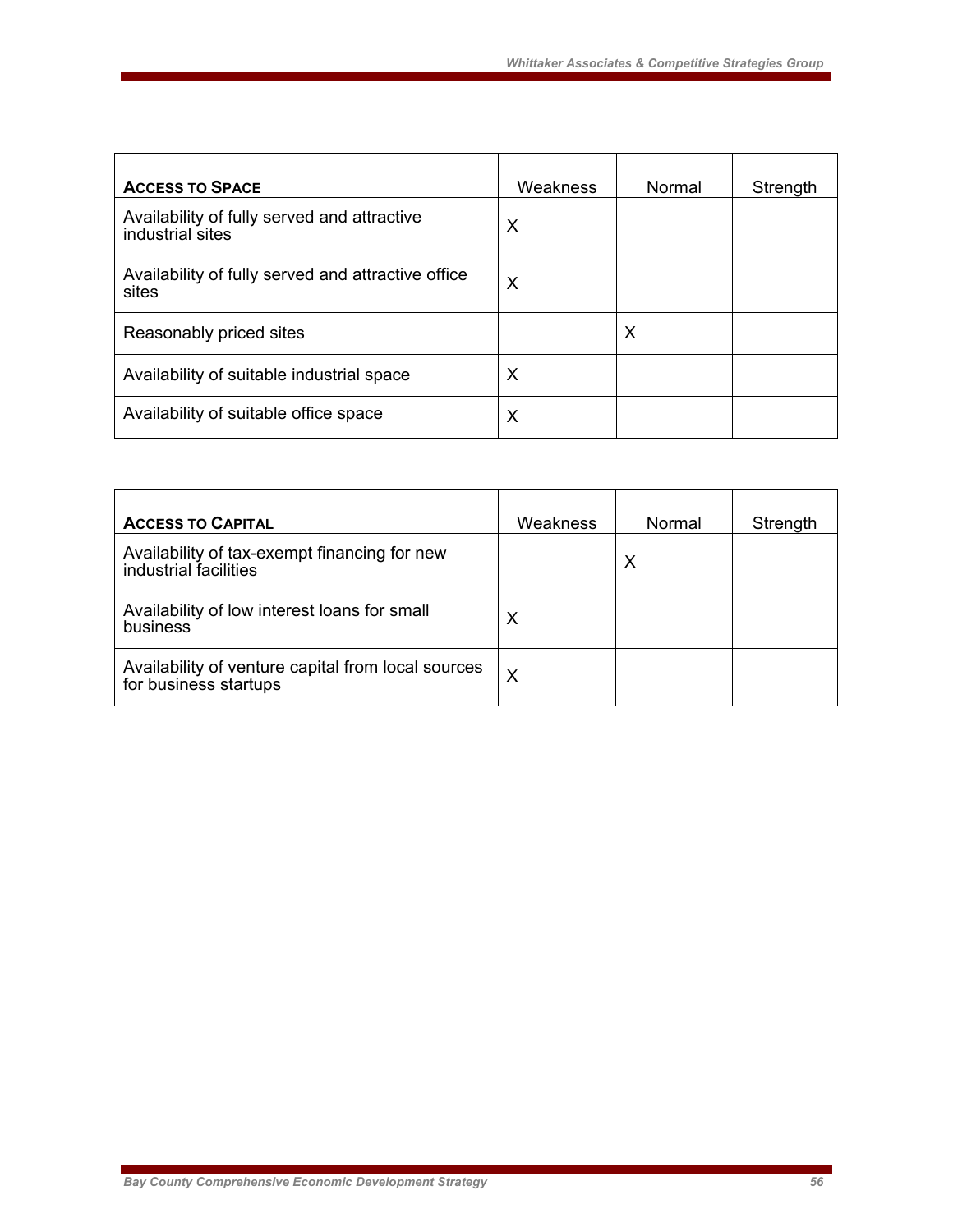| **ACCESS TO SPACE** | Weakness | Normal | Strength |
|---|---|---|---|
| Availability of fully served and attractive industrial sites | X | | |
| Availability of fully served and attractive office sites | X | | |
| Reasonably priced sites | | X | |
| Availability of suitable industrial space | X | | |
| Availability of suitable office space | X | | |

| **ACCESS TO CAPITAL** | Weakness | Normal | Strength |
|---|---|---|---|
| Availability of tax-exempt financing for new industrial facilities | | X | |
| Availability of low interest loans for small business | X | | |
| Availability of venture capital from local sources for business startups | X | | |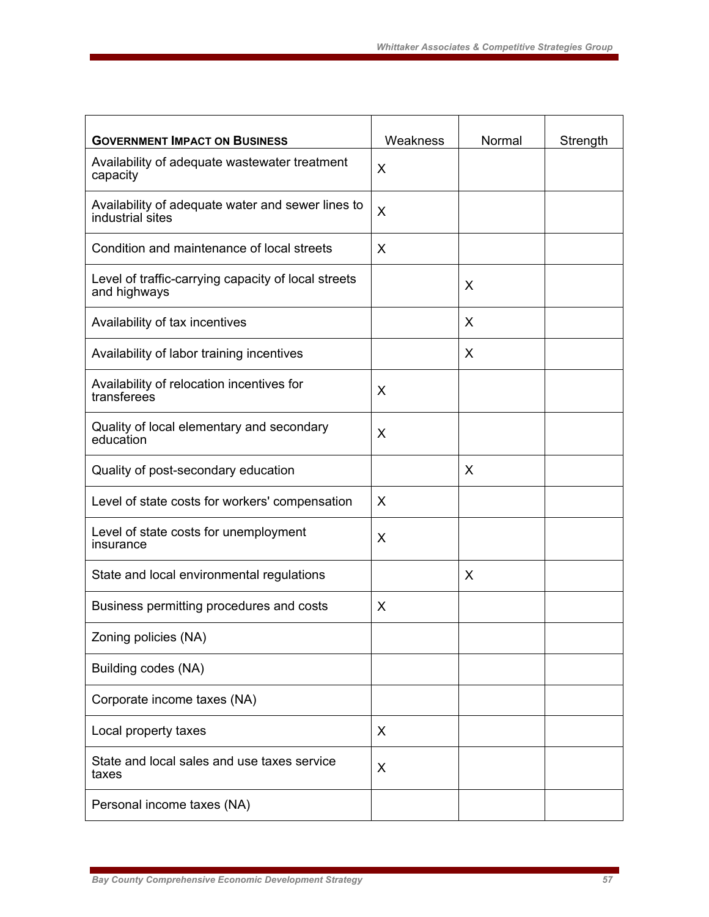| **GOVERNMENT IMPACT ON BUSINESS** | Weakness | Normal | Strength |
|---|---|---|---|
| Availability of adequate wastewater treatment capacity | X | | |
| Availability of adequate water and sewer lines to industrial sites | X | | |
| Condition and maintenance of local streets | X | | |
| Level of traffic-carrying capacity of local streets and highways | | X | |
| Availability of tax incentives | | X | |
| Availability of labor training incentives | | X | |
| Availability of relocation incentives for transferees | X | | |
| Quality of local elementary and secondary education | X | | |
| Quality of post-secondary education | | X | |
| Level of state costs for workers' compensation | X | | |
| Level of state costs for unemployment insurance | X | | |
| State and local environmental regulations | | X | |
| Business permitting procedures and costs | X | | |
| Zoning policies (NA) | | | |
| Building codes (NA) | | | |
| Corporate income taxes (NA) | | | |
| Local property taxes | X | | |
| State and local sales and use taxes service taxes | X | | |
| Personal income taxes (NA) | | | |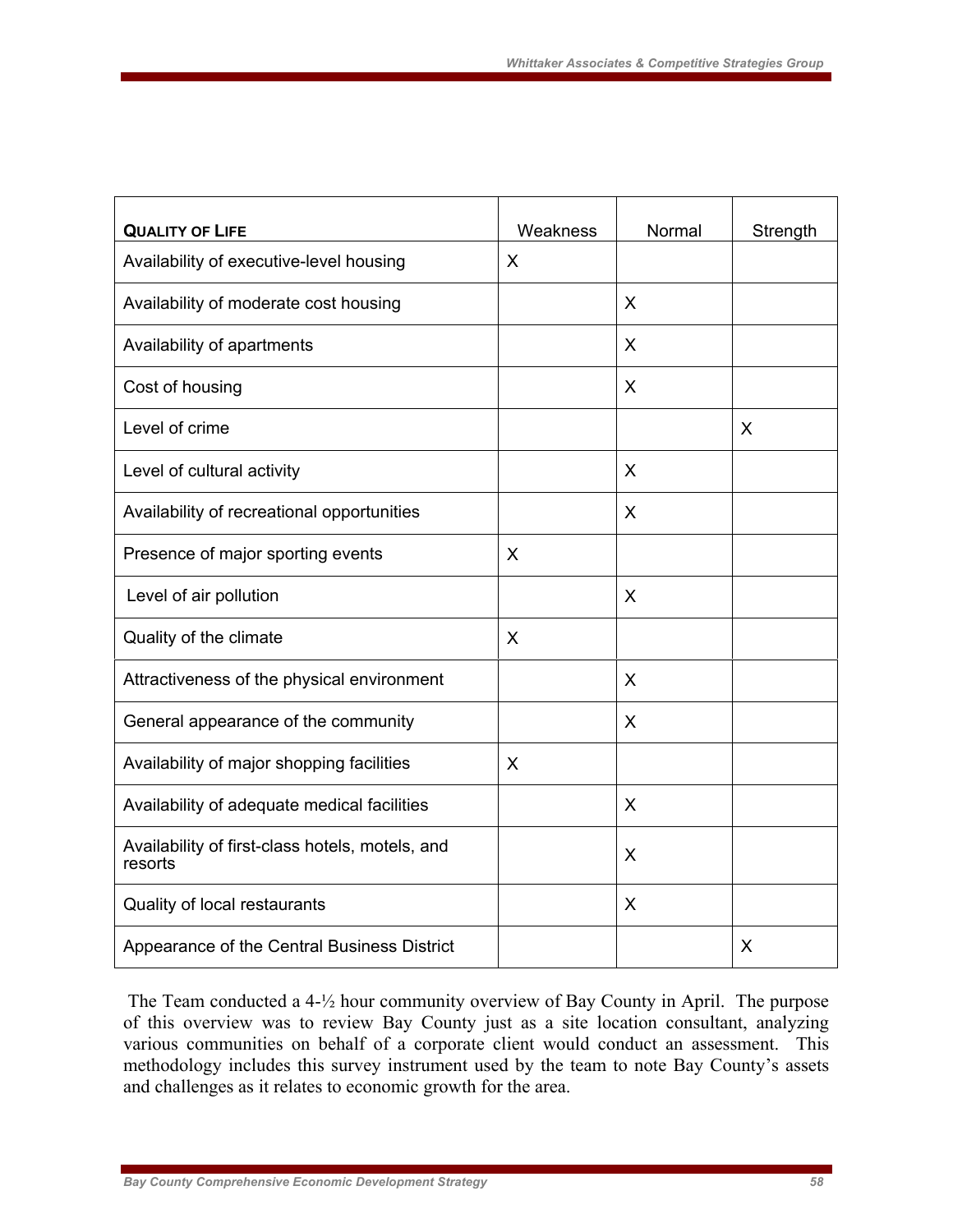| **QUALITY OF LIFE** | Weakness | Normal | Strength |
|---|---|---|---|
| Availability of executive-level housing | X | | |
| Availability of moderate cost housing | | X | |
| Availability of apartments | | X | |
| Cost of housing | | X | |
| Level of crime | | | X |
| Level of cultural activity | | X | |
| Availability of recreational opportunities | | X | |
| Presence of major sporting events | X | | |
| Level of air pollution | | X | |
| Quality of the climate | X | | |
| Attractiveness of the physical environment | | X | |
| General appearance of the community | | X | |
| Availability of major shopping facilities | X | | |
| Availability of adequate medical facilities | | X | |
| Availability of first-class hotels, motels, and resorts | | X | |
| Quality of local restaurants | | X | |
| Appearance of the Central Business District | | | X |

The Team conducted a 4-½ hour community overview of Bay County in April. The purpose of this overview was to review Bay County just as a site location consultant, analyzing various communities on behalf of a corporate client would conduct an assessment. This methodology includes this survey instrument used by the team to note Bay County's assets and challenges as it relates to economic growth for the area.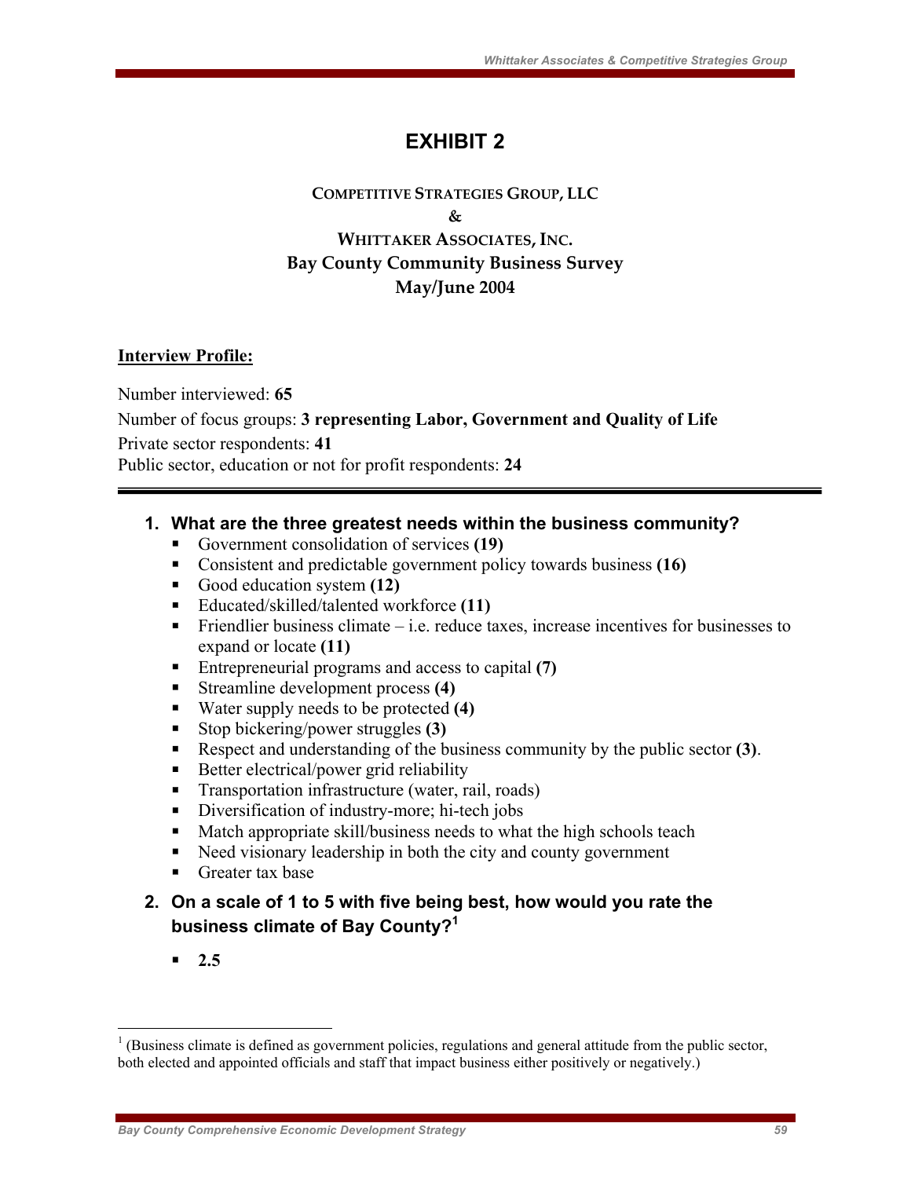# EXHIBIT 2

**COMPETITIVE STRATEGIES GROUP, LLC**
**&**
**WHITTAKER ASSOCIATES, INC.**
**Bay County Community Business Survey**
**May/June 2004**

**Interview Profile:**

Number interviewed: **65**
Number of focus groups: **3 representing Labor, Government and Quality of Life**
Private sector respondents: **41**
Public sector, education or not for profit respondents: **24**

---

1. **What are the three greatest needs within the business community?**
   - Government consolidation of services **(19)**
   - Consistent and predictable government policy towards business **(16)**
   - Good education system **(12)**
   - Educated/skilled/talented workforce **(11)**
   - Friendlier business climate – i.e. reduce taxes, increase incentives for businesses to expand or locate **(11)**
   - Entrepreneurial programs and access to capital **(7)**
   - Streamline development process **(4)**
   - Water supply needs to be protected **(4)**
   - Stop bickering/power struggles **(3)**
   - Respect and understanding of the business community by the public sector **(3)**.
   - Better electrical/power grid reliability
   - Transportation infrastructure (water, rail, roads)
   - Diversification of industry-more; hi-tech jobs
   - Match appropriate skill/business needs to what the high schools teach
   - Need visionary leadership in both the city and county government
   - Greater tax base

2. **On a scale of 1 to 5 with five being best, how would you rate the business climate of Bay County?**[1]
   - **2.5**

[1] (Business climate is defined as government policies, regulations and general attitude from the public sector, both elected and appointed officials and staff that impact business either positively or negatively.)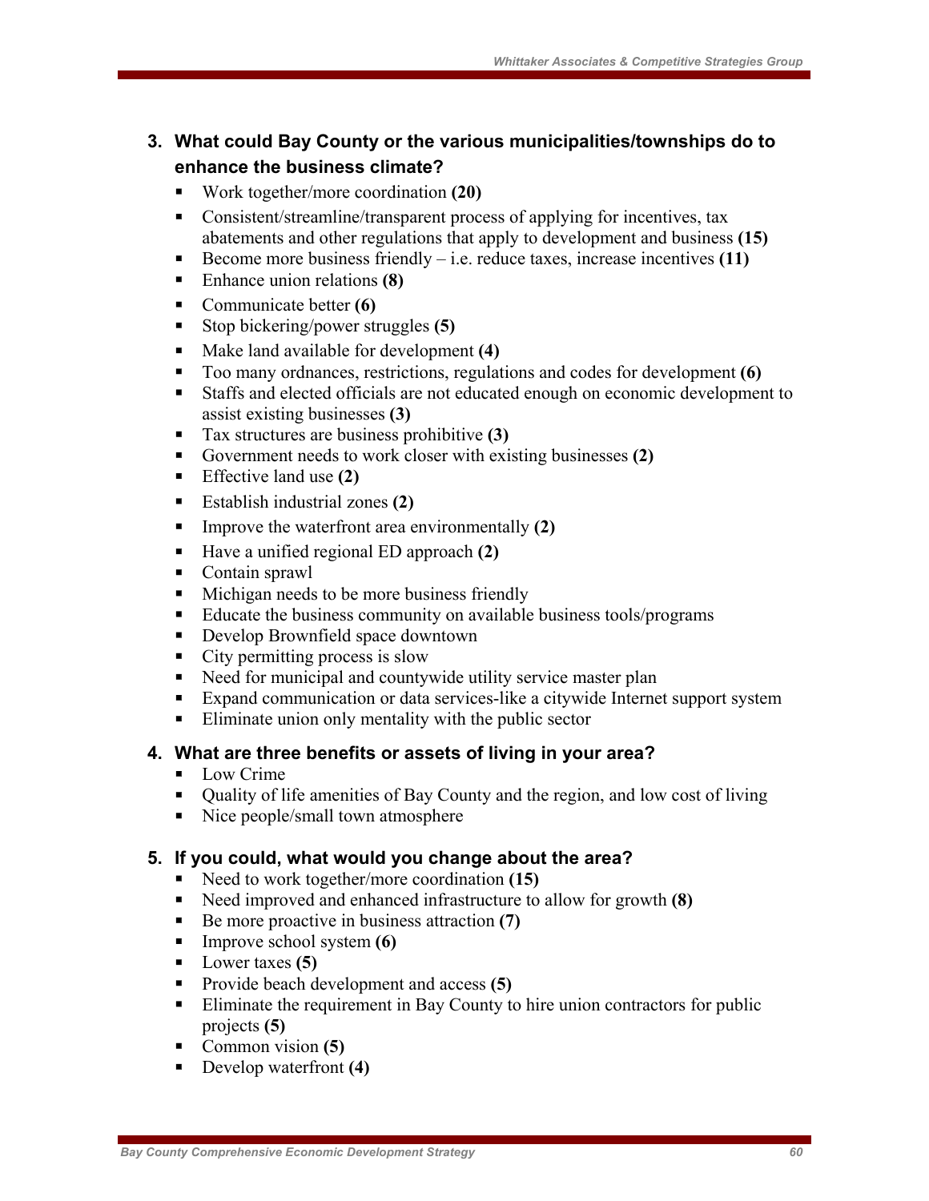3. **What could Bay County or the various municipalities/townships do to enhance the business climate?**
   - Work together/more coordination **(20)**
   - Consistent/streamline/transparent process of applying for incentives, tax abatements and other regulations that apply to development and business **(15)**
   - Become more business friendly – i.e. reduce taxes, increase incentives **(11)**
   - Enhance union relations **(8)**
   - Communicate better **(6)**
   - Stop bickering/power struggles **(5)**
   - Make land available for development **(4)**
   - Too many ordnances, restrictions, regulations and codes for development **(6)**
   - Staffs and elected officials are not educated enough on economic development to assist existing businesses **(3)**
   - Tax structures are business prohibitive **(3)**
   - Government needs to work closer with existing businesses **(2)**
   - Effective land use **(2)**
   - Establish industrial zones **(2)**
   - Improve the waterfront area environmentally **(2)**
   - Have a unified regional ED approach **(2)**
   - Contain sprawl
   - Michigan needs to be more business friendly
   - Educate the business community on available business tools/programs
   - Develop Brownfield space downtown
   - City permitting process is slow
   - Need for municipal and countywide utility service master plan
   - Expand communication or data services-like a citywide Internet support system
   - Eliminate union only mentality with the public sector

4. **What are three benefits or assets of living in your area?**
   - Low Crime
   - Quality of life amenities of Bay County and the region, and low cost of living
   - Nice people/small town atmosphere

5. **If you could, what would you change about the area?**
   - Need to work together/more coordination **(15)**
   - Need improved and enhanced infrastructure to allow for growth **(8)**
   - Be more proactive in business attraction **(7)**
   - Improve school system **(6)**
   - Lower taxes **(5)**
   - Provide beach development and access **(5)**
   - Eliminate the requirement in Bay County to hire union contractors for public projects **(5)**
   - Common vision **(5)**
   - Develop waterfront **(4)**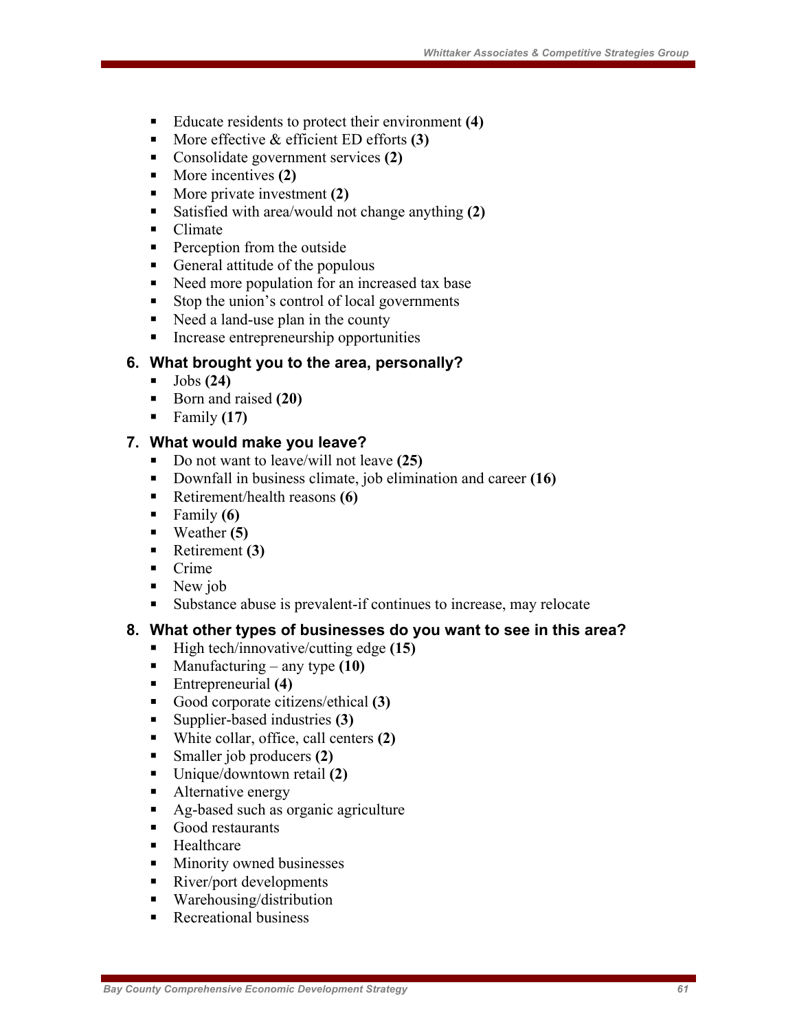- Educate residents to protect their environment **(4)**
- More effective & efficient ED efforts **(3)**
- Consolidate government services **(2)**
- More incentives **(2)**
- More private investment **(2)**
- Satisfied with area/would not change anything **(2)**
- Climate
- Perception from the outside
- General attitude of the populous
- Need more population for an increased tax base
- Stop the union's control of local governments
- Need a land-use plan in the county
- Increase entrepreneurship opportunities

### 6. What brought you to the area, personally?

- Jobs **(24)**
- Born and raised **(20)**
- Family **(17)**

### 7. What would make you leave?

- Do not want to leave/will not leave **(25)**
- Downfall in business climate, job elimination and career **(16)**
- Retirement/health reasons **(6)**
- Family **(6)**
- Weather **(5)**
- Retirement **(3)**
- Crime
- New job
- Substance abuse is prevalent-if continues to increase, may relocate

### 8. What other types of businesses do you want to see in this area?

- High tech/innovative/cutting edge **(15)**
- Manufacturing – any type **(10)**
- Entrepreneurial **(4)**
- Good corporate citizens/ethical **(3)**
- Supplier-based industries **(3)**
- White collar, office, call centers **(2)**
- Smaller job producers **(2)**
- Unique/downtown retail **(2)**
- Alternative energy
- Ag-based such as organic agriculture
- Good restaurants
- Healthcare
- Minority owned businesses
- River/port developments
- Warehousing/distribution
- Recreational business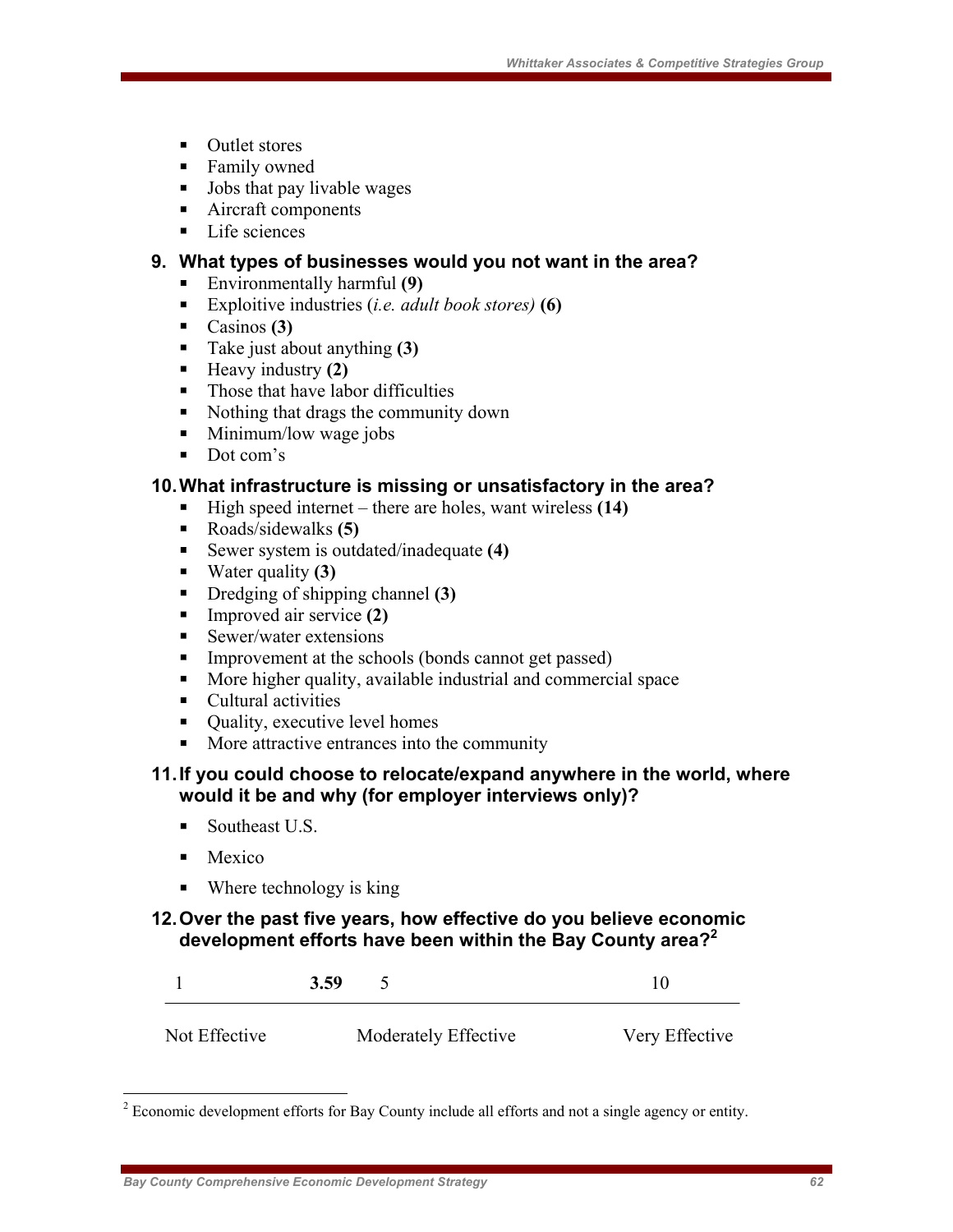- Outlet stores
- Family owned
- Jobs that pay livable wages
- Aircraft components
- Life sciences

### 9. What types of businesses would you not want in the area?

- Environmentally harmful **(9)**
- Exploitive industries (*i.e. adult book stores)* **(6)**
- Casinos **(3)**
- Take just about anything **(3)**
- Heavy industry **(2)**
- Those that have labor difficulties
- Nothing that drags the community down
- Minimum/low wage jobs
- Dot com's

### 10. What infrastructure is missing or unsatisfactory in the area?

- High speed internet – there are holes, want wireless **(14)**
- Roads/sidewalks **(5)**
- Sewer system is outdated/inadequate **(4)**
- Water quality **(3)**
- Dredging of shipping channel **(3)**
- Improved air service **(2)**
- Sewer/water extensions
- Improvement at the schools (bonds cannot get passed)
- More higher quality, available industrial and commercial space
- Cultural activities
- Quality, executive level homes
- More attractive entrances into the community

### 11. If you could choose to relocate/expand anywhere in the world, where would it be and why (for employer interviews only)?

- Southeast U.S.
- Mexico
- Where technology is king

### 12. Over the past five years, how effective do you believe economic development efforts have been within the Bay County area?[2]

| 1 | **3.59** | 5 | 10 |
|---|---|---|---|
| Not Effective | | Moderately Effective | Very Effective |

[2] Economic development efforts for Bay County include all efforts and not a single agency or entity.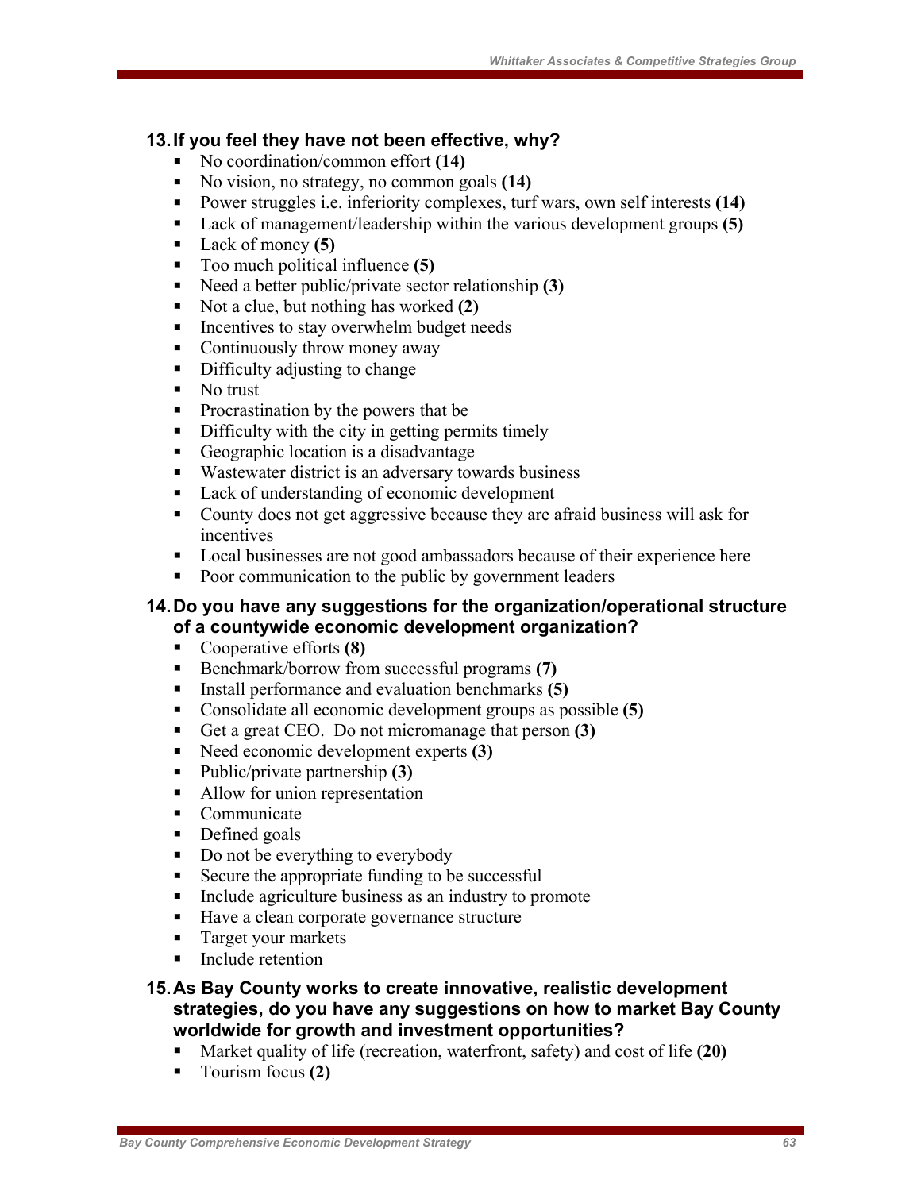### 13. If you feel they have not been effective, why?

- No coordination/common effort **(14)**
- No vision, no strategy, no common goals **(14)**
- Power struggles i.e. inferiority complexes, turf wars, own self interests **(14)**
- Lack of management/leadership within the various development groups **(5)**
- Lack of money **(5)**
- Too much political influence **(5)**
- Need a better public/private sector relationship **(3)**
- Not a clue, but nothing has worked **(2)**
- Incentives to stay overwhelm budget needs
- Continuously throw money away
- Difficulty adjusting to change
- No trust
- Procrastination by the powers that be
- Difficulty with the city in getting permits timely
- Geographic location is a disadvantage
- Wastewater district is an adversary towards business
- Lack of understanding of economic development
- County does not get aggressive because they are afraid business will ask for incentives
- Local businesses are not good ambassadors because of their experience here
- Poor communication to the public by government leaders

### 14. Do you have any suggestions for the organization/operational structure of a countywide economic development organization?

- Cooperative efforts **(8)**
- Benchmark/borrow from successful programs **(7)**
- Install performance and evaluation benchmarks **(5)**
- Consolidate all economic development groups as possible **(5)**
- Get a great CEO. Do not micromanage that person **(3)**
- Need economic development experts **(3)**
- Public/private partnership **(3)**
- Allow for union representation
- Communicate
- Defined goals
- Do not be everything to everybody
- Secure the appropriate funding to be successful
- Include agriculture business as an industry to promote
- Have a clean corporate governance structure
- Target your markets
- Include retention

### 15. As Bay County works to create innovative, realistic development strategies, do you have any suggestions on how to market Bay County worldwide for growth and investment opportunities?

- Market quality of life (recreation, waterfront, safety) and cost of life **(20)**
- Tourism focus **(2)**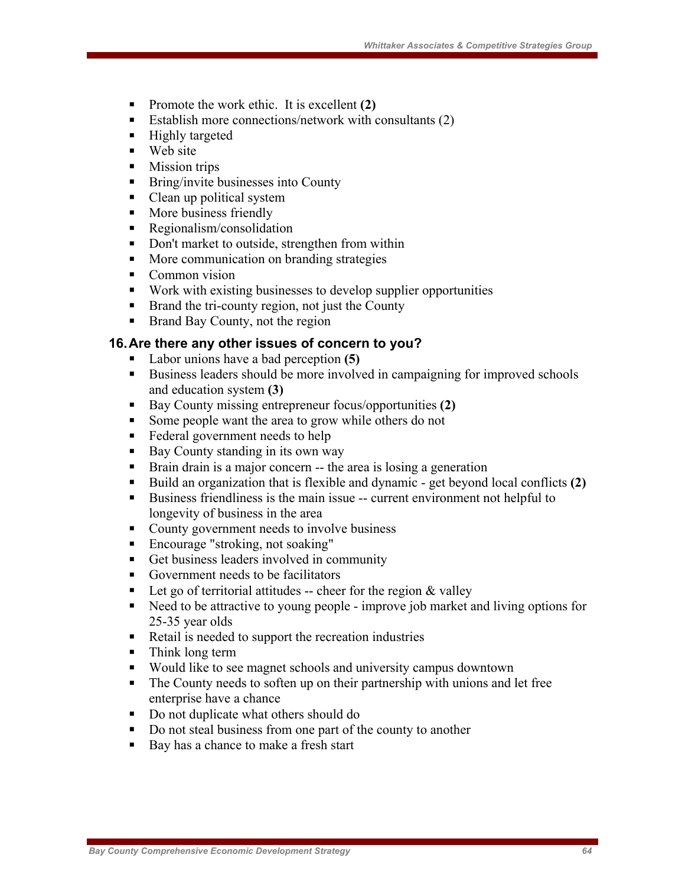- Promote the work ethic.  It is excellent **(2)**
- Establish more connections/network with consultants (2)
- Highly targeted
- Web site
- Mission trips
- Bring/invite businesses into County
- Clean up political system
- More business friendly
- Regionalism/consolidation
- Don't market to outside, strengthen from within
- More communication on branding strategies
- Common vision
- Work with existing businesses to develop supplier opportunities
- Brand the tri-county region, not just the County
- Brand Bay County, not the region

### 16. Are there any other issues of concern to you?

- Labor unions have a bad perception **(5)**
- Business leaders should be more involved in campaigning for improved schools and education system **(3)**
- Bay County missing entrepreneur focus/opportunities **(2)**
- Some people want the area to grow while others do not
- Federal government needs to help
- Bay County standing in its own way
- Brain drain is a major concern -- the area is losing a generation
- Build an organization that is flexible and dynamic - get beyond local conflicts **(2)**
- Business friendliness is the main issue -- current environment not helpful to longevity of business in the area
- County government needs to involve business
- Encourage "stroking, not soaking"
- Get business leaders involved in community
- Government needs to be facilitators
- Let go of territorial attitudes -- cheer for the region & valley
- Need to be attractive to young people - improve job market and living options for 25-35 year olds
- Retail is needed to support the recreation industries
- Think long term
- Would like to see magnet schools and university campus downtown
- The County needs to soften up on their partnership with unions and let free enterprise have a chance
- Do not duplicate what others should do
- Do not steal business from one part of the county to another
- Bay has a chance to make a fresh start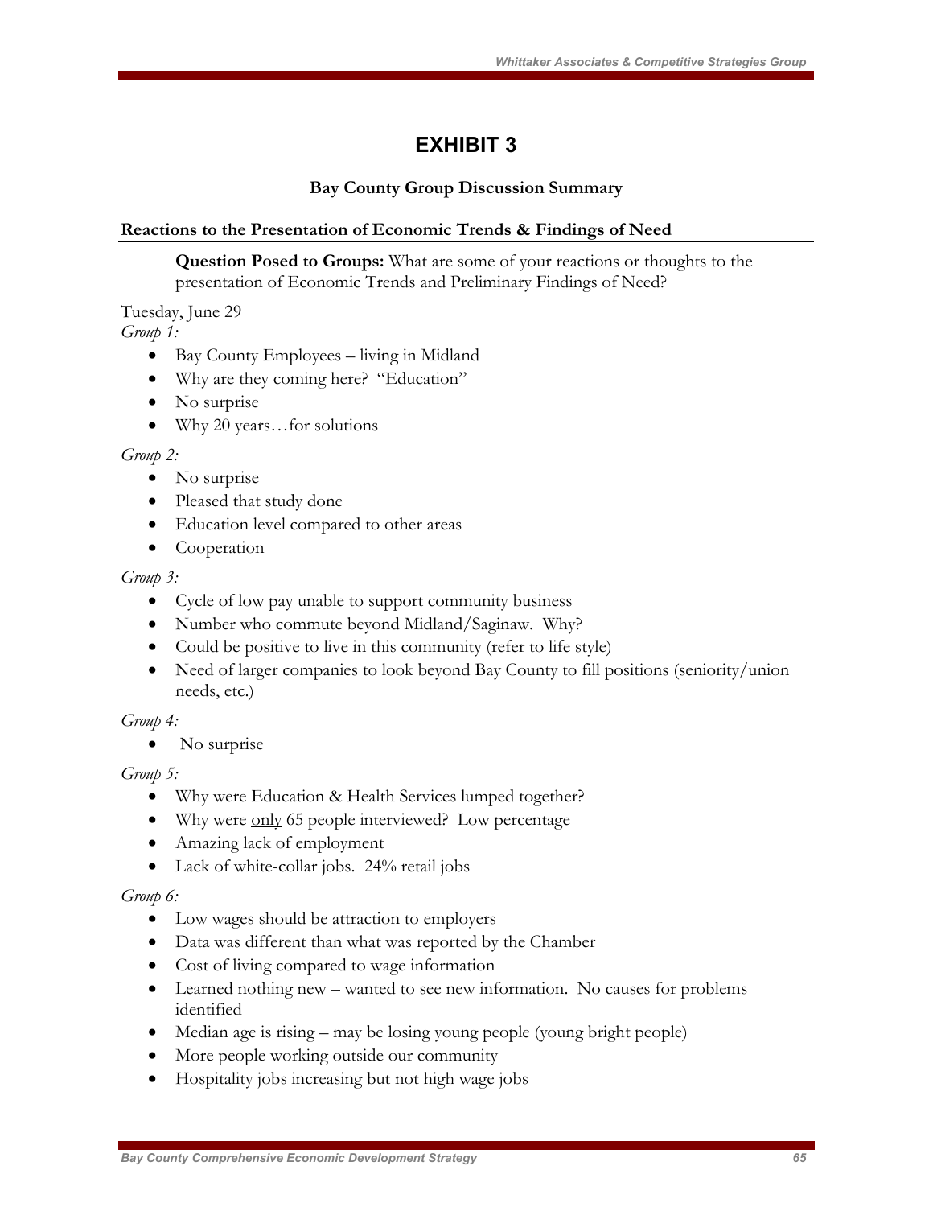# EXHIBIT 3

**Bay County Group Discussion Summary**

## Reactions to the Presentation of Economic Trends & Findings of Need

> **Question Posed to Groups:** What are some of your reactions or thoughts to the presentation of Economic Trends and Preliminary Findings of Need?

Tuesday, June 29

*Group 1:*

- Bay County Employees – living in Midland
- Why are they coming here? "Education"
- No surprise
- Why 20 years…for solutions

*Group 2:*

- No surprise
- Pleased that study done
- Education level compared to other areas
- Cooperation

*Group 3:*

- Cycle of low pay unable to support community business
- Number who commute beyond Midland/Saginaw. Why?
- Could be positive to live in this community (refer to life style)
- Need of larger companies to look beyond Bay County to fill positions (seniority/union needs, etc.)

*Group 4:*

- No surprise

*Group 5:*

- Why were Education & Health Services lumped together?
- Why were only 65 people interviewed? Low percentage
- Amazing lack of employment
- Lack of white-collar jobs. 24% retail jobs

*Group 6:*

- Low wages should be attraction to employers
- Data was different than what was reported by the Chamber
- Cost of living compared to wage information
- Learned nothing new – wanted to see new information. No causes for problems identified
- Median age is rising – may be losing young people (young bright people)
- More people working outside our community
- Hospitality jobs increasing but not high wage jobs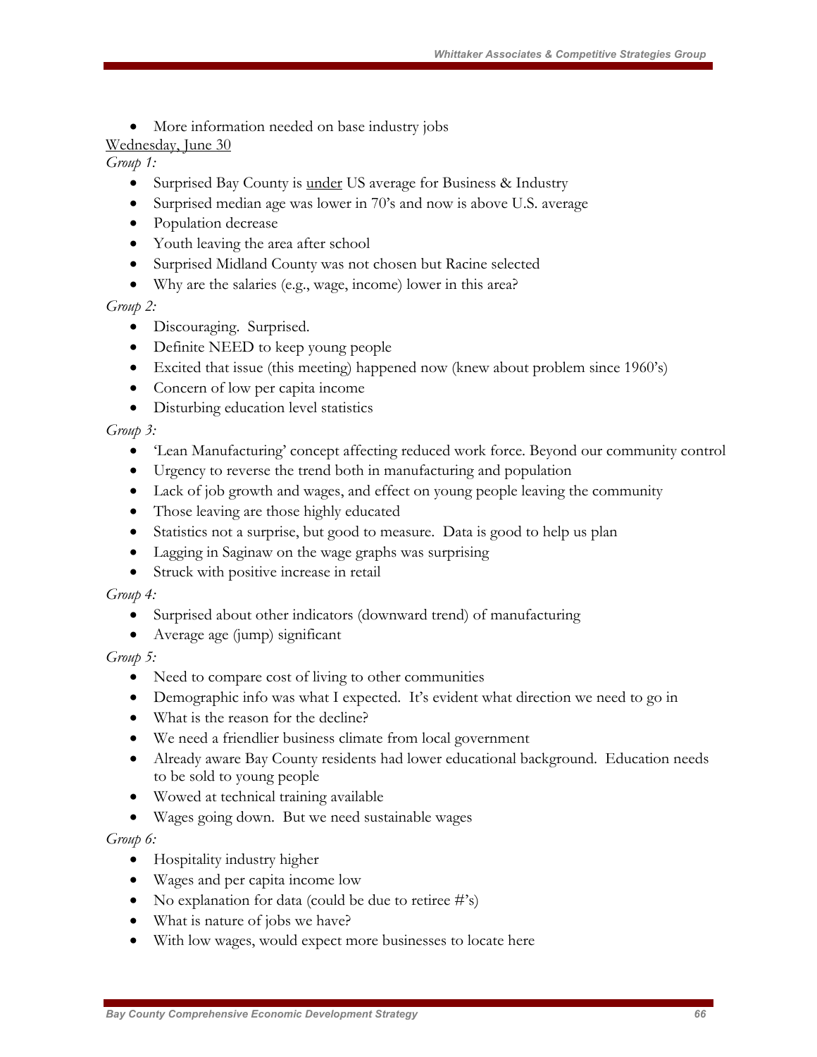- More information needed on base industry jobs

<u>Wednesday, June 30</u>

*Group 1:*

- Surprised Bay County is <u>under</u> US average for Business & Industry
- Surprised median age was lower in 70's and now is above U.S. average
- Population decrease
- Youth leaving the area after school
- Surprised Midland County was not chosen but Racine selected
- Why are the salaries (e.g., wage, income) lower in this area?

*Group 2:*

- Discouraging. Surprised.
- Definite NEED to keep young people
- Excited that issue (this meeting) happened now (knew about problem since 1960's)
- Concern of low per capita income
- Disturbing education level statistics

*Group 3:*

- 'Lean Manufacturing' concept affecting reduced work force. Beyond our community control
- Urgency to reverse the trend both in manufacturing and population
- Lack of job growth and wages, and effect on young people leaving the community
- Those leaving are those highly educated
- Statistics not a surprise, but good to measure. Data is good to help us plan
- Lagging in Saginaw on the wage graphs was surprising
- Struck with positive increase in retail

*Group 4:*

- Surprised about other indicators (downward trend) of manufacturing
- Average age (jump) significant

*Group 5:*

- Need to compare cost of living to other communities
- Demographic info was what I expected. It's evident what direction we need to go in
- What is the reason for the decline?
- We need a friendlier business climate from local government
- Already aware Bay County residents had lower educational background. Education needs to be sold to young people
- Wowed at technical training available
- Wages going down. But we need sustainable wages

*Group 6:*

- Hospitality industry higher
- Wages and per capita income low
- No explanation for data (could be due to retiree #'s)
- What is nature of jobs we have?
- With low wages, would expect more businesses to locate here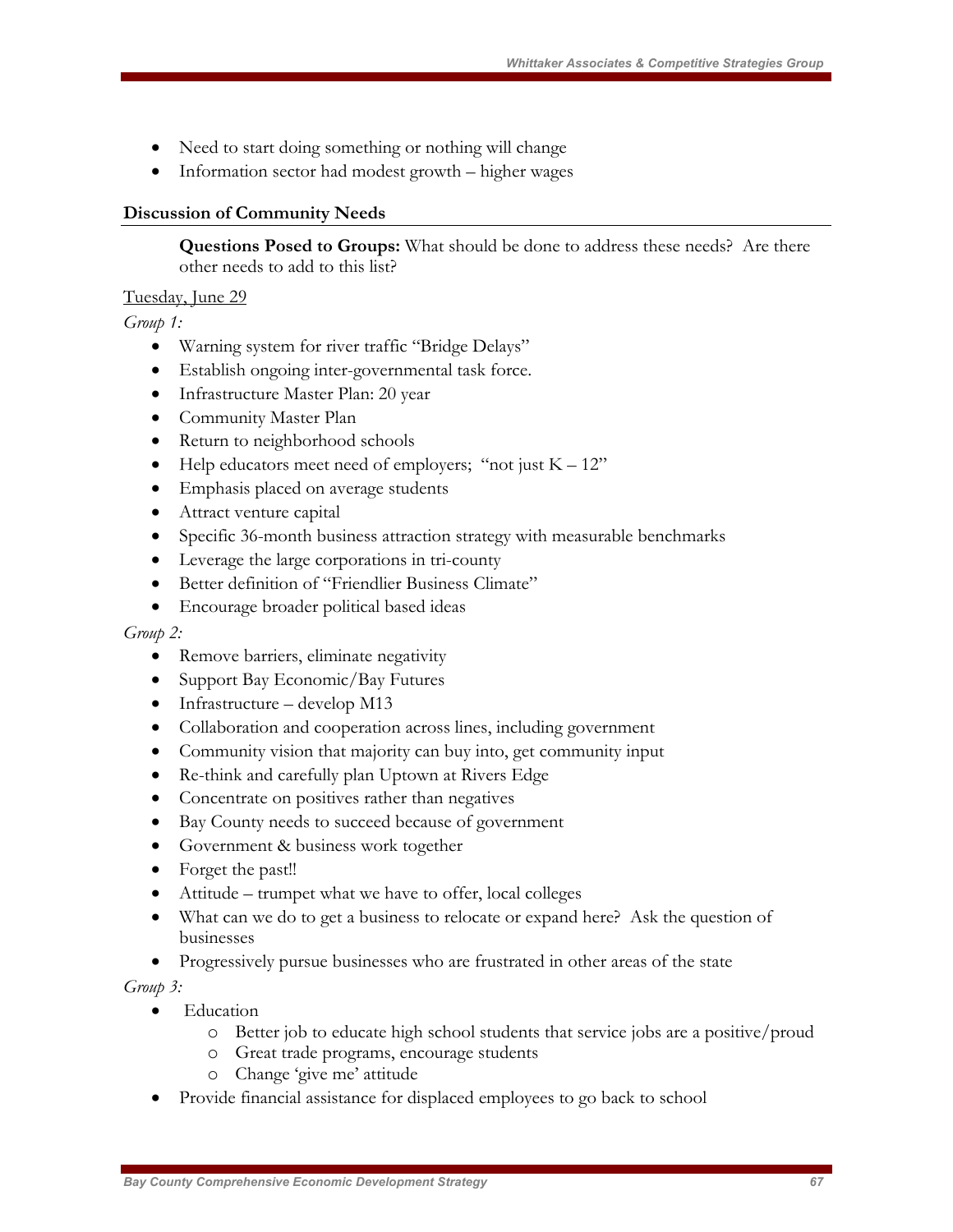- Need to start doing something or nothing will change
- Information sector had modest growth – higher wages

**Discussion of Community Needs**

> **Questions Posed to Groups:** What should be done to address these needs? Are there other needs to add to this list?

<u>Tuesday, June 29</u>

*Group 1:*

- Warning system for river traffic "Bridge Delays"
- Establish ongoing inter-governmental task force.
- Infrastructure Master Plan: 20 year
- Community Master Plan
- Return to neighborhood schools
- Help educators meet need of employers; "not just K – 12"
- Emphasis placed on average students
- Attract venture capital
- Specific 36-month business attraction strategy with measurable benchmarks
- Leverage the large corporations in tri-county
- Better definition of "Friendlier Business Climate"
- Encourage broader political based ideas

*Group 2:*

- Remove barriers, eliminate negativity
- Support Bay Economic/Bay Futures
- Infrastructure – develop M13
- Collaboration and cooperation across lines, including government
- Community vision that majority can buy into, get community input
- Re-think and carefully plan Uptown at Rivers Edge
- Concentrate on positives rather than negatives
- Bay County needs to succeed because of government
- Government & business work together
- Forget the past!!
- Attitude – trumpet what we have to offer, local colleges
- What can we do to get a business to relocate or expand here? Ask the question of businesses
- Progressively pursue businesses who are frustrated in other areas of the state

*Group 3:*

- Education
  - Better job to educate high school students that service jobs are a positive/proud
  - Great trade programs, encourage students
  - Change 'give me' attitude
- Provide financial assistance for displaced employees to go back to school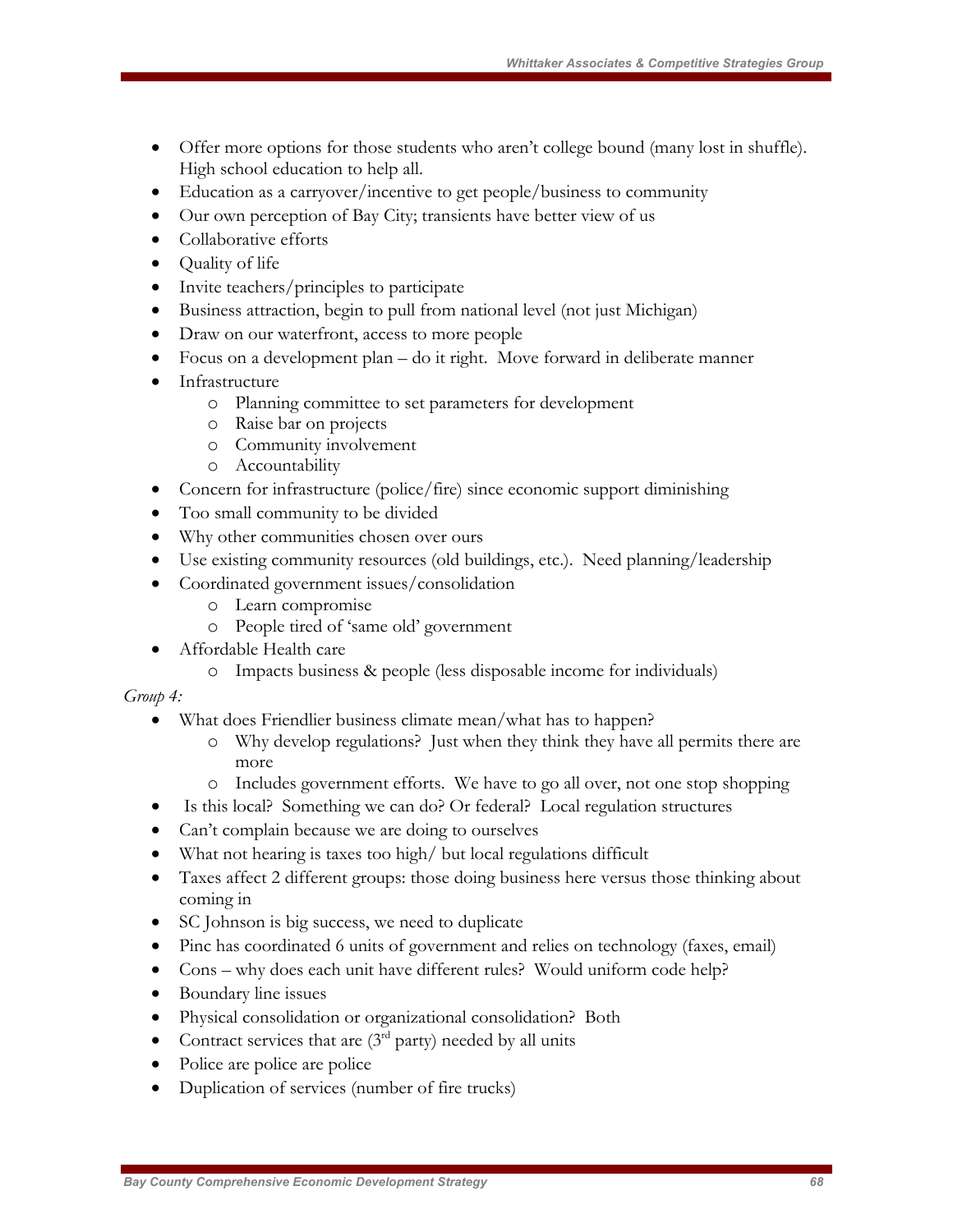- Offer more options for those students who aren't college bound (many lost in shuffle). High school education to help all.
- Education as a carryover/incentive to get people/business to community
- Our own perception of Bay City; transients have better view of us
- Collaborative efforts
- Quality of life
- Invite teachers/principles to participate
- Business attraction, begin to pull from national level (not just Michigan)
- Draw on our waterfront, access to more people
- Focus on a development plan – do it right. Move forward in deliberate manner
- Infrastructure
    - Planning committee to set parameters for development
    - Raise bar on projects
    - Community involvement
    - Accountability
- Concern for infrastructure (police/fire) since economic support diminishing
- Too small community to be divided
- Why other communities chosen over ours
- Use existing community resources (old buildings, etc.). Need planning/leadership
- Coordinated government issues/consolidation
    - Learn compromise
    - People tired of 'same old' government
- Affordable Health care
    - Impacts business & people (less disposable income for individuals)

*Group 4:*

- What does Friendlier business climate mean/what has to happen?
    - Why develop regulations? Just when they think they have all permits there are more
    - Includes government efforts. We have to go all over, not one stop shopping
- Is this local? Something we can do? Or federal? Local regulation structures
- Can't complain because we are doing to ourselves
- What not hearing is taxes too high/ but local regulations difficult
- Taxes affect 2 different groups: those doing business here versus those thinking about coming in
- SC Johnson is big success, we need to duplicate
- Pinc has coordinated 6 units of government and relies on technology (faxes, email)
- Cons – why does each unit have different rules? Would uniform code help?
- Boundary line issues
- Physical consolidation or organizational consolidation? Both
- Contract services that are (3rd party) needed by all units
- Police are police are police
- Duplication of services (number of fire trucks)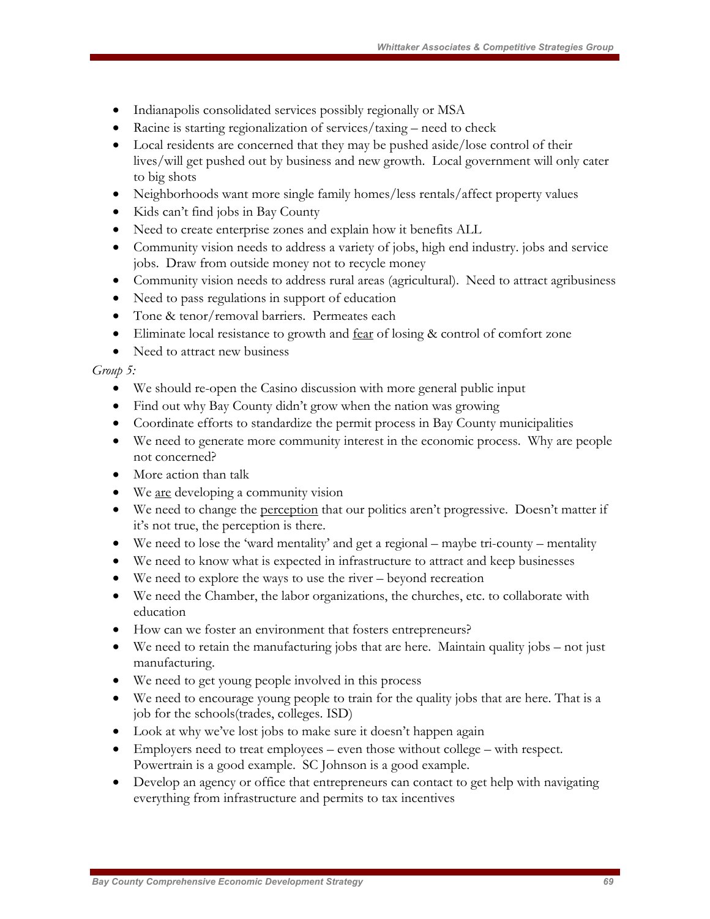- Indianapolis consolidated services possibly regionally or MSA
- Racine is starting regionalization of services/taxing – need to check
- Local residents are concerned that they may be pushed aside/lose control of their lives/will get pushed out by business and new growth. Local government will only cater to big shots
- Neighborhoods want more single family homes/less rentals/affect property values
- Kids can't find jobs in Bay County
- Need to create enterprise zones and explain how it benefits ALL
- Community vision needs to address a variety of jobs, high end industry. jobs and service jobs. Draw from outside money not to recycle money
- Community vision needs to address rural areas (agricultural). Need to attract agribusiness
- Need to pass regulations in support of education
- Tone & tenor/removal barriers. Permeates each
- Eliminate local resistance to growth and <u>fear</u> of losing & control of comfort zone
- Need to attract new business

*Group 5:*

- We should re-open the Casino discussion with more general public input
- Find out why Bay County didn't grow when the nation was growing
- Coordinate efforts to standardize the permit process in Bay County municipalities
- We need to generate more community interest in the economic process. Why are people not concerned?
- More action than talk
- We <u>are</u> developing a community vision
- We need to change the <u>perception</u> that our politics aren't progressive. Doesn't matter if it's not true, the perception is there.
- We need to lose the 'ward mentality' and get a regional – maybe tri-county – mentality
- We need to know what is expected in infrastructure to attract and keep businesses
- We need to explore the ways to use the river – beyond recreation
- We need the Chamber, the labor organizations, the churches, etc. to collaborate with education
- How can we foster an environment that fosters entrepreneurs?
- We need to retain the manufacturing jobs that are here. Maintain quality jobs – not just manufacturing.
- We need to get young people involved in this process
- We need to encourage young people to train for the quality jobs that are here. That is a job for the schools(trades, colleges. ISD)
- Look at why we've lost jobs to make sure it doesn't happen again
- Employers need to treat employees – even those without college – with respect. Powertrain is a good example. SC Johnson is a good example.
- Develop an agency or office that entrepreneurs can contact to get help with navigating everything from infrastructure and permits to tax incentives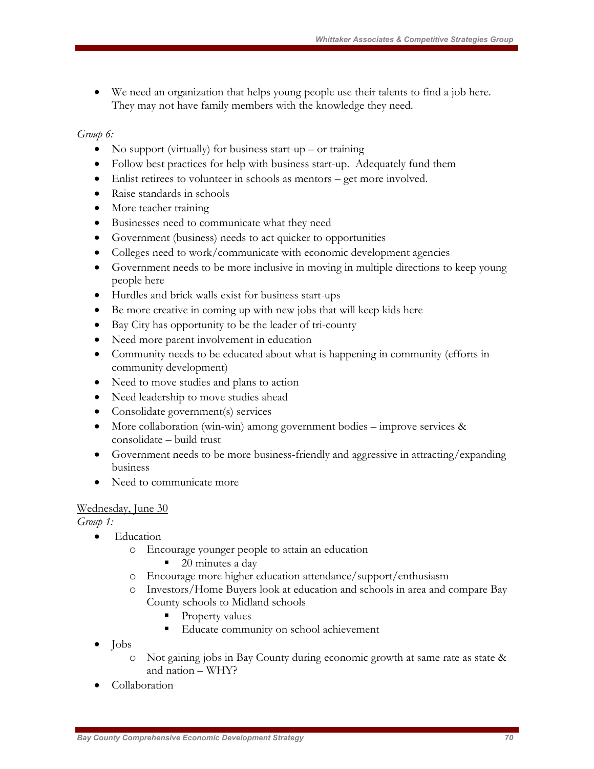- We need an organization that helps young people use their talents to find a job here. They may not have family members with the knowledge they need.

*Group 6:*

- No support (virtually) for business start-up – or training
- Follow best practices for help with business start-up. Adequately fund them
- Enlist retirees to volunteer in schools as mentors – get more involved.
- Raise standards in schools
- More teacher training
- Businesses need to communicate what they need
- Government (business) needs to act quicker to opportunities
- Colleges need to work/communicate with economic development agencies
- Government needs to be more inclusive in moving in multiple directions to keep young people here
- Hurdles and brick walls exist for business start-ups
- Be more creative in coming up with new jobs that will keep kids here
- Bay City has opportunity to be the leader of tri-county
- Need more parent involvement in education
- Community needs to be educated about what is happening in community (efforts in community development)
- Need to move studies and plans to action
- Need leadership to move studies ahead
- Consolidate government(s) services
- More collaboration (win-win) among government bodies – improve services & consolidate – build trust
- Government needs to be more business-friendly and aggressive in attracting/expanding business
- Need to communicate more

<u>Wednesday, June 30</u>

*Group 1:*

- Education
  - Encourage younger people to attain an education
    - 20 minutes a day
  - Encourage more higher education attendance/support/enthusiasm
  - Investors/Home Buyers look at education and schools in area and compare Bay County schools to Midland schools
    - Property values
    - Educate community on school achievement
- Jobs
  - Not gaining jobs in Bay County during economic growth at same rate as state & and nation – WHY?
- Collaboration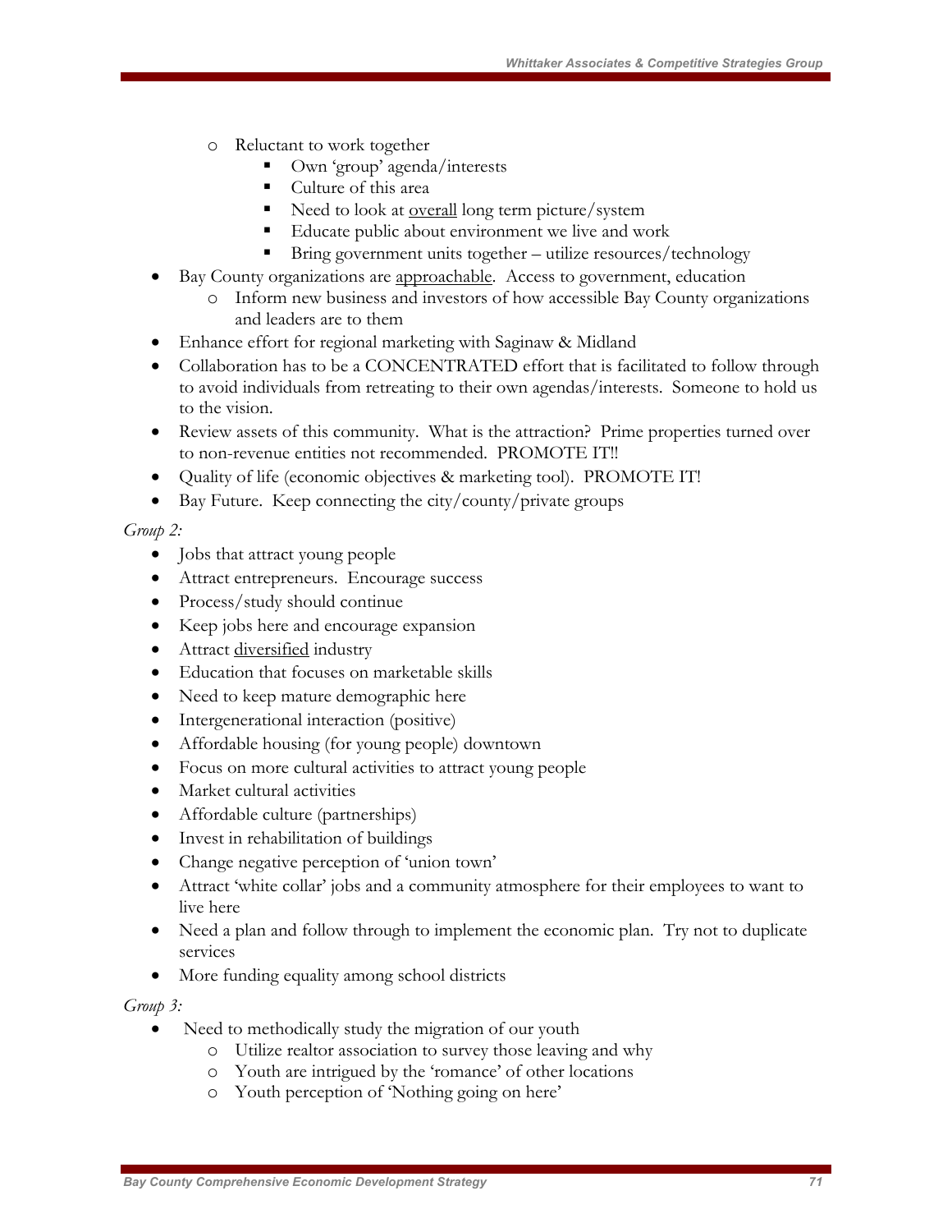- Reluctant to work together
    - Own 'group' agenda/interests
    - Culture of this area
    - Need to look at <u>overall</u> long term picture/system
    - Educate public about environment we live and work
    - Bring government units together – utilize resources/technology
- Bay County organizations are <u>approachable</u>. Access to government, education
  - Inform new business and investors of how accessible Bay County organizations and leaders are to them
- Enhance effort for regional marketing with Saginaw & Midland
- Collaboration has to be a CONCENTRATED effort that is facilitated to follow through to avoid individuals from retreating to their own agendas/interests. Someone to hold us to the vision.
- Review assets of this community. What is the attraction? Prime properties turned over to non-revenue entities not recommended. PROMOTE IT!!
- Quality of life (economic objectives & marketing tool). PROMOTE IT!
- Bay Future. Keep connecting the city/county/private groups

*Group 2:*

- Jobs that attract young people
- Attract entrepreneurs. Encourage success
- Process/study should continue
- Keep jobs here and encourage expansion
- Attract <u>diversified</u> industry
- Education that focuses on marketable skills
- Need to keep mature demographic here
- Intergenerational interaction (positive)
- Affordable housing (for young people) downtown
- Focus on more cultural activities to attract young people
- Market cultural activities
- Affordable culture (partnerships)
- Invest in rehabilitation of buildings
- Change negative perception of 'union town'
- Attract 'white collar' jobs and a community atmosphere for their employees to want to live here
- Need a plan and follow through to implement the economic plan. Try not to duplicate services
- More funding equality among school districts

*Group 3:*

- Need to methodically study the migration of our youth
  - Utilize realtor association to survey those leaving and why
  - Youth are intrigued by the 'romance' of other locations
  - Youth perception of 'Nothing going on here'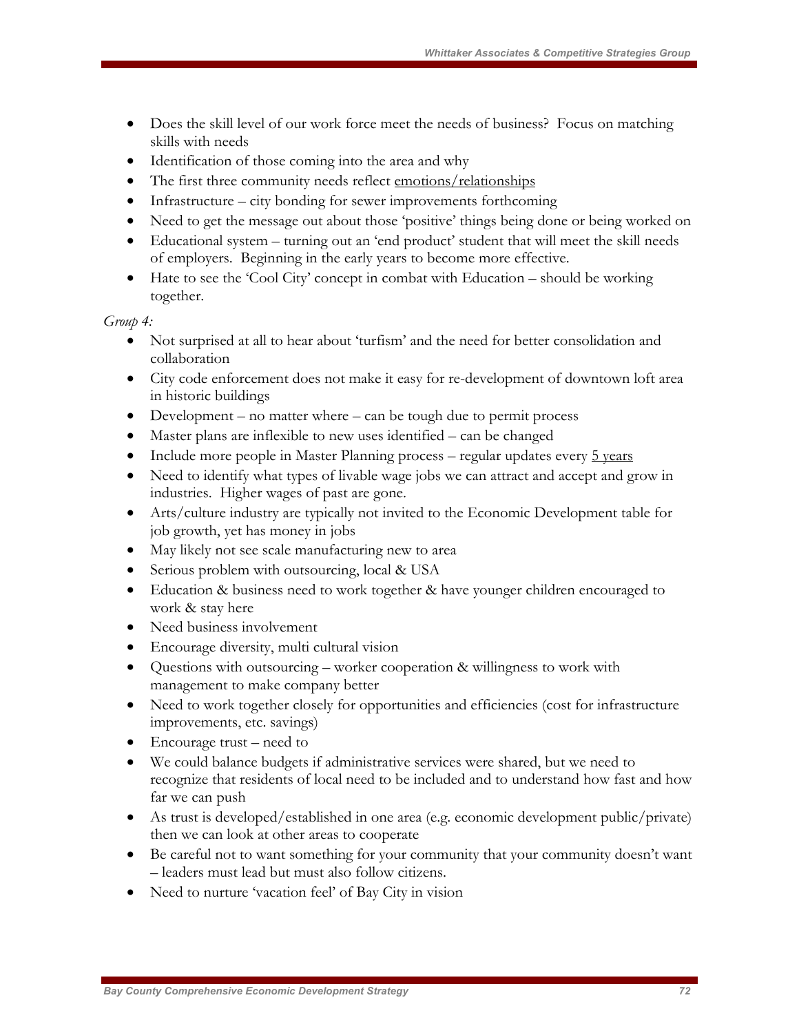- Does the skill level of our work force meet the needs of business? Focus on matching skills with needs
- Identification of those coming into the area and why
- The first three community needs reflect <u>emotions/relationships</u>
- Infrastructure – city bonding for sewer improvements forthcoming
- Need to get the message out about those 'positive' things being done or being worked on
- Educational system – turning out an 'end product' student that will meet the skill needs of employers. Beginning in the early years to become more effective.
- Hate to see the 'Cool City' concept in combat with Education – should be working together.

*Group 4:*

- Not surprised at all to hear about 'turfism' and the need for better consolidation and collaboration
- City code enforcement does not make it easy for re-development of downtown loft area in historic buildings
- Development – no matter where – can be tough due to permit process
- Master plans are inflexible to new uses identified – can be changed
- Include more people in Master Planning process – regular updates every <u>5 years</u>
- Need to identify what types of livable wage jobs we can attract and accept and grow in industries. Higher wages of past are gone.
- Arts/culture industry are typically not invited to the Economic Development table for job growth, yet has money in jobs
- May likely not see scale manufacturing new to area
- Serious problem with outsourcing, local & USA
- Education & business need to work together & have younger children encouraged to work & stay here
- Need business involvement
- Encourage diversity, multi cultural vision
- Questions with outsourcing – worker cooperation & willingness to work with management to make company better
- Need to work together closely for opportunities and efficiencies (cost for infrastructure improvements, etc. savings)
- Encourage trust – need to
- We could balance budgets if administrative services were shared, but we need to recognize that residents of local need to be included and to understand how fast and how far we can push
- As trust is developed/established in one area (e.g. economic development public/private) then we can look at other areas to cooperate
- Be careful not to want something for your community that your community doesn't want – leaders must lead but must also follow citizens.
- Need to nurture 'vacation feel' of Bay City in vision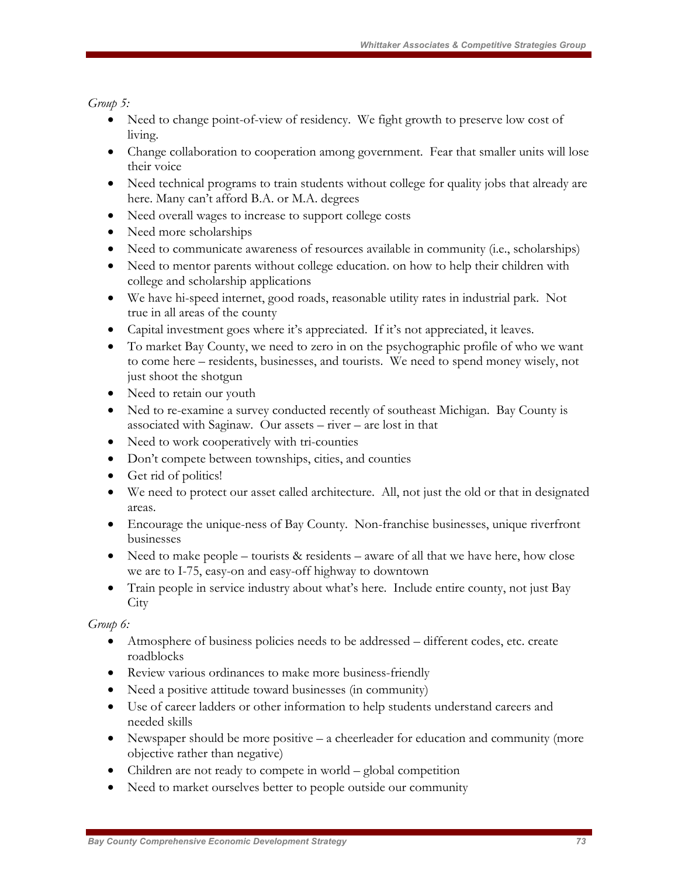*Group 5:*

- Need to change point-of-view of residency. We fight growth to preserve low cost of living.
- Change collaboration to cooperation among government. Fear that smaller units will lose their voice
- Need technical programs to train students without college for quality jobs that already are here. Many can't afford B.A. or M.A. degrees
- Need overall wages to increase to support college costs
- Need more scholarships
- Need to communicate awareness of resources available in community (i.e., scholarships)
- Need to mentor parents without college education. on how to help their children with college and scholarship applications
- We have hi-speed internet, good roads, reasonable utility rates in industrial park. Not true in all areas of the county
- Capital investment goes where it's appreciated. If it's not appreciated, it leaves.
- To market Bay County, we need to zero in on the psychographic profile of who we want to come here – residents, businesses, and tourists. We need to spend money wisely, not just shoot the shotgun
- Need to retain our youth
- Ned to re-examine a survey conducted recently of southeast Michigan. Bay County is associated with Saginaw. Our assets – river – are lost in that
- Need to work cooperatively with tri-counties
- Don't compete between townships, cities, and counties
- Get rid of politics!
- We need to protect our asset called architecture. All, not just the old or that in designated areas.
- Encourage the unique-ness of Bay County. Non-franchise businesses, unique riverfront businesses
- Need to make people – tourists & residents – aware of all that we have here, how close we are to I-75, easy-on and easy-off highway to downtown
- Train people in service industry about what's here. Include entire county, not just Bay City

*Group 6:*

- Atmosphere of business policies needs to be addressed – different codes, etc. create roadblocks
- Review various ordinances to make more business-friendly
- Need a positive attitude toward businesses (in community)
- Use of career ladders or other information to help students understand careers and needed skills
- Newspaper should be more positive – a cheerleader for education and community (more objective rather than negative)
- Children are not ready to compete in world – global competition
- Need to market ourselves better to people outside our community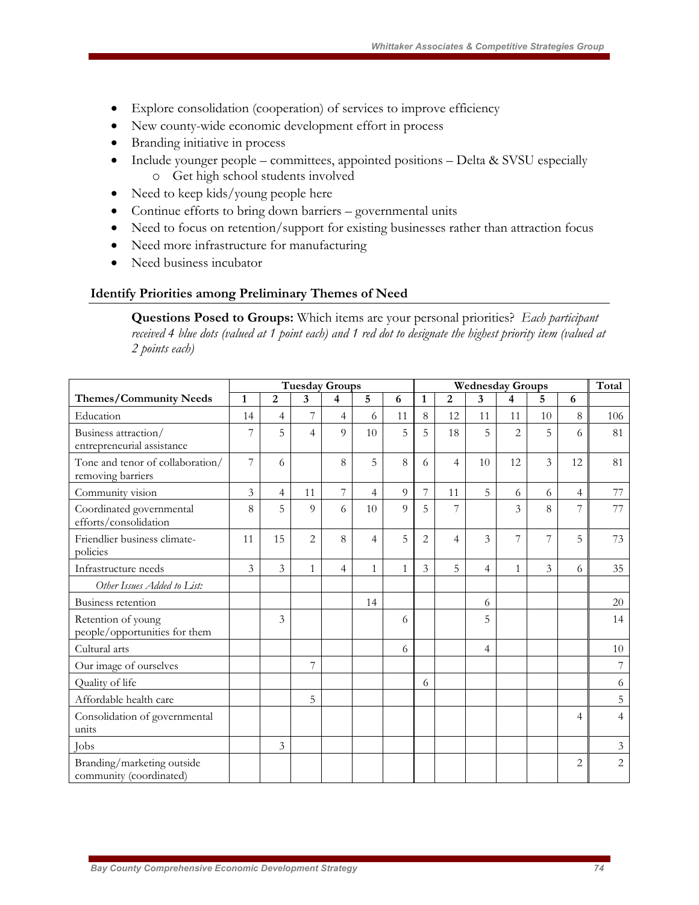- Explore consolidation (cooperation) of services to improve efficiency
- New county-wide economic development effort in process
- Branding initiative in process
- Include younger people – committees, appointed positions – Delta & SVSU especially
  - Get high school students involved
- Need to keep kids/young people here
- Continue efforts to bring down barriers – governmental units
- Need to focus on retention/support for existing businesses rather than attraction focus
- Need more infrastructure for manufacturing
- Need business incubator

### Identify Priorities among Preliminary Themes of Need

**Questions Posed to Groups:** Which items are your personal priorities? *Each participant received 4 blue dots (valued at 1 point each) and 1 red dot to designate the highest priority item (valued at 2 points each)*

| | Tuesday Groups | | | | | | Wednesday Groups | | | | | | Total |
|---|---|---|---|---|---|---|---|---|---|---|---|---|---|
| **Themes/Community Needs** | **1** | **2** | **3** | **4** | **5** | **6** | **1** | **2** | **3** | **4** | **5** | **6** | |
| Education | 14 | 4 | 7 | 4 | 6 | 11 | 8 | 12 | 11 | 11 | 10 | 8 | 106 |
| Business attraction/ entrepreneurial assistance | 7 | 5 | 4 | 9 | 10 | 5 | 5 | 18 | 5 | 2 | 5 | 6 | 81 |
| Tone and tenor of collaboration/ removing barriers | 7 | 6 | | 8 | 5 | 8 | 6 | 4 | 10 | 12 | 3 | 12 | 81 |
| Community vision | 3 | 4 | 11 | 7 | 4 | 9 | 7 | 11 | 5 | 6 | 6 | 4 | 77 |
| Coordinated governmental efforts/consolidation | 8 | 5 | 9 | 6 | 10 | 9 | 5 | 7 | | 3 | 8 | 7 | 77 |
| Friendlier business climate-policies | 11 | 15 | 2 | 8 | 4 | 5 | 2 | 4 | 3 | 7 | 7 | 5 | 73 |
| Infrastructure needs | 3 | 3 | 1 | 4 | 1 | 1 | 3 | 5 | 4 | 1 | 3 | 6 | 35 |
| *Other Issues Added to List:* | | | | | | | | | | | | | |
| Business retention | | | | | 14 | | | | 6 | | | | 20 |
| Retention of young people/opportunities for them | | 3 | | | | 6 | | | 5 | | | | 14 |
| Cultural arts | | | | | | 6 | | | 4 | | | | 10 |
| Our image of ourselves | | | 7 | | | | | | | | | | 7 |
| Quality of life | | | | | | | 6 | | | | | | 6 |
| Affordable health care | | | 5 | | | | | | | | | | 5 |
| Consolidation of governmental units | | | | | | | | | | | | 4 | 4 |
| Jobs | | 3 | | | | | | | | | | | 3 |
| Branding/marketing outside community (coordinated) | | | | | | | | | | | | 2 | 2 |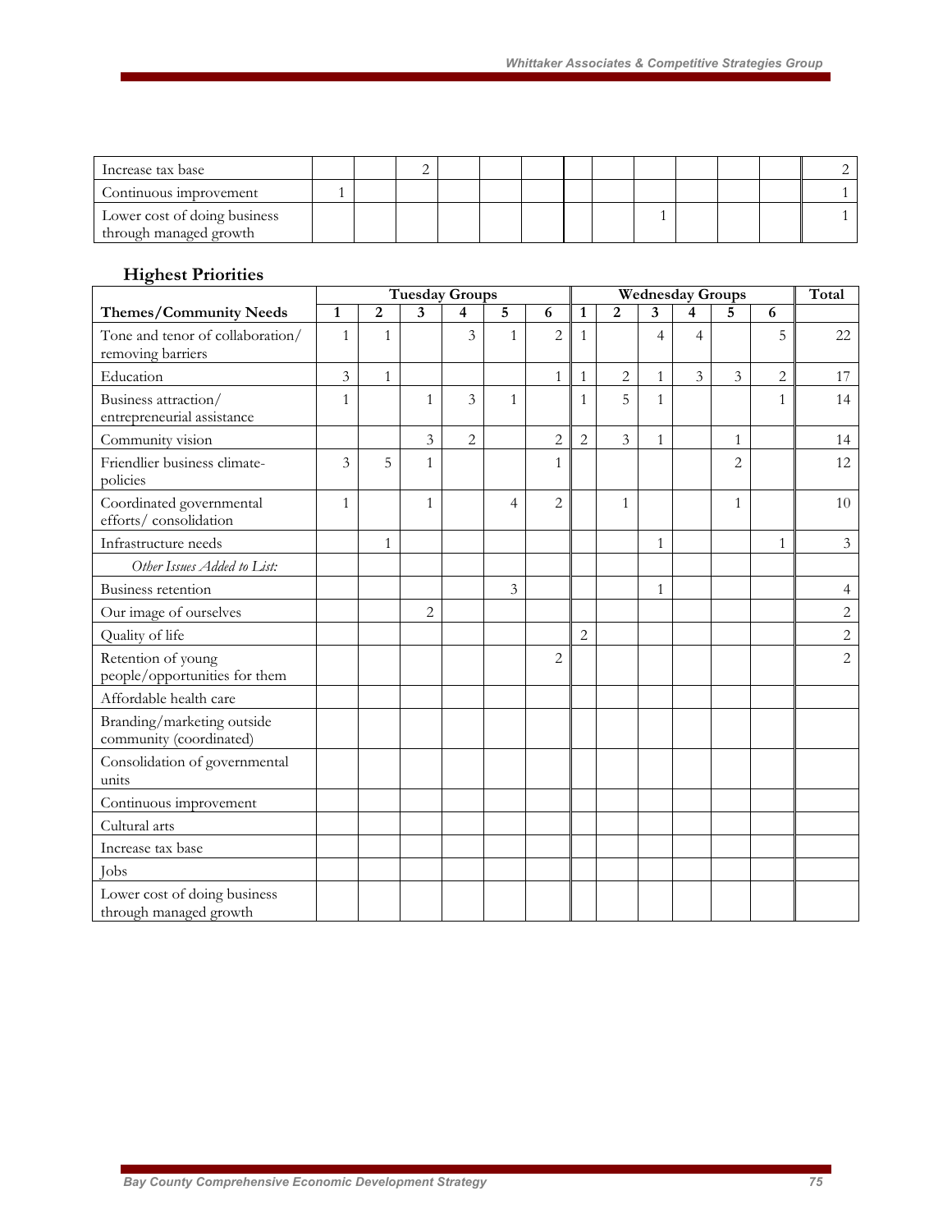| | | | | | | | | | | | | | |
|---|---|---|---|---|---|---|---|---|---|---|---|---|---|
| Increase tax base | | | 2 | | | | | | | | | | 2 |
| Continuous improvement | 1 | | | | | | | | | | | | 1 |
| Lower cost of doing business through managed growth | | | | | | | | | 1 | | | | 1 |

## Highest Priorities

| | Tuesday Groups | | | | | | Wednesday Groups | | | | | | Total |
|---|---|---|---|---|---|---|---|---|---|---|---|---|---|
| **Themes/Community Needs** | **1** | **2** | **3** | **4** | **5** | **6** | **1** | **2** | **3** | **4** | **5** | **6** | |
| Tone and tenor of collaboration/ removing barriers | 1 | 1 | | 3 | 1 | 2 | 1 | | 4 | 4 | | 5 | 22 |
| Education | 3 | 1 | | | | 1 | 1 | 2 | 1 | 3 | 3 | 2 | 17 |
| Business attraction/ entrepreneurial assistance | 1 | | 1 | 3 | 1 | | 1 | 5 | 1 | | | 1 | 14 |
| Community vision | | | 3 | 2 | | 2 | 2 | 3 | 1 | | 1 | | 14 |
| Friendlier business climate-policies | 3 | 5 | 1 | | | 1 | | | | | 2 | | 12 |
| Coordinated governmental efforts/ consolidation | 1 | | 1 | | 4 | 2 | | 1 | | | 1 | | 10 |
| Infrastructure needs | | 1 | | | | | | | 1 | | | 1 | 3 |
| *Other Issues Added to List:* | | | | | | | | | | | | | |
| Business retention | | | | | 3 | | | | 1 | | | | 4 |
| Our image of ourselves | | | 2 | | | | | | | | | | 2 |
| Quality of life | | | | | | | 2 | | | | | | 2 |
| Retention of young people/opportunities for them | | | | | | 2 | | | | | | | 2 |
| Affordable health care | | | | | | | | | | | | | |
| Branding/marketing outside community (coordinated) | | | | | | | | | | | | | |
| Consolidation of governmental units | | | | | | | | | | | | | |
| Continuous improvement | | | | | | | | | | | | | |
| Cultural arts | | | | | | | | | | | | | |
| Increase tax base | | | | | | | | | | | | | |
| Jobs | | | | | | | | | | | | | |
| Lower cost of doing business through managed growth | | | | | | | | | | | | | |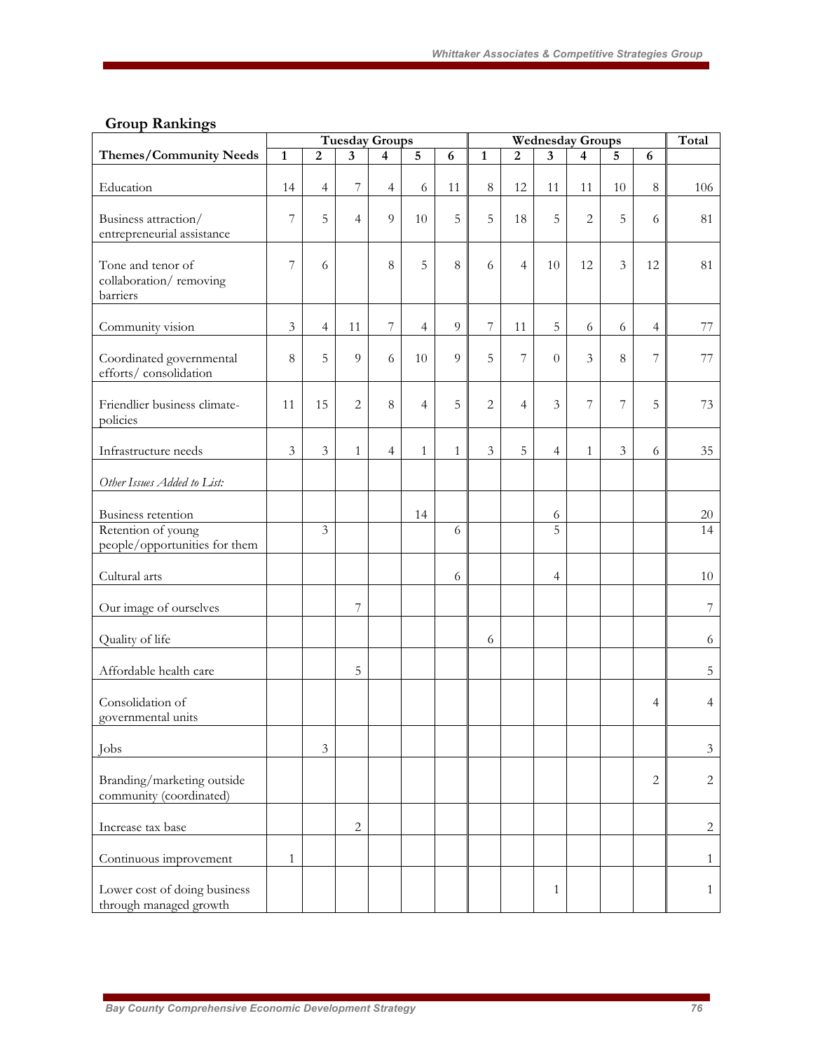## Group Rankings

| Themes/Community Needs | Tuesday Groups | | | | | | Wednesday Groups | | | | | | Total |
|---|---|---|---|---|---|---|---|---|---|---|---|---|---|
| | 1 | 2 | 3 | 4 | 5 | 6 | 1 | 2 | 3 | 4 | 5 | 6 | |
| Education | 14 | 4 | 7 | 4 | 6 | 11 | 8 | 12 | 11 | 11 | 10 | 8 | 106 |
| Business attraction/ entrepreneurial assistance | 7 | 5 | 4 | 9 | 10 | 5 | 5 | 18 | 5 | 2 | 5 | 6 | 81 |
| Tone and tenor of collaboration/ removing barriers | 7 | 6 | | 8 | 5 | 8 | 6 | 4 | 10 | 12 | 3 | 12 | 81 |
| Community vision | 3 | 4 | 11 | 7 | 4 | 9 | 7 | 11 | 5 | 6 | 6 | 4 | 77 |
| Coordinated governmental efforts/ consolidation | 8 | 5 | 9 | 6 | 10 | 9 | 5 | 7 | 0 | 3 | 8 | 7 | 77 |
| Friendlier business climate-policies | 11 | 15 | 2 | 8 | 4 | 5 | 2 | 4 | 3 | 7 | 7 | 5 | 73 |
| Infrastructure needs | 3 | 3 | 1 | 4 | 1 | 1 | 3 | 5 | 4 | 1 | 3 | 6 | 35 |
| *Other Issues Added to List:* | | | | | | | | | | | | | |
| Business retention | | | | | 14 | | | | 6 | | | | 20 |
| Retention of young people/opportunities for them | | 3 | | | | 6 | | | 5 | | | | 14 |
| Cultural arts | | | | | | 6 | | | 4 | | | | 10 |
| Our image of ourselves | | | 7 | | | | | | | | | | 7 |
| Quality of life | | | | | | | 6 | | | | | | 6 |
| Affordable health care | | | 5 | | | | | | | | | | 5 |
| Consolidation of governmental units | | | | | | | | | | | | 4 | 4 |
| Jobs | | 3 | | | | | | | | | | | 3 |
| Branding/marketing outside community (coordinated) | | | | | | | | | | | | 2 | 2 |
| Increase tax base | | | 2 | | | | | | | | | | 2 |
| Continuous improvement | 1 | | | | | | | | | | | | 1 |
| Lower cost of doing business through managed growth | | | | | | | | | 1 | | | | 1 |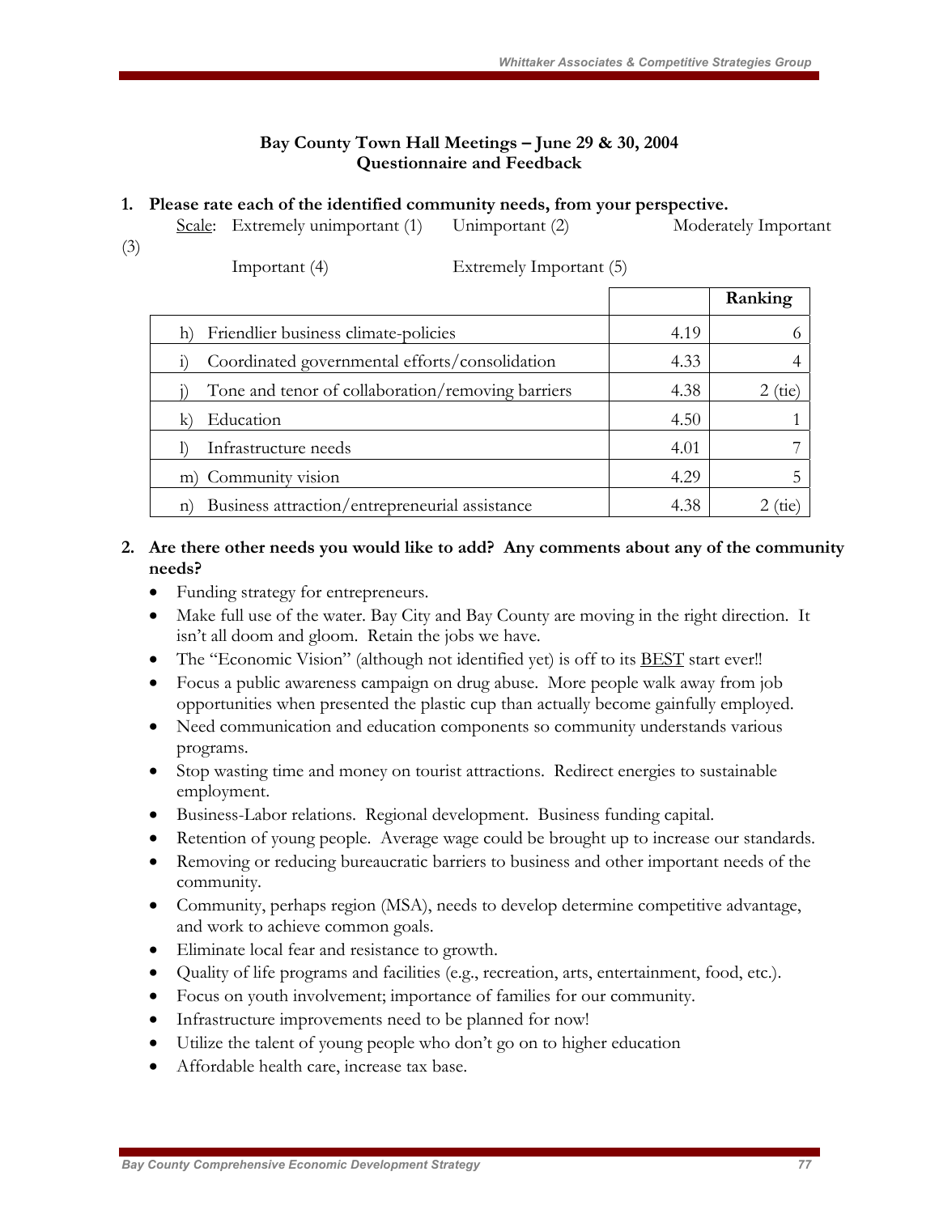**Bay County Town Hall Meetings – June 29 & 30, 2004**
**Questionnaire and Feedback**

1. **Please rate each of the identified community needs, from your perspective.**

   Scale: Extremely unimportant (1) Unimportant (2) Moderately Important (3) Important (4) Extremely Important (5)

| | | Ranking |
|---|---|---|
| h) Friendlier business climate-policies | 4.19 | 6 |
| i) Coordinated governmental efforts/consolidation | 4.33 | 4 |
| j) Tone and tenor of collaboration/removing barriers | 4.38 | 2 (tie) |
| k) Education | 4.50 | 1 |
| l) Infrastructure needs | 4.01 | 7 |
| m) Community vision | 4.29 | 5 |
| n) Business attraction/entrepreneurial assistance | 4.38 | 2 (tie) |

2. **Are there other needs you would like to add? Any comments about any of the community needs?**
   - Funding strategy for entrepreneurs.
   - Make full use of the water. Bay City and Bay County are moving in the right direction. It isn't all doom and gloom. Retain the jobs we have.
   - The "Economic Vision" (although not identified yet) is off to its BEST start ever!!
   - Focus a public awareness campaign on drug abuse. More people walk away from job opportunities when presented the plastic cup than actually become gainfully employed.
   - Need communication and education components so community understands various programs.
   - Stop wasting time and money on tourist attractions. Redirect energies to sustainable employment.
   - Business-Labor relations. Regional development. Business funding capital.
   - Retention of young people. Average wage could be brought up to increase our standards.
   - Removing or reducing bureaucratic barriers to business and other important needs of the community.
   - Community, perhaps region (MSA), needs to develop determine competitive advantage, and work to achieve common goals.
   - Eliminate local fear and resistance to growth.
   - Quality of life programs and facilities (e.g., recreation, arts, entertainment, food, etc.).
   - Focus on youth involvement; importance of families for our community.
   - Infrastructure improvements need to be planned for now!
   - Utilize the talent of young people who don't go on to higher education
   - Affordable health care, increase tax base.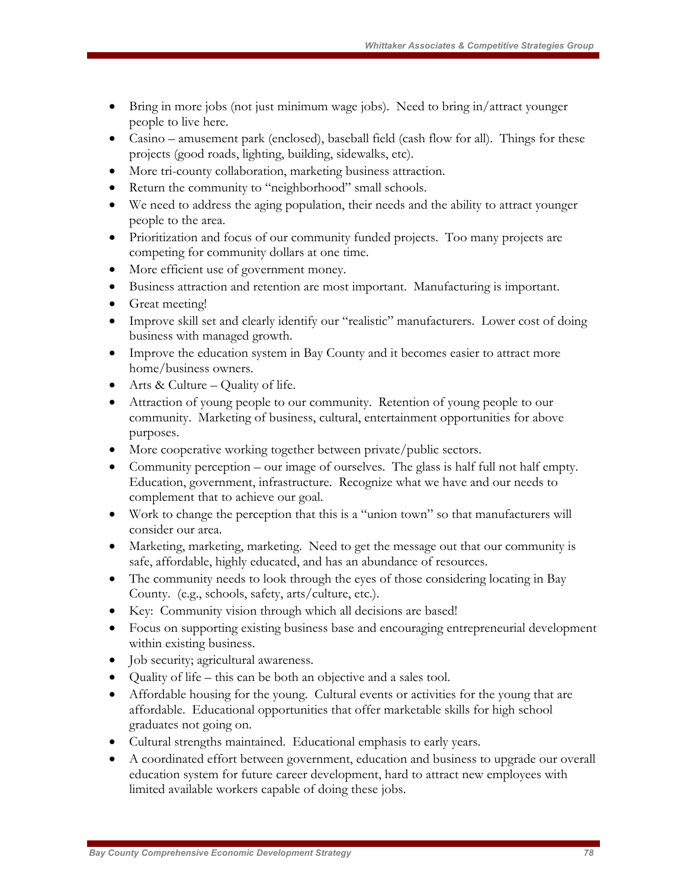- Bring in more jobs (not just minimum wage jobs). Need to bring in/attract younger people to live here.
- Casino – amusement park (enclosed), baseball field (cash flow for all). Things for these projects (good roads, lighting, building, sidewalks, etc).
- More tri-county collaboration, marketing business attraction.
- Return the community to "neighborhood" small schools.
- We need to address the aging population, their needs and the ability to attract younger people to the area.
- Prioritization and focus of our community funded projects. Too many projects are competing for community dollars at one time.
- More efficient use of government money.
- Business attraction and retention are most important. Manufacturing is important.
- Great meeting!
- Improve skill set and clearly identify our "realistic" manufacturers. Lower cost of doing business with managed growth.
- Improve the education system in Bay County and it becomes easier to attract more home/business owners.
- Arts & Culture – Quality of life.
- Attraction of young people to our community. Retention of young people to our community. Marketing of business, cultural, entertainment opportunities for above purposes.
- More cooperative working together between private/public sectors.
- Community perception – our image of ourselves. The glass is half full not half empty. Education, government, infrastructure. Recognize what we have and our needs to complement that to achieve our goal.
- Work to change the perception that this is a "union town" so that manufacturers will consider our area.
- Marketing, marketing, marketing. Need to get the message out that our community is safe, affordable, highly educated, and has an abundance of resources.
- The community needs to look through the eyes of those considering locating in Bay County. (e.g., schools, safety, arts/culture, etc.).
- Key: Community vision through which all decisions are based!
- Focus on supporting existing business base and encouraging entrepreneurial development within existing business.
- Job security; agricultural awareness.
- Quality of life – this can be both an objective and a sales tool.
- Affordable housing for the young. Cultural events or activities for the young that are affordable. Educational opportunities that offer marketable skills for high school graduates not going on.
- Cultural strengths maintained. Educational emphasis to early years.
- A coordinated effort between government, education and business to upgrade our overall education system for future career development, hard to attract new employees with limited available workers capable of doing these jobs.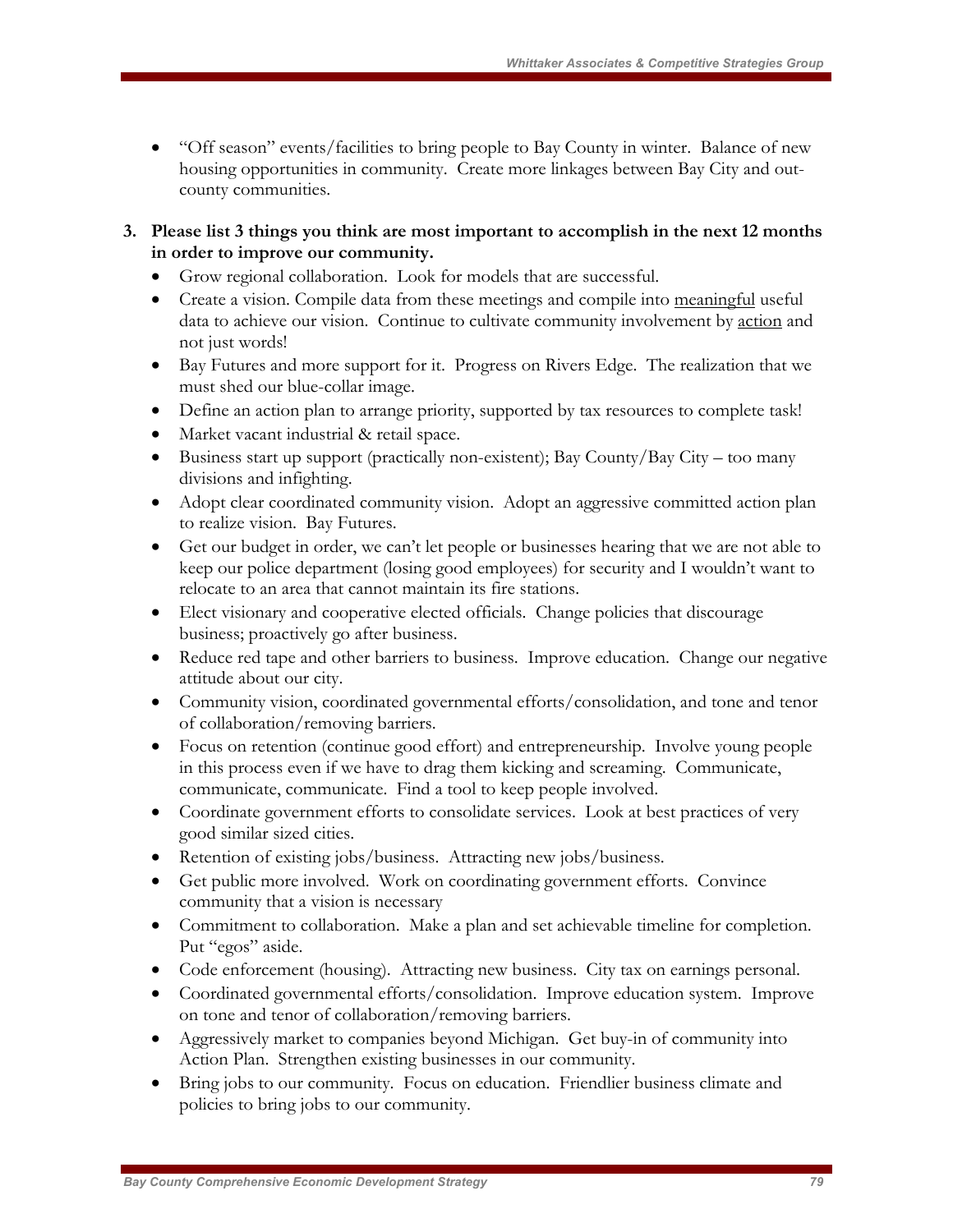- "Off season" events/facilities to bring people to Bay County in winter. Balance of new housing opportunities in community. Create more linkages between Bay City and out-county communities.

**3. Please list 3 things you think are most important to accomplish in the next 12 months in order to improve our community.**

- Grow regional collaboration. Look for models that are successful.
- Create a vision. Compile data from these meetings and compile into <u>meaningful</u> useful data to achieve our vision. Continue to cultivate community involvement by <u>action</u> and not just words!
- Bay Futures and more support for it. Progress on Rivers Edge. The realization that we must shed our blue-collar image.
- Define an action plan to arrange priority, supported by tax resources to complete task!
- Market vacant industrial & retail space.
- Business start up support (practically non-existent); Bay County/Bay City – too many divisions and infighting.
- Adopt clear coordinated community vision. Adopt an aggressive committed action plan to realize vision. Bay Futures.
- Get our budget in order, we can't let people or businesses hearing that we are not able to keep our police department (losing good employees) for security and I wouldn't want to relocate to an area that cannot maintain its fire stations.
- Elect visionary and cooperative elected officials. Change policies that discourage business; proactively go after business.
- Reduce red tape and other barriers to business. Improve education. Change our negative attitude about our city.
- Community vision, coordinated governmental efforts/consolidation, and tone and tenor of collaboration/removing barriers.
- Focus on retention (continue good effort) and entrepreneurship. Involve young people in this process even if we have to drag them kicking and screaming. Communicate, communicate, communicate. Find a tool to keep people involved.
- Coordinate government efforts to consolidate services. Look at best practices of very good similar sized cities.
- Retention of existing jobs/business. Attracting new jobs/business.
- Get public more involved. Work on coordinating government efforts. Convince community that a vision is necessary
- Commitment to collaboration. Make a plan and set achievable timeline for completion. Put "egos" aside.
- Code enforcement (housing). Attracting new business. City tax on earnings personal.
- Coordinated governmental efforts/consolidation. Improve education system. Improve on tone and tenor of collaboration/removing barriers.
- Aggressively market to companies beyond Michigan. Get buy-in of community into Action Plan. Strengthen existing businesses in our community.
- Bring jobs to our community. Focus on education. Friendlier business climate and policies to bring jobs to our community.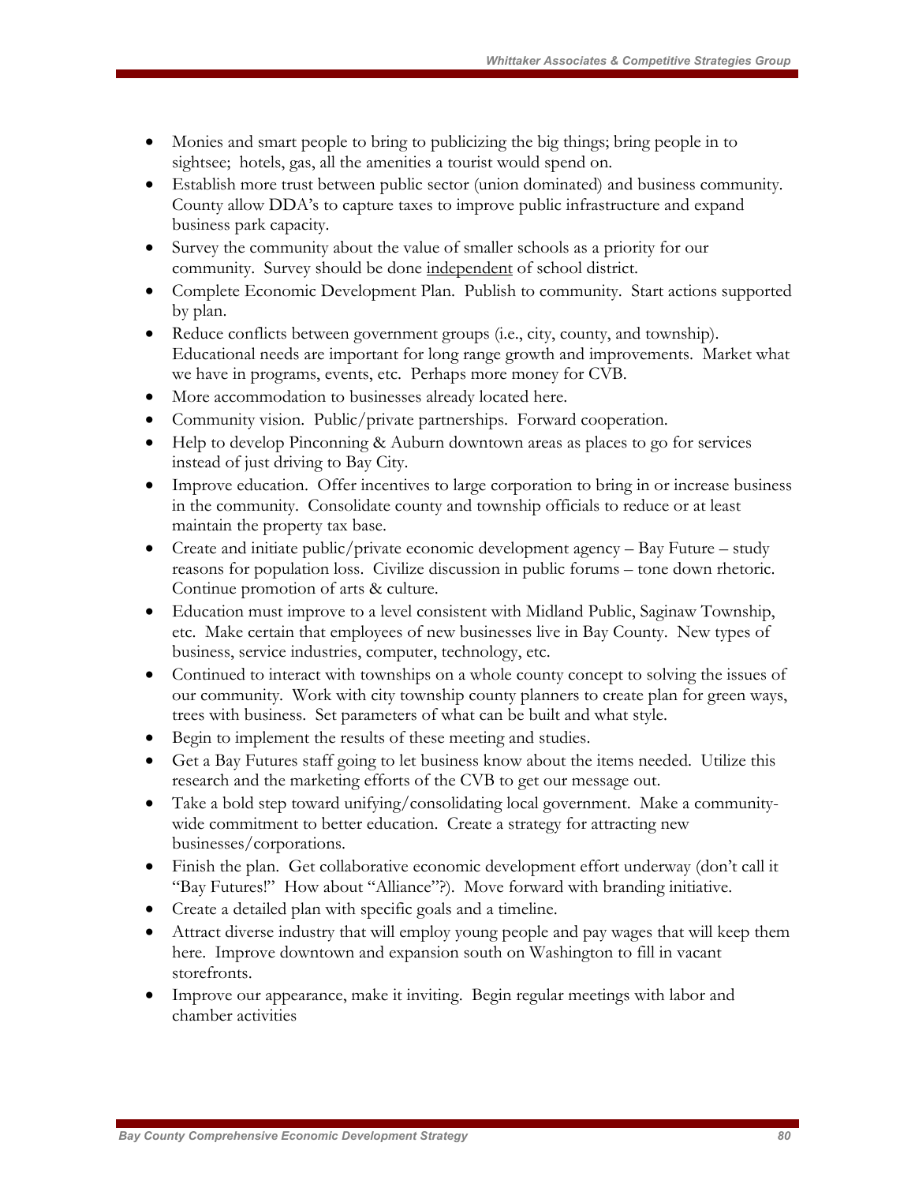- Monies and smart people to bring to publicizing the big things; bring people in to sightsee; hotels, gas, all the amenities a tourist would spend on.
- Establish more trust between public sector (union dominated) and business community. County allow DDA's to capture taxes to improve public infrastructure and expand business park capacity.
- Survey the community about the value of smaller schools as a priority for our community. Survey should be done <u>independent</u> of school district.
- Complete Economic Development Plan. Publish to community. Start actions supported by plan.
- Reduce conflicts between government groups (i.e., city, county, and township). Educational needs are important for long range growth and improvements. Market what we have in programs, events, etc. Perhaps more money for CVB.
- More accommodation to businesses already located here.
- Community vision. Public/private partnerships. Forward cooperation.
- Help to develop Pinconning & Auburn downtown areas as places to go for services instead of just driving to Bay City.
- Improve education. Offer incentives to large corporation to bring in or increase business in the community. Consolidate county and township officials to reduce or at least maintain the property tax base.
- Create and initiate public/private economic development agency – Bay Future – study reasons for population loss. Civilize discussion in public forums – tone down rhetoric. Continue promotion of arts & culture.
- Education must improve to a level consistent with Midland Public, Saginaw Township, etc. Make certain that employees of new businesses live in Bay County. New types of business, service industries, computer, technology, etc.
- Continued to interact with townships on a whole county concept to solving the issues of our community. Work with city township county planners to create plan for green ways, trees with business. Set parameters of what can be built and what style.
- Begin to implement the results of these meeting and studies.
- Get a Bay Futures staff going to let business know about the items needed. Utilize this research and the marketing efforts of the CVB to get our message out.
- Take a bold step toward unifying/consolidating local government. Make a community-wide commitment to better education. Create a strategy for attracting new businesses/corporations.
- Finish the plan. Get collaborative economic development effort underway (don't call it "Bay Futures!" How about "Alliance"?). Move forward with branding initiative.
- Create a detailed plan with specific goals and a timeline.
- Attract diverse industry that will employ young people and pay wages that will keep them here. Improve downtown and expansion south on Washington to fill in vacant storefronts.
- Improve our appearance, make it inviting. Begin regular meetings with labor and chamber activities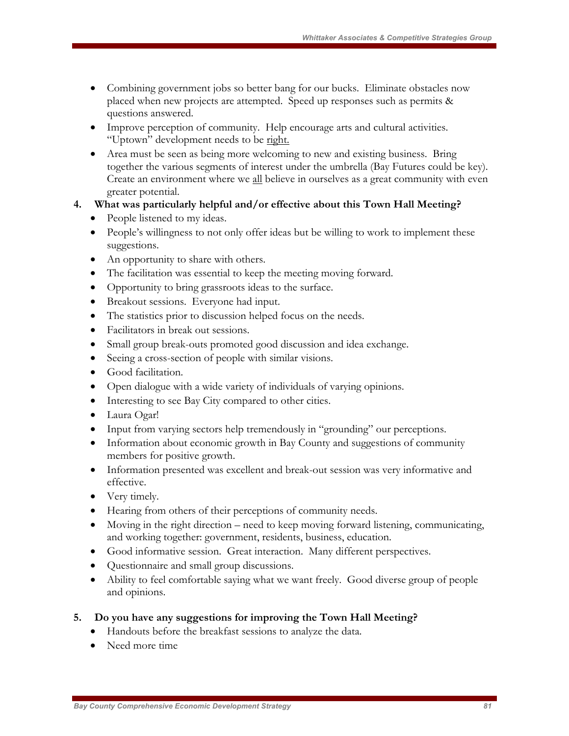- Combining government jobs so better bang for our bucks. Eliminate obstacles now placed when new projects are attempted. Speed up responses such as permits & questions answered.
- Improve perception of community. Help encourage arts and cultural activities. "Uptown" development needs to be right.
- Area must be seen as being more welcoming to new and existing business. Bring together the various segments of interest under the umbrella (Bay Futures could be key). Create an environment where we all believe in ourselves as a great community with even greater potential.

**4. What was particularly helpful and/or effective about this Town Hall Meeting?**

- People listened to my ideas.
- People's willingness to not only offer ideas but be willing to work to implement these suggestions.
- An opportunity to share with others.
- The facilitation was essential to keep the meeting moving forward.
- Opportunity to bring grassroots ideas to the surface.
- Breakout sessions. Everyone had input.
- The statistics prior to discussion helped focus on the needs.
- Facilitators in break out sessions.
- Small group break-outs promoted good discussion and idea exchange.
- Seeing a cross-section of people with similar visions.
- Good facilitation.
- Open dialogue with a wide variety of individuals of varying opinions.
- Interesting to see Bay City compared to other cities.
- Laura Ogar!
- Input from varying sectors help tremendously in "grounding" our perceptions.
- Information about economic growth in Bay County and suggestions of community members for positive growth.
- Information presented was excellent and break-out session was very informative and effective.
- Very timely.
- Hearing from others of their perceptions of community needs.
- Moving in the right direction – need to keep moving forward listening, communicating, and working together: government, residents, business, education.
- Good informative session. Great interaction. Many different perspectives.
- Questionnaire and small group discussions.
- Ability to feel comfortable saying what we want freely. Good diverse group of people and opinions.

**5. Do you have any suggestions for improving the Town Hall Meeting?**

- Handouts before the breakfast sessions to analyze the data.
- Need more time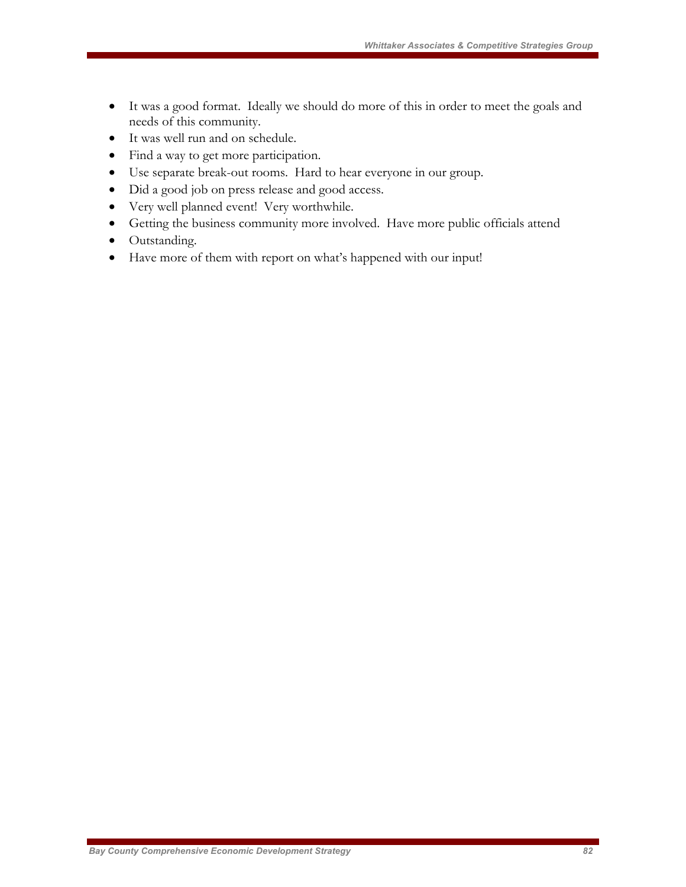- It was a good format.  Ideally we should do more of this in order to meet the goals and needs of this community.
- It was well run and on schedule.
- Find a way to get more participation.
- Use separate break-out rooms.  Hard to hear everyone in our group.
- Did a good job on press release and good access.
- Very well planned event!  Very worthwhile.
- Getting the business community more involved.  Have more public officials attend
- Outstanding.
- Have more of them with report on what's happened with our input!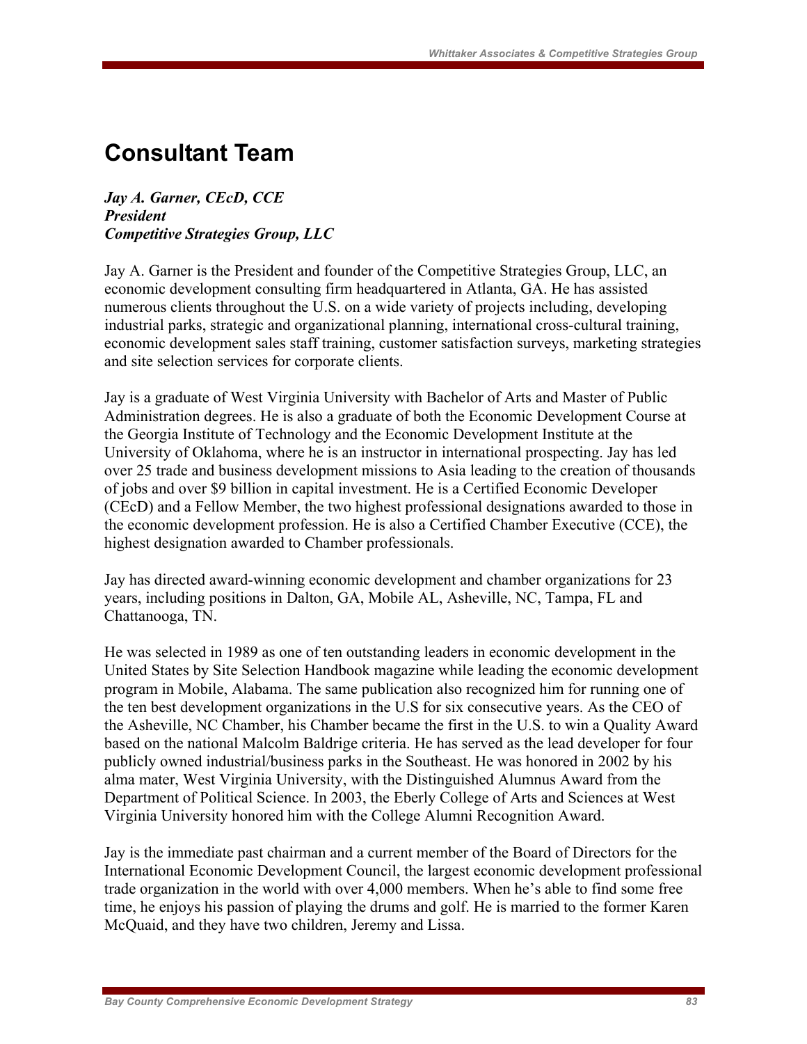# Consultant Team

***Jay A. Garner, CEcD, CCE***
***President***
***Competitive Strategies Group, LLC***

Jay A. Garner is the President and founder of the Competitive Strategies Group, LLC, an economic development consulting firm headquartered in Atlanta, GA. He has assisted numerous clients throughout the U.S. on a wide variety of projects including, developing industrial parks, strategic and organizational planning, international cross-cultural training, economic development sales staff training, customer satisfaction surveys, marketing strategies and site selection services for corporate clients.

Jay is a graduate of West Virginia University with Bachelor of Arts and Master of Public Administration degrees. He is also a graduate of both the Economic Development Course at the Georgia Institute of Technology and the Economic Development Institute at the University of Oklahoma, where he is an instructor in international prospecting. Jay has led over 25 trade and business development missions to Asia leading to the creation of thousands of jobs and over $9 billion in capital investment. He is a Certified Economic Developer (CEcD) and a Fellow Member, the two highest professional designations awarded to those in the economic development profession. He is also a Certified Chamber Executive (CCE), the highest designation awarded to Chamber professionals.

Jay has directed award-winning economic development and chamber organizations for 23 years, including positions in Dalton, GA, Mobile AL, Asheville, NC, Tampa, FL and Chattanooga, TN.

He was selected in 1989 as one of ten outstanding leaders in economic development in the United States by Site Selection Handbook magazine while leading the economic development program in Mobile, Alabama. The same publication also recognized him for running one of the ten best development organizations in the U.S for six consecutive years. As the CEO of the Asheville, NC Chamber, his Chamber became the first in the U.S. to win a Quality Award based on the national Malcolm Baldrige criteria. He has served as the lead developer for four publicly owned industrial/business parks in the Southeast. He was honored in 2002 by his alma mater, West Virginia University, with the Distinguished Alumnus Award from the Department of Political Science. In 2003, the Eberly College of Arts and Sciences at West Virginia University honored him with the College Alumni Recognition Award.

Jay is the immediate past chairman and a current member of the Board of Directors for the International Economic Development Council, the largest economic development professional trade organization in the world with over 4,000 members. When he's able to find some free time, he enjoys his passion of playing the drums and golf. He is married to the former Karen McQuaid, and they have two children, Jeremy and Lissa.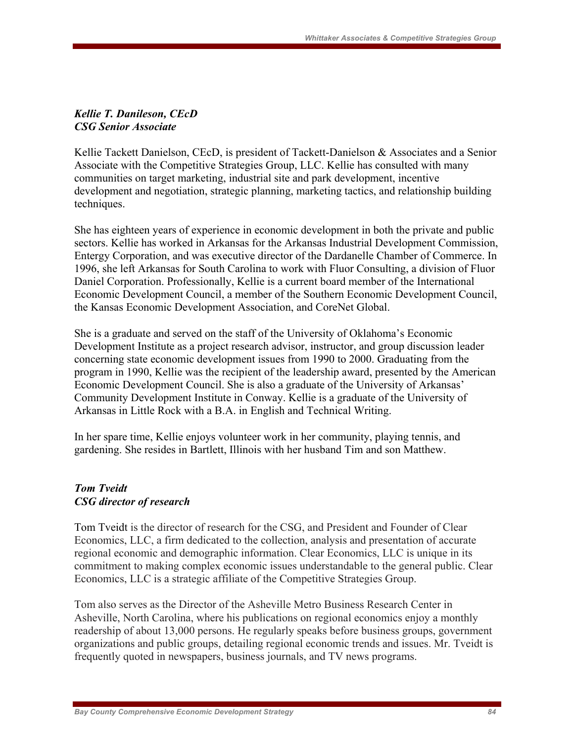***Kellie T. Danileson, CEcD***
***CSG Senior Associate***

Kellie Tackett Danielson, CEcD, is president of Tackett-Danielson & Associates and a Senior Associate with the Competitive Strategies Group, LLC. Kellie has consulted with many communities on target marketing, industrial site and park development, incentive development and negotiation, strategic planning, marketing tactics, and relationship building techniques.

She has eighteen years of experience in economic development in both the private and public sectors. Kellie has worked in Arkansas for the Arkansas Industrial Development Commission, Entergy Corporation, and was executive director of the Dardanelle Chamber of Commerce. In 1996, she left Arkansas for South Carolina to work with Fluor Consulting, a division of Fluor Daniel Corporation. Professionally, Kellie is a current board member of the International Economic Development Council, a member of the Southern Economic Development Council, the Kansas Economic Development Association, and CoreNet Global.

She is a graduate and served on the staff of the University of Oklahoma's Economic Development Institute as a project research advisor, instructor, and group discussion leader concerning state economic development issues from 1990 to 2000. Graduating from the program in 1990, Kellie was the recipient of the leadership award, presented by the American Economic Development Council. She is also a graduate of the University of Arkansas' Community Development Institute in Conway. Kellie is a graduate of the University of Arkansas in Little Rock with a B.A. in English and Technical Writing.

In her spare time, Kellie enjoys volunteer work in her community, playing tennis, and gardening. She resides in Bartlett, Illinois with her husband Tim and son Matthew.

***Tom Tveidt***
***CSG director of research***

Tom Tveidt is the director of research for the CSG, and President and Founder of Clear Economics, LLC, a firm dedicated to the collection, analysis and presentation of accurate regional economic and demographic information. Clear Economics, LLC is unique in its commitment to making complex economic issues understandable to the general public. Clear Economics, LLC is a strategic affiliate of the Competitive Strategies Group.

Tom also serves as the Director of the Asheville Metro Business Research Center in Asheville, North Carolina, where his publications on regional economics enjoy a monthly readership of about 13,000 persons. He regularly speaks before business groups, government organizations and public groups, detailing regional economic trends and issues. Mr. Tveidt is frequently quoted in newspapers, business journals, and TV news programs.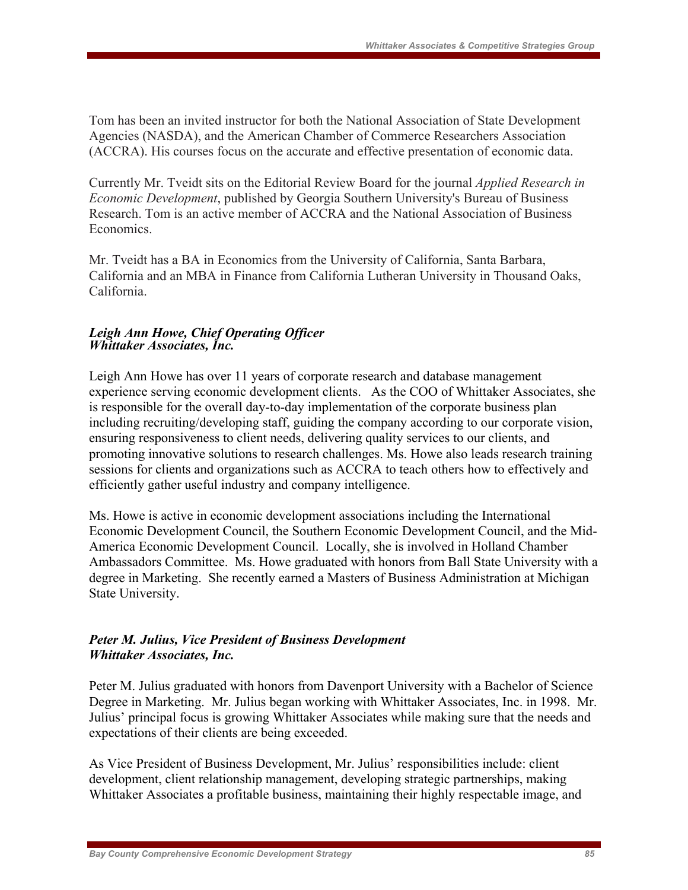Tom has been an invited instructor for both the National Association of State Development Agencies (NASDA), and the American Chamber of Commerce Researchers Association (ACCRA). His courses focus on the accurate and effective presentation of economic data.

Currently Mr. Tveidt sits on the Editorial Review Board for the journal *Applied Research in Economic Development*, published by Georgia Southern University's Bureau of Business Research. Tom is an active member of ACCRA and the National Association of Business Economics.

Mr. Tveidt has a BA in Economics from the University of California, Santa Barbara, California and an MBA in Finance from California Lutheran University in Thousand Oaks, California.

***Leigh Ann Howe, Chief Operating Officer***
***Whittaker Associates, Inc.***

Leigh Ann Howe has over 11 years of corporate research and database management experience serving economic development clients. As the COO of Whittaker Associates, she is responsible for the overall day-to-day implementation of the corporate business plan including recruiting/developing staff, guiding the company according to our corporate vision, ensuring responsiveness to client needs, delivering quality services to our clients, and promoting innovative solutions to research challenges. Ms. Howe also leads research training sessions for clients and organizations such as ACCRA to teach others how to effectively and efficiently gather useful industry and company intelligence.

Ms. Howe is active in economic development associations including the International Economic Development Council, the Southern Economic Development Council, and the Mid-America Economic Development Council. Locally, she is involved in Holland Chamber Ambassadors Committee. Ms. Howe graduated with honors from Ball State University with a degree in Marketing. She recently earned a Masters of Business Administration at Michigan State University.

***Peter M. Julius, Vice President of Business Development***
***Whittaker Associates, Inc.***

Peter M. Julius graduated with honors from Davenport University with a Bachelor of Science Degree in Marketing. Mr. Julius began working with Whittaker Associates, Inc. in 1998. Mr. Julius' principal focus is growing Whittaker Associates while making sure that the needs and expectations of their clients are being exceeded.

As Vice President of Business Development, Mr. Julius' responsibilities include: client development, client relationship management, developing strategic partnerships, making Whittaker Associates a profitable business, maintaining their highly respectable image, and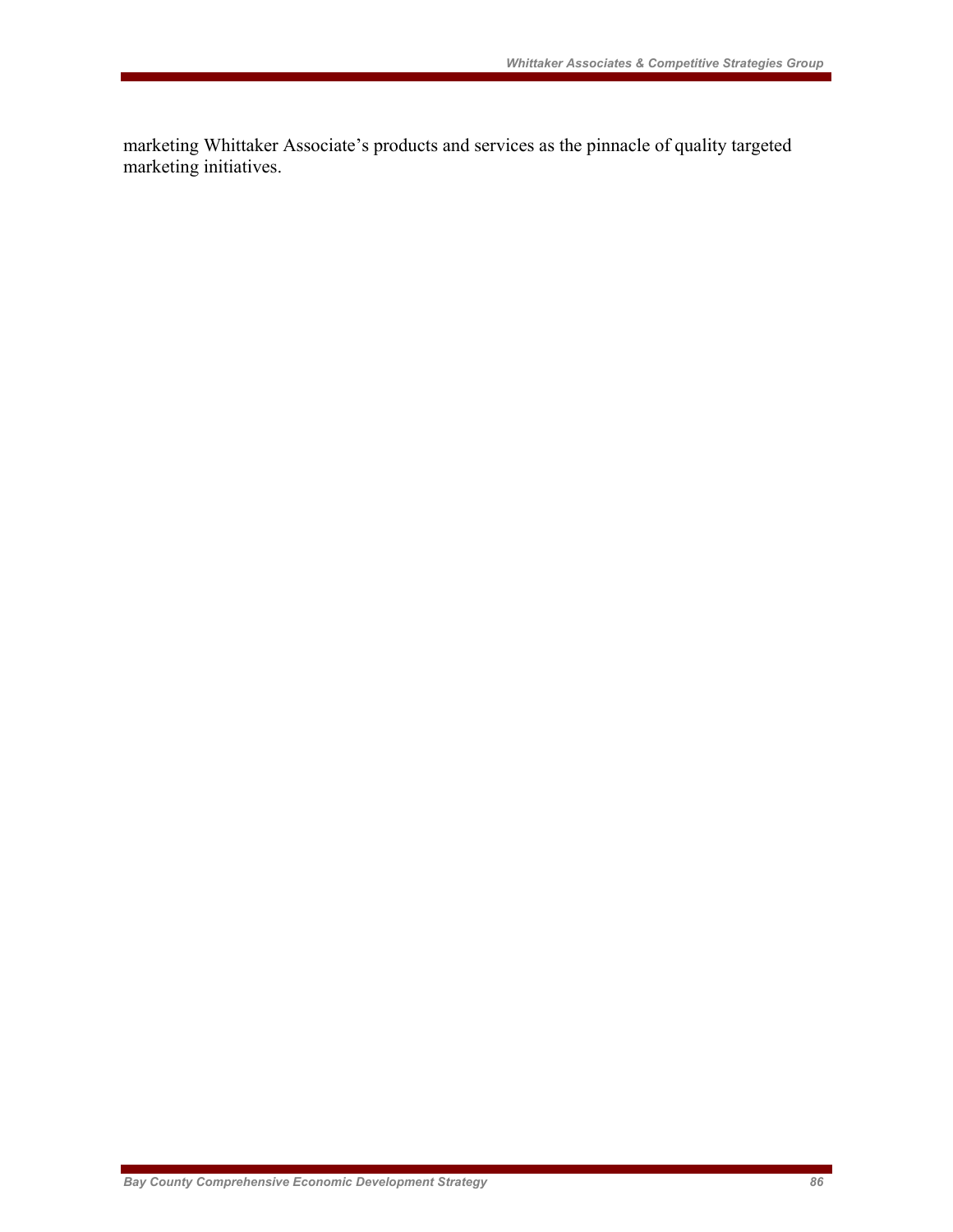marketing Whittaker Associate's products and services as the pinnacle of quality targeted marketing initiatives.